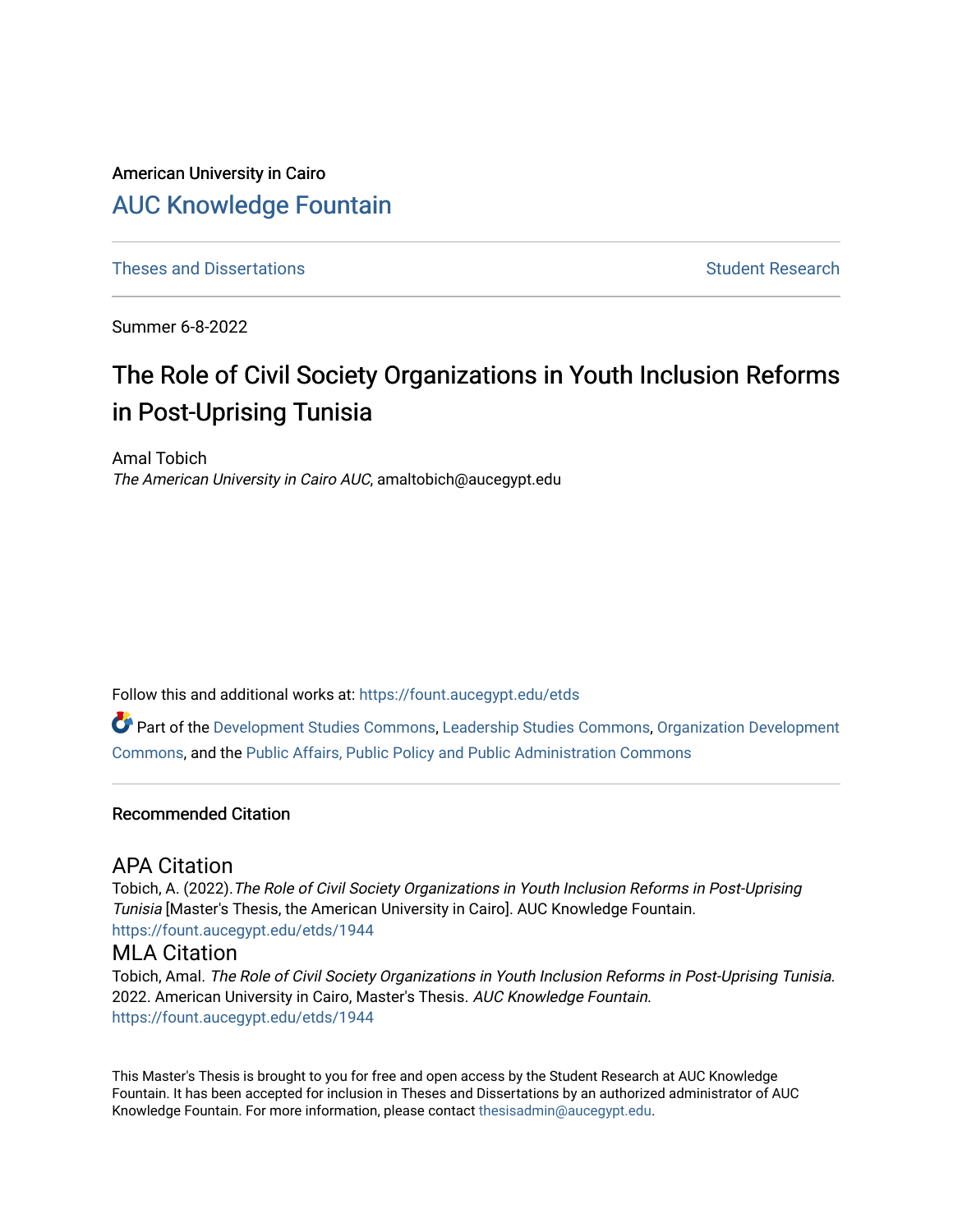American University in Cairo

## AUC Knowledge Fountain

Theses and Dissertations

Student Research

Summer 6-8-2022

# The Role of Civil Society Organizations in Youth Inclusion Reforms in Post-Uprising Tunisia

Amal Tobich
*The American University in Cairo AUC*, amaltobich@aucegypt.edu

Follow this and additional works at: https://fount.aucegypt.edu/etds

Part of the Development Studies Commons, Leadership Studies Commons, Organization Development Commons, and the Public Affairs, Public Policy and Public Administration Commons

### Recommended Citation

#### APA Citation

Tobich, A. (2022).*The Role of Civil Society Organizations in Youth Inclusion Reforms in Post-Uprising Tunisia* [Master's Thesis, the American University in Cairo]. AUC Knowledge Fountain.
https://fount.aucegypt.edu/etds/1944

#### MLA Citation

Tobich, Amal. *The Role of Civil Society Organizations in Youth Inclusion Reforms in Post-Uprising Tunisia*. 2022. American University in Cairo, Master's Thesis. *AUC Knowledge Fountain*.
https://fount.aucegypt.edu/etds/1944

This Master's Thesis is brought to you for free and open access by the Student Research at AUC Knowledge Fountain. It has been accepted for inclusion in Theses and Dissertations by an authorized administrator of AUC Knowledge Fountain. For more information, please contact thesisadmin@aucegypt.edu.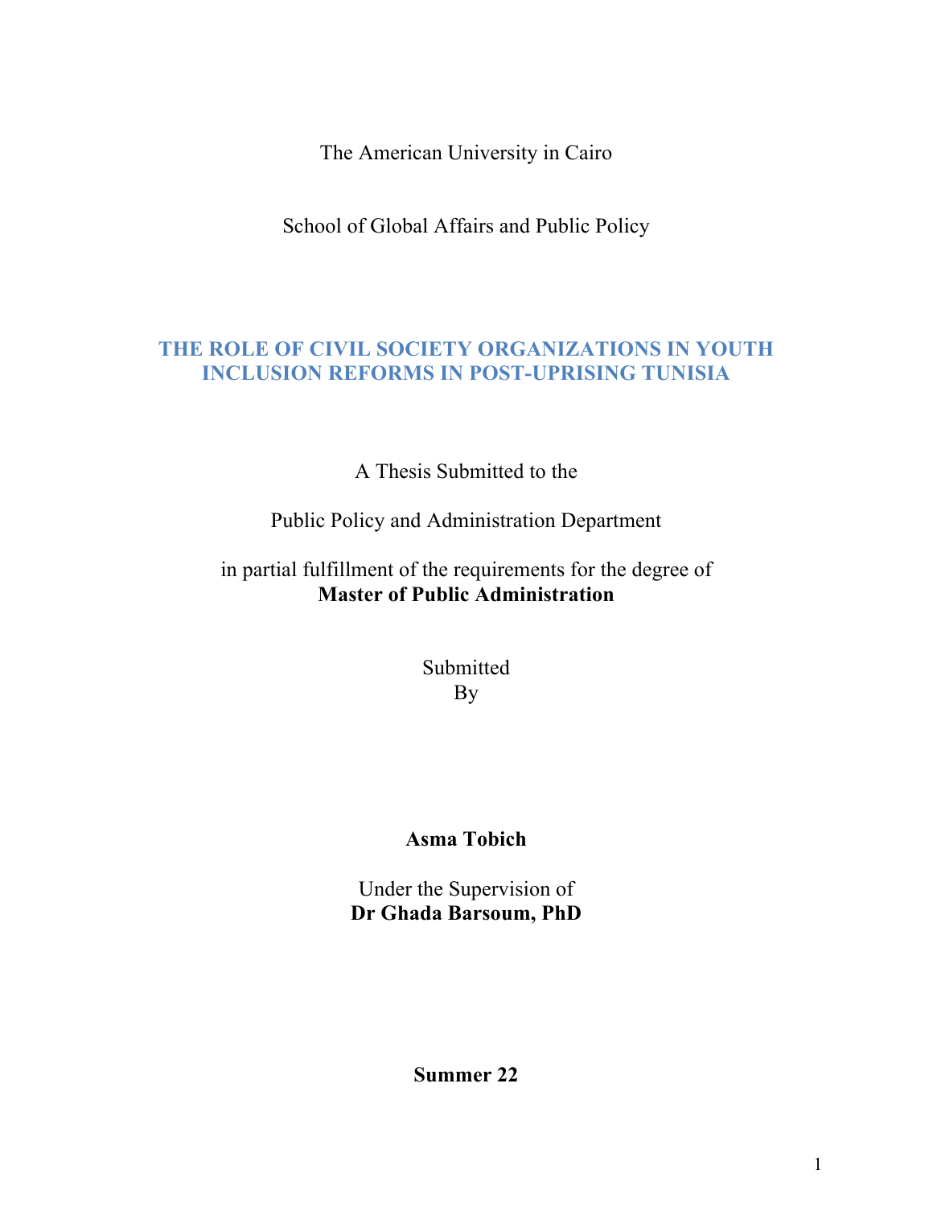The American University in Cairo

School of Global Affairs and Public Policy

# THE ROLE OF CIVIL SOCIETY ORGANIZATIONS IN YOUTH INCLUSION REFORMS IN POST-UPRISING TUNISIA

A Thesis Submitted to the

Public Policy and Administration Department

in partial fulfillment of the requirements for the degree of
**Master of Public Administration**

Submitted
By

**Asma Tobich**

Under the Supervision of
**Dr Ghada Barsoum, PhD**

**Summer 22**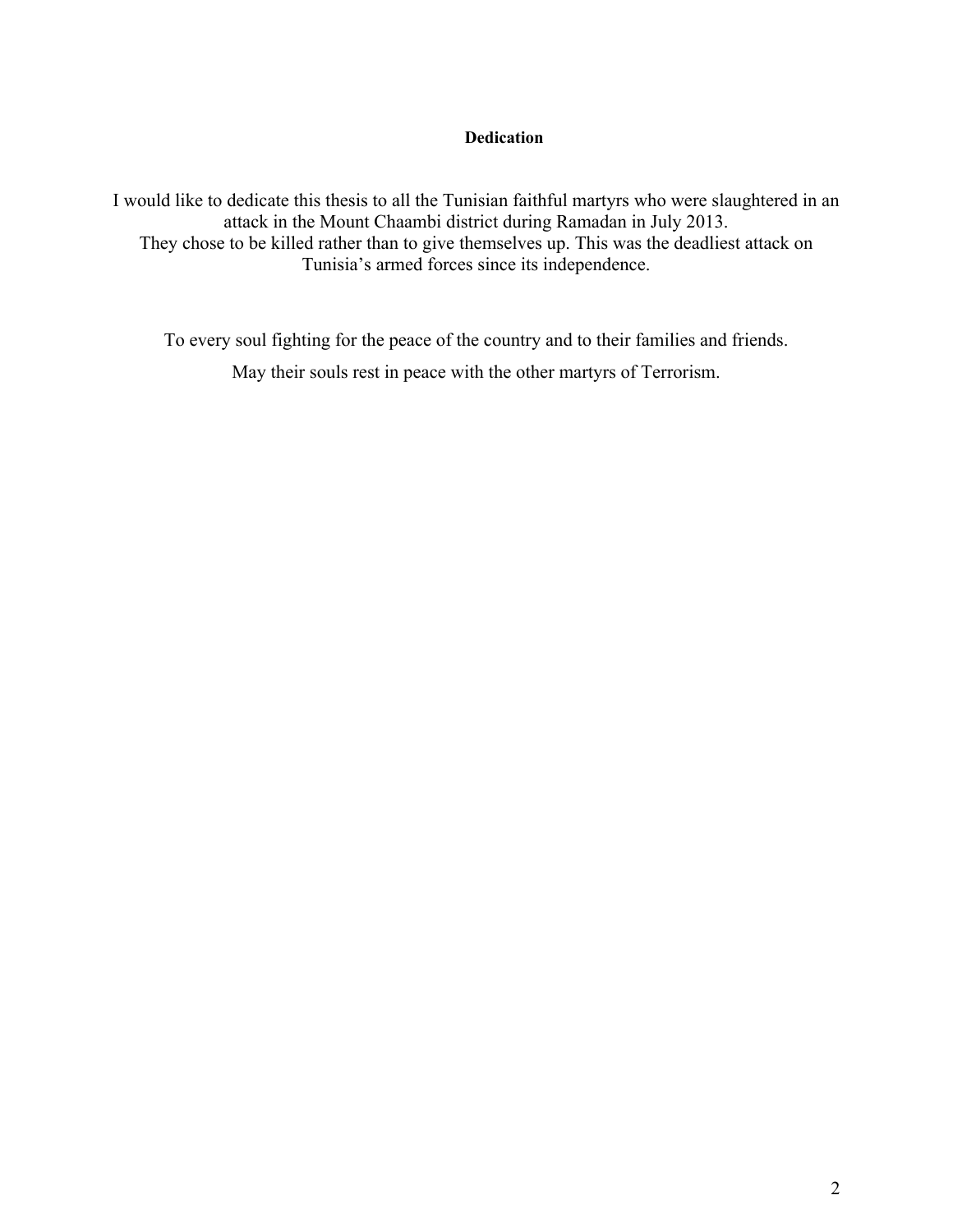**Dedication**

I would like to dedicate this thesis to all the Tunisian faithful martyrs who were slaughtered in an attack in the Mount Chaambi district during Ramadan in July 2013.
They chose to be killed rather than to give themselves up. This was the deadliest attack on Tunisia's armed forces since its independence.

To every soul fighting for the peace of the country and to their families and friends.

May their souls rest in peace with the other martyrs of Terrorism.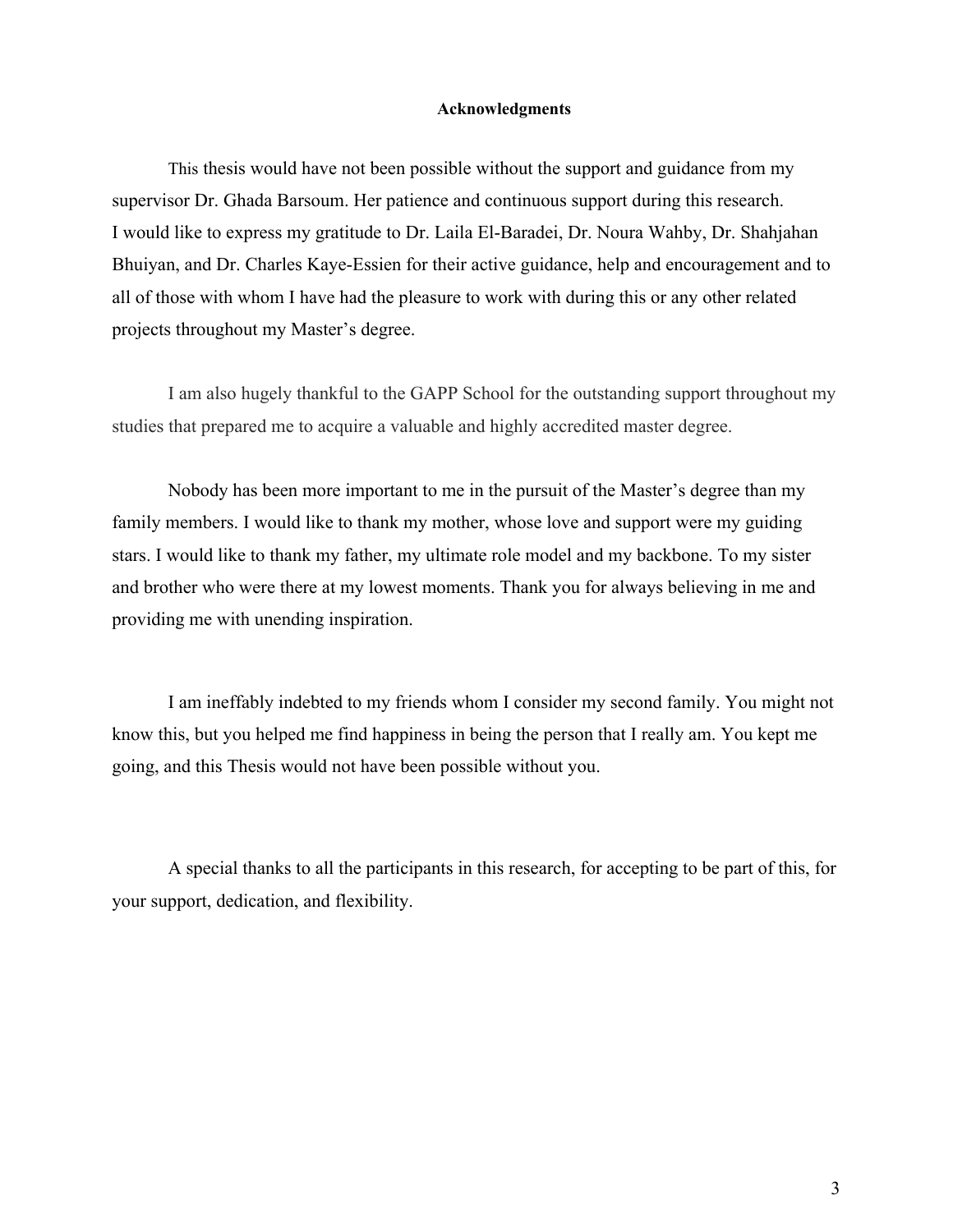**Acknowledgments**

This thesis would have not been possible without the support and guidance from my supervisor Dr. Ghada Barsoum. Her patience and continuous support during this research. I would like to express my gratitude to Dr. Laila El-Baradei, Dr. Noura Wahby, Dr. Shahjahan Bhuiyan, and Dr. Charles Kaye-Essien for their active guidance, help and encouragement and to all of those with whom I have had the pleasure to work with during this or any other related projects throughout my Master's degree.

I am also hugely thankful to the GAPP School for the outstanding support throughout my studies that prepared me to acquire a valuable and highly accredited master degree.

Nobody has been more important to me in the pursuit of the Master's degree than my family members. I would like to thank my mother, whose love and support were my guiding stars. I would like to thank my father, my ultimate role model and my backbone. To my sister and brother who were there at my lowest moments. Thank you for always believing in me and providing me with unending inspiration.

I am ineffably indebted to my friends whom I consider my second family. You might not know this, but you helped me find happiness in being the person that I really am. You kept me going, and this Thesis would not have been possible without you.

A special thanks to all the participants in this research, for accepting to be part of this, for your support, dedication, and flexibility.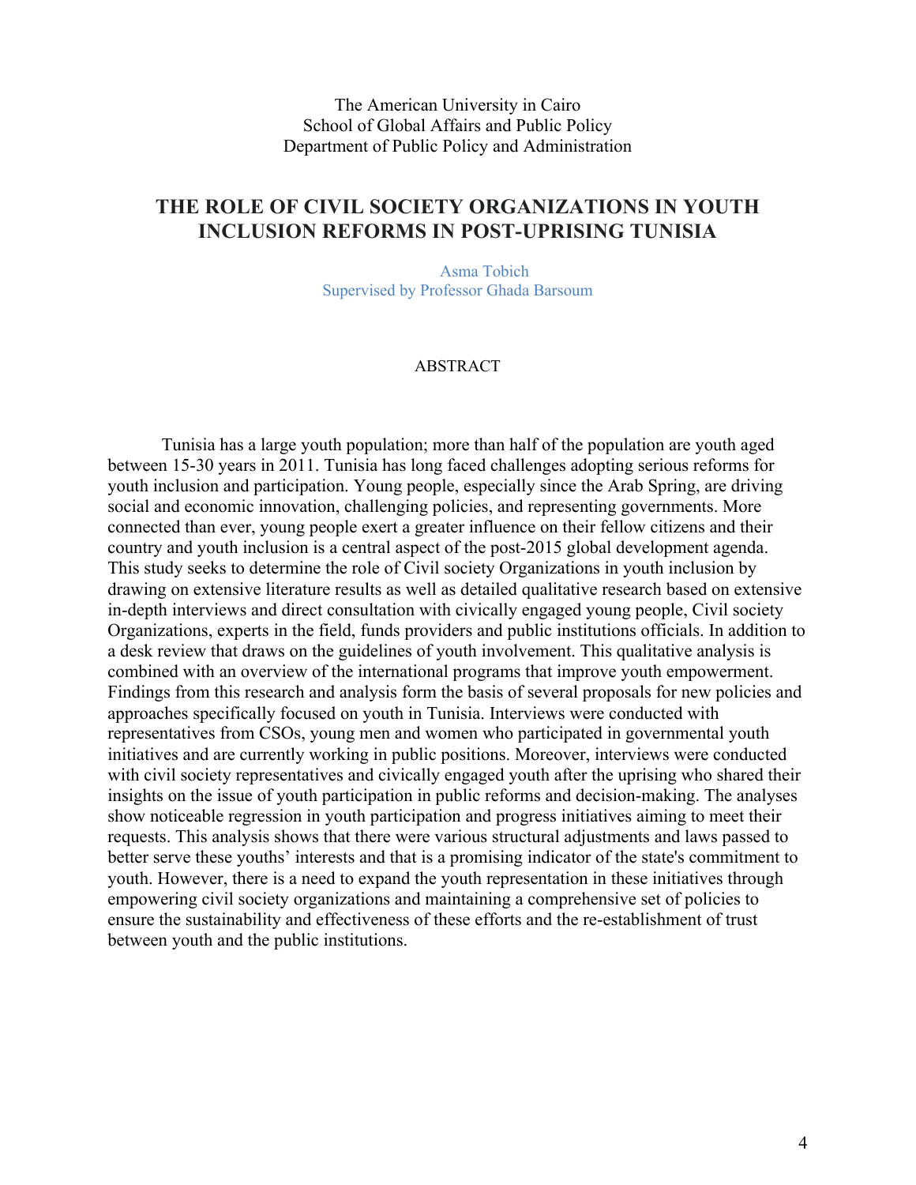The American University in Cairo
School of Global Affairs and Public Policy
Department of Public Policy and Administration

# THE ROLE OF CIVIL SOCIETY ORGANIZATIONS IN YOUTH INCLUSION REFORMS IN POST-UPRISING TUNISIA

Asma Tobich
Supervised by Professor Ghada Barsoum

## ABSTRACT

Tunisia has a large youth population; more than half of the population are youth aged between 15-30 years in 2011. Tunisia has long faced challenges adopting serious reforms for youth inclusion and participation. Young people, especially since the Arab Spring, are driving social and economic innovation, challenging policies, and representing governments. More connected than ever, young people exert a greater influence on their fellow citizens and their country and youth inclusion is a central aspect of the post-2015 global development agenda. This study seeks to determine the role of Civil society Organizations in youth inclusion by drawing on extensive literature results as well as detailed qualitative research based on extensive in-depth interviews and direct consultation with civically engaged young people, Civil society Organizations, experts in the field, funds providers and public institutions officials. In addition to a desk review that draws on the guidelines of youth involvement. This qualitative analysis is combined with an overview of the international programs that improve youth empowerment. Findings from this research and analysis form the basis of several proposals for new policies and approaches specifically focused on youth in Tunisia. Interviews were conducted with representatives from CSOs, young men and women who participated in governmental youth initiatives and are currently working in public positions. Moreover, interviews were conducted with civil society representatives and civically engaged youth after the uprising who shared their insights on the issue of youth participation in public reforms and decision-making. The analyses show noticeable regression in youth participation and progress initiatives aiming to meet their requests. This analysis shows that there were various structural adjustments and laws passed to better serve these youths' interests and that is a promising indicator of the state's commitment to youth. However, there is a need to expand the youth representation in these initiatives through empowering civil society organizations and maintaining a comprehensive set of policies to ensure the sustainability and effectiveness of these efforts and the re-establishment of trust between youth and the public institutions.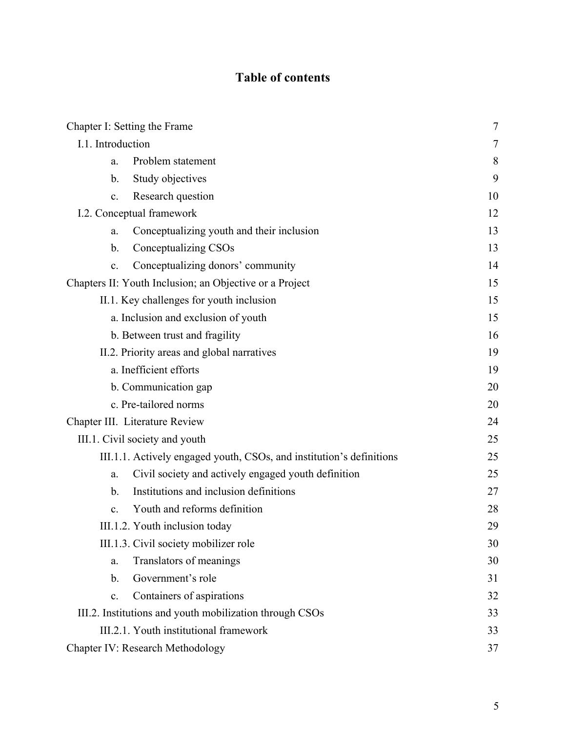# Table of contents

| | |
|---|---|
| Chapter I: Setting the Frame | 7 |
| I.1. Introduction | 7 |
| a. Problem statement | 8 |
| b. Study objectives | 9 |
| c. Research question | 10 |
| I.2. Conceptual framework | 12 |
| a. Conceptualizing youth and their inclusion | 13 |
| b. Conceptualizing CSOs | 13 |
| c. Conceptualizing donors' community | 14 |
| Chapters II: Youth Inclusion; an Objective or a Project | 15 |
| II.1. Key challenges for youth inclusion | 15 |
| a. Inclusion and exclusion of youth | 15 |
| b. Between trust and fragility | 16 |
| II.2. Priority areas and global narratives | 19 |
| a. Inefficient efforts | 19 |
| b. Communication gap | 20 |
| c. Pre-tailored norms | 20 |
| Chapter III. Literature Review | 24 |
| III.1. Civil society and youth | 25 |
| III.1.1. Actively engaged youth, CSOs, and institution's definitions | 25 |
| a. Civil society and actively engaged youth definition | 25 |
| b. Institutions and inclusion definitions | 27 |
| c. Youth and reforms definition | 28 |
| III.1.2. Youth inclusion today | 29 |
| III.1.3. Civil society mobilizer role | 30 |
| a. Translators of meanings | 30 |
| b. Government's role | 31 |
| c. Containers of aspirations | 32 |
| III.2. Institutions and youth mobilization through CSOs | 33 |
| III.2.1. Youth institutional framework | 33 |
| Chapter IV: Research Methodology | 37 |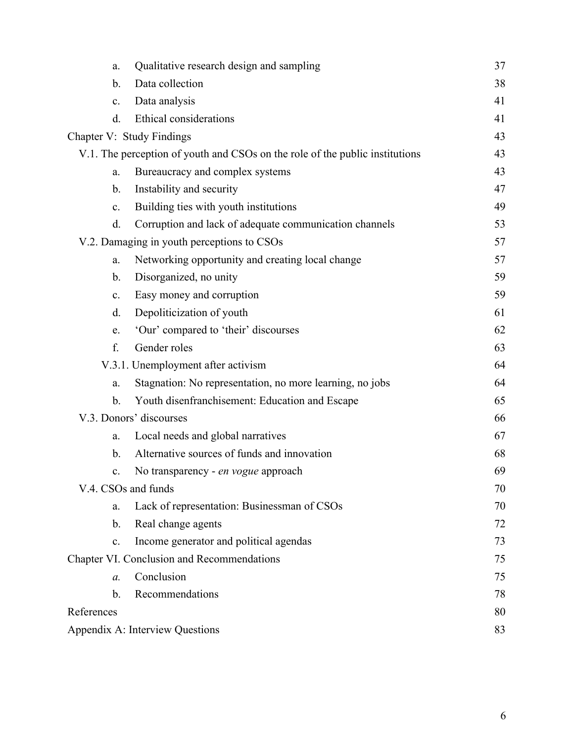| | | |
|---|---|---|
| | a. Qualitative research design and sampling | 37 |
| | b. Data collection | 38 |
| | c. Data analysis | 41 |
| | d. Ethical considerations | 41 |
| Chapter V: Study Findings | | 43 |
| V.1. The perception of youth and CSOs on the role of the public institutions | | 43 |
| | a. Bureaucracy and complex systems | 43 |
| | b. Instability and security | 47 |
| | c. Building ties with youth institutions | 49 |
| | d. Corruption and lack of adequate communication channels | 53 |
| V.2. Damaging in youth perceptions to CSOs | | 57 |
| | a. Networking opportunity and creating local change | 57 |
| | b. Disorganized, no unity | 59 |
| | c. Easy money and corruption | 59 |
| | d. Depoliticization of youth | 61 |
| | e. 'Our' compared to 'their' discourses | 62 |
| | f. Gender roles | 63 |
| V.3.1. Unemployment after activism | | 64 |
| | a. Stagnation: No representation, no more learning, no jobs | 64 |
| | b. Youth disenfranchisement: Education and Escape | 65 |
| V.3. Donors' discourses | | 66 |
| | a. Local needs and global narratives | 67 |
| | b. Alternative sources of funds and innovation | 68 |
| | c. No transparency - *en vogue* approach | 69 |
| V.4. CSOs and funds | | 70 |
| | a. Lack of representation: Businessman of CSOs | 70 |
| | b. Real change agents | 72 |
| | c. Income generator and political agendas | 73 |
| Chapter VI. Conclusion and Recommendations | | 75 |
| | *a.* Conclusion | 75 |
| | b. Recommendations | 78 |
| References | | 80 |
| Appendix A: Interview Questions | | 83 |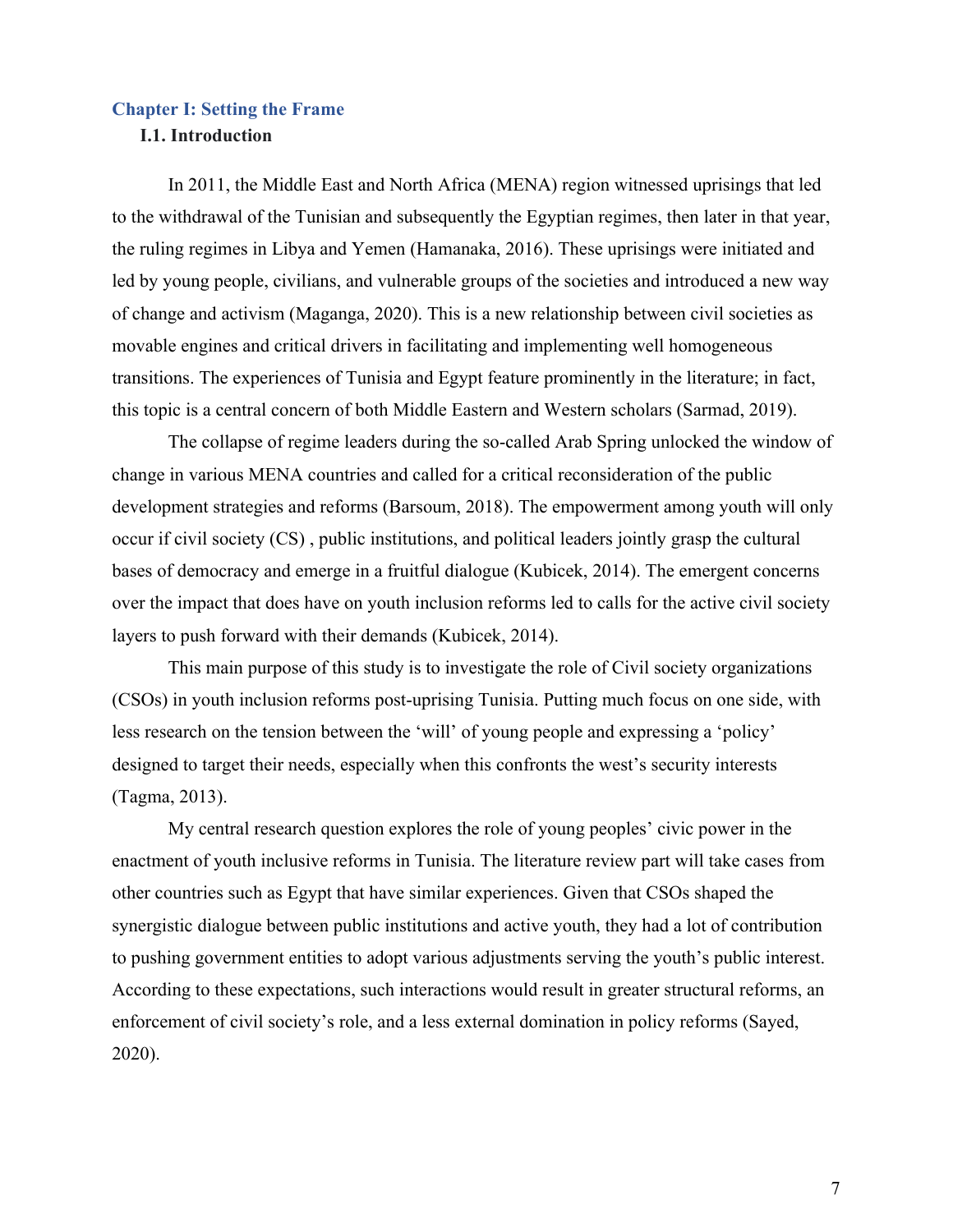## Chapter I: Setting the Frame

### I.1. Introduction

In 2011, the Middle East and North Africa (MENA) region witnessed uprisings that led to the withdrawal of the Tunisian and subsequently the Egyptian regimes, then later in that year, the ruling regimes in Libya and Yemen (Hamanaka, 2016). These uprisings were initiated and led by young people, civilians, and vulnerable groups of the societies and introduced a new way of change and activism (Maganga, 2020). This is a new relationship between civil societies as movable engines and critical drivers in facilitating and implementing well homogeneous transitions. The experiences of Tunisia and Egypt feature prominently in the literature; in fact, this topic is a central concern of both Middle Eastern and Western scholars (Sarmad, 2019).

The collapse of regime leaders during the so-called Arab Spring unlocked the window of change in various MENA countries and called for a critical reconsideration of the public development strategies and reforms (Barsoum, 2018). The empowerment among youth will only occur if civil society (CS) , public institutions, and political leaders jointly grasp the cultural bases of democracy and emerge in a fruitful dialogue (Kubicek, 2014). The emergent concerns over the impact that does have on youth inclusion reforms led to calls for the active civil society layers to push forward with their demands (Kubicek, 2014).

This main purpose of this study is to investigate the role of Civil society organizations (CSOs) in youth inclusion reforms post-uprising Tunisia. Putting much focus on one side, with less research on the tension between the 'will' of young people and expressing a 'policy' designed to target their needs, especially when this confronts the west's security interests (Tagma, 2013).

My central research question explores the role of young peoples' civic power in the enactment of youth inclusive reforms in Tunisia. The literature review part will take cases from other countries such as Egypt that have similar experiences. Given that CSOs shaped the synergistic dialogue between public institutions and active youth, they had a lot of contribution to pushing government entities to adopt various adjustments serving the youth's public interest. According to these expectations, such interactions would result in greater structural reforms, an enforcement of civil society's role, and a less external domination in policy reforms (Sayed, 2020).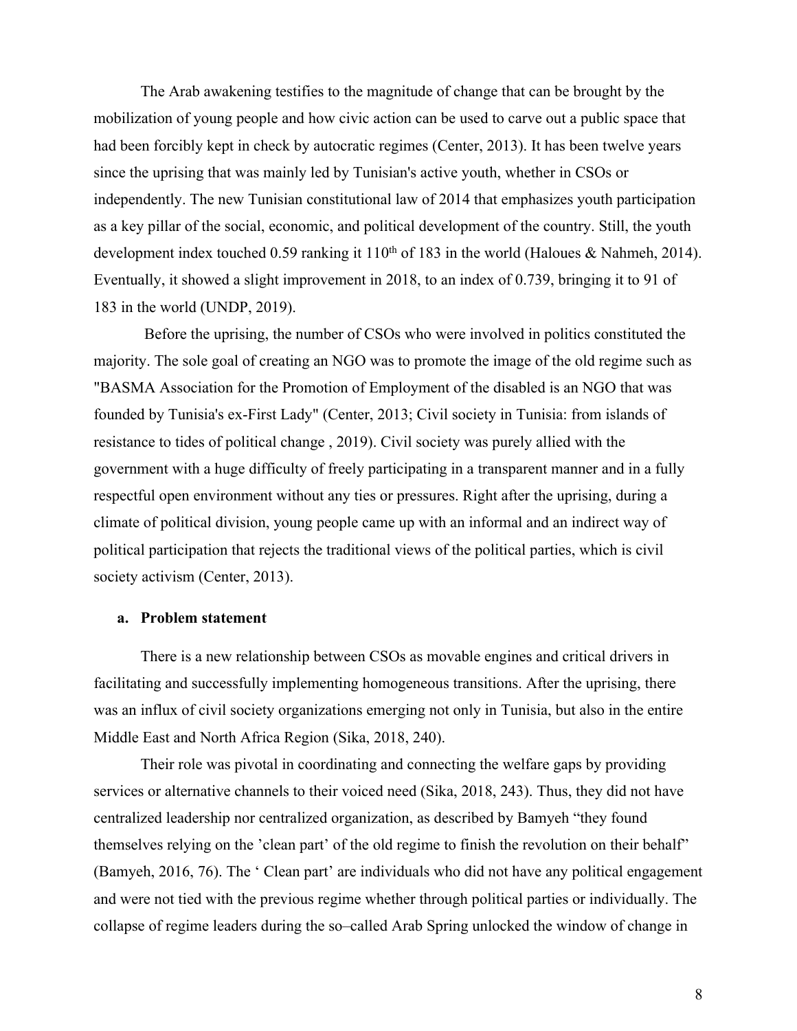The Arab awakening testifies to the magnitude of change that can be brought by the mobilization of young people and how civic action can be used to carve out a public space that had been forcibly kept in check by autocratic regimes (Center, 2013). It has been twelve years since the uprising that was mainly led by Tunisian's active youth, whether in CSOs or independently. The new Tunisian constitutional law of 2014 that emphasizes youth participation as a key pillar of the social, economic, and political development of the country. Still, the youth development index touched 0.59 ranking it 110th of 183 in the world (Haloues & Nahmeh, 2014). Eventually, it showed a slight improvement in 2018, to an index of 0.739, bringing it to 91 of 183 in the world (UNDP, 2019).

Before the uprising, the number of CSOs who were involved in politics constituted the majority. The sole goal of creating an NGO was to promote the image of the old regime such as "BASMA Association for the Promotion of Employment of the disabled is an NGO that was founded by Tunisia's ex-First Lady" (Center, 2013; Civil society in Tunisia: from islands of resistance to tides of political change , 2019). Civil society was purely allied with the government with a huge difficulty of freely participating in a transparent manner and in a fully respectful open environment without any ties or pressures. Right after the uprising, during a climate of political division, young people came up with an informal and an indirect way of political participation that rejects the traditional views of the political parties, which is civil society activism (Center, 2013).

**a. Problem statement**

There is a new relationship between CSOs as movable engines and critical drivers in facilitating and successfully implementing homogeneous transitions. After the uprising, there was an influx of civil society organizations emerging not only in Tunisia, but also in the entire Middle East and North Africa Region (Sika, 2018, 240).

Their role was pivotal in coordinating and connecting the welfare gaps by providing services or alternative channels to their voiced need (Sika, 2018, 243). Thus, they did not have centralized leadership nor centralized organization, as described by Bamyeh "they found themselves relying on the 'clean part' of the old regime to finish the revolution on their behalf" (Bamyeh, 2016, 76). The ' Clean part' are individuals who did not have any political engagement and were not tied with the previous regime whether through political parties or individually. The collapse of regime leaders during the so–called Arab Spring unlocked the window of change in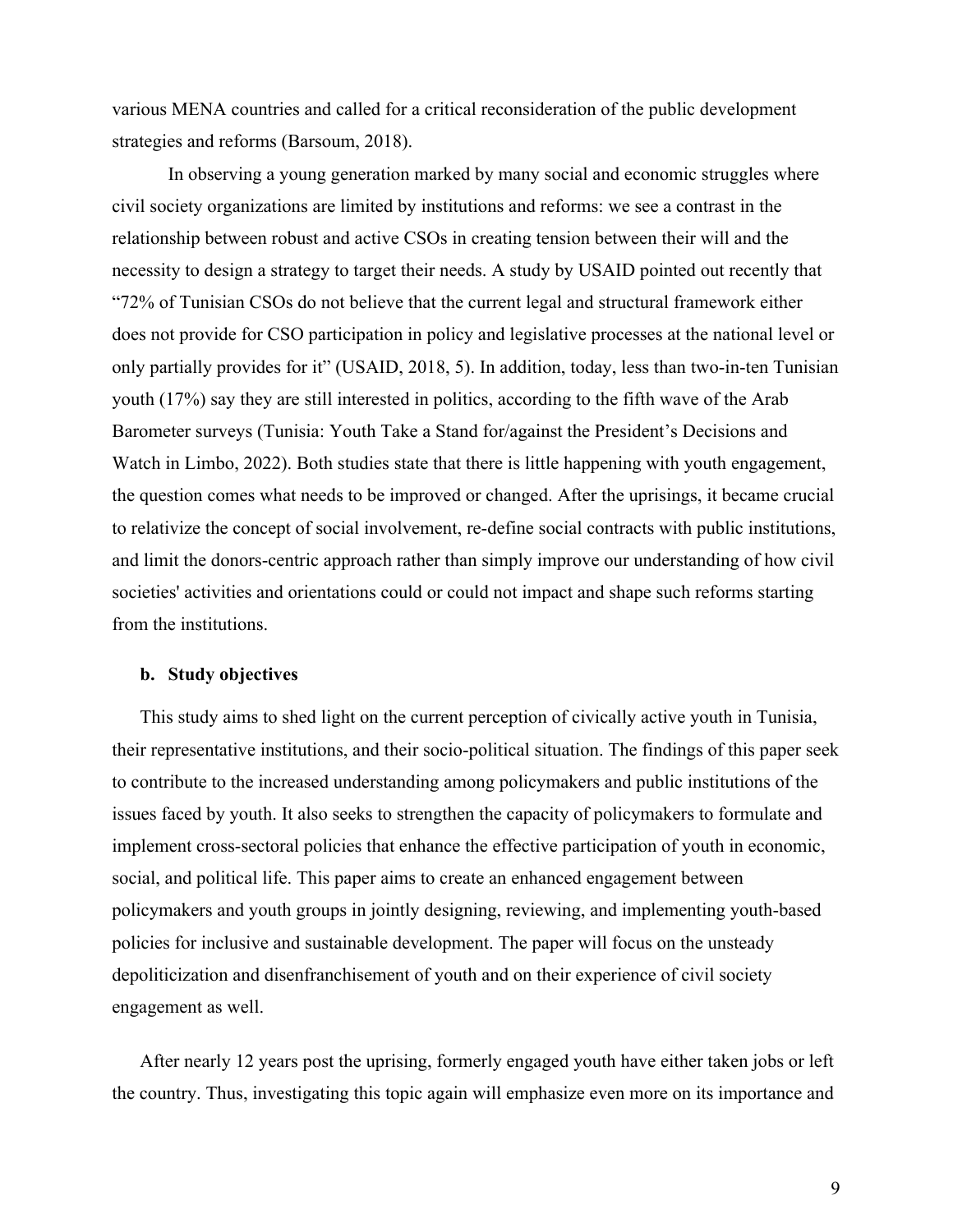various MENA countries and called for a critical reconsideration of the public development strategies and reforms (Barsoum, 2018).

In observing a young generation marked by many social and economic struggles where civil society organizations are limited by institutions and reforms: we see a contrast in the relationship between robust and active CSOs in creating tension between their will and the necessity to design a strategy to target their needs. A study by USAID pointed out recently that "72% of Tunisian CSOs do not believe that the current legal and structural framework either does not provide for CSO participation in policy and legislative processes at the national level or only partially provides for it" (USAID, 2018, 5). In addition, today, less than two-in-ten Tunisian youth (17%) say they are still interested in politics, according to the fifth wave of the Arab Barometer surveys (Tunisia: Youth Take a Stand for/against the President's Decisions and Watch in Limbo, 2022). Both studies state that there is little happening with youth engagement, the question comes what needs to be improved or changed. After the uprisings, it became crucial to relativize the concept of social involvement, re-define social contracts with public institutions, and limit the donors-centric approach rather than simply improve our understanding of how civil societies' activities and orientations could or could not impact and shape such reforms starting from the institutions.

### b. Study objectives

This study aims to shed light on the current perception of civically active youth in Tunisia, their representative institutions, and their socio-political situation. The findings of this paper seek to contribute to the increased understanding among policymakers and public institutions of the issues faced by youth. It also seeks to strengthen the capacity of policymakers to formulate and implement cross-sectoral policies that enhance the effective participation of youth in economic, social, and political life. This paper aims to create an enhanced engagement between policymakers and youth groups in jointly designing, reviewing, and implementing youth-based policies for inclusive and sustainable development. The paper will focus on the unsteady depoliticization and disenfranchisement of youth and on their experience of civil society engagement as well.

After nearly 12 years post the uprising, formerly engaged youth have either taken jobs or left the country. Thus, investigating this topic again will emphasize even more on its importance and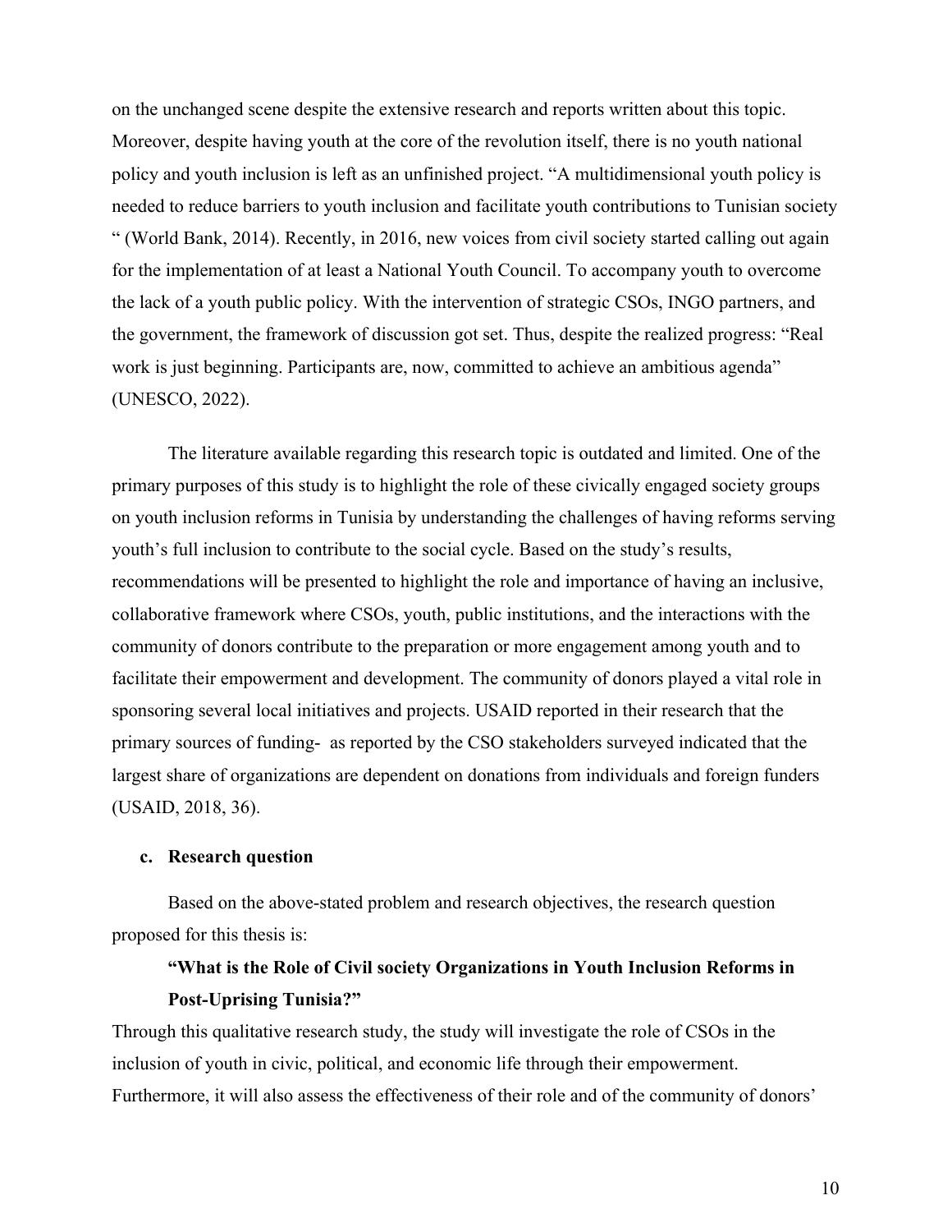on the unchanged scene despite the extensive research and reports written about this topic. Moreover, despite having youth at the core of the revolution itself, there is no youth national policy and youth inclusion is left as an unfinished project. "A multidimensional youth policy is needed to reduce barriers to youth inclusion and facilitate youth contributions to Tunisian society " (World Bank, 2014). Recently, in 2016, new voices from civil society started calling out again for the implementation of at least a National Youth Council. To accompany youth to overcome the lack of a youth public policy. With the intervention of strategic CSOs, INGO partners, and the government, the framework of discussion got set. Thus, despite the realized progress: "Real work is just beginning. Participants are, now, committed to achieve an ambitious agenda" (UNESCO, 2022).

The literature available regarding this research topic is outdated and limited. One of the primary purposes of this study is to highlight the role of these civically engaged society groups on youth inclusion reforms in Tunisia by understanding the challenges of having reforms serving youth's full inclusion to contribute to the social cycle. Based on the study's results, recommendations will be presented to highlight the role and importance of having an inclusive, collaborative framework where CSOs, youth, public institutions, and the interactions with the community of donors contribute to the preparation or more engagement among youth and to facilitate their empowerment and development. The community of donors played a vital role in sponsoring several local initiatives and projects. USAID reported in their research that the primary sources of funding- as reported by the CSO stakeholders surveyed indicated that the largest share of organizations are dependent on donations from individuals and foreign funders (USAID, 2018, 36).

### c. Research question

Based on the above-stated problem and research objectives, the research question proposed for this thesis is:

**"What is the Role of Civil society Organizations in Youth Inclusion Reforms in Post-Uprising Tunisia?"**

Through this qualitative research study, the study will investigate the role of CSOs in the inclusion of youth in civic, political, and economic life through their empowerment. Furthermore, it will also assess the effectiveness of their role and of the community of donors'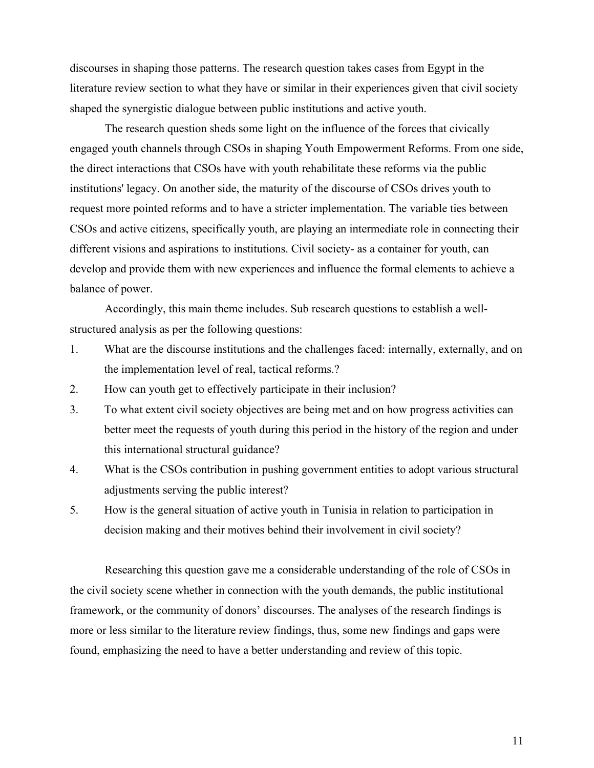discourses in shaping those patterns. The research question takes cases from Egypt in the literature review section to what they have or similar in their experiences given that civil society shaped the synergistic dialogue between public institutions and active youth.

The research question sheds some light on the influence of the forces that civically engaged youth channels through CSOs in shaping Youth Empowerment Reforms. From one side, the direct interactions that CSOs have with youth rehabilitate these reforms via the public institutions' legacy. On another side, the maturity of the discourse of CSOs drives youth to request more pointed reforms and to have a stricter implementation. The variable ties between CSOs and active citizens, specifically youth, are playing an intermediate role in connecting their different visions and aspirations to institutions. Civil society- as a container for youth, can develop and provide them with new experiences and influence the formal elements to achieve a balance of power.

Accordingly, this main theme includes. Sub research questions to establish a well-structured analysis as per the following questions:

1. What are the discourse institutions and the challenges faced: internally, externally, and on the implementation level of real, tactical reforms.?
2. How can youth get to effectively participate in their inclusion?
3. To what extent civil society objectives are being met and on how progress activities can better meet the requests of youth during this period in the history of the region and under this international structural guidance?
4. What is the CSOs contribution in pushing government entities to adopt various structural adjustments serving the public interest?
5. How is the general situation of active youth in Tunisia in relation to participation in decision making and their motives behind their involvement in civil society?

Researching this question gave me a considerable understanding of the role of CSOs in the civil society scene whether in connection with the youth demands, the public institutional framework, or the community of donors' discourses. The analyses of the research findings is more or less similar to the literature review findings, thus, some new findings and gaps were found, emphasizing the need to have a better understanding and review of this topic.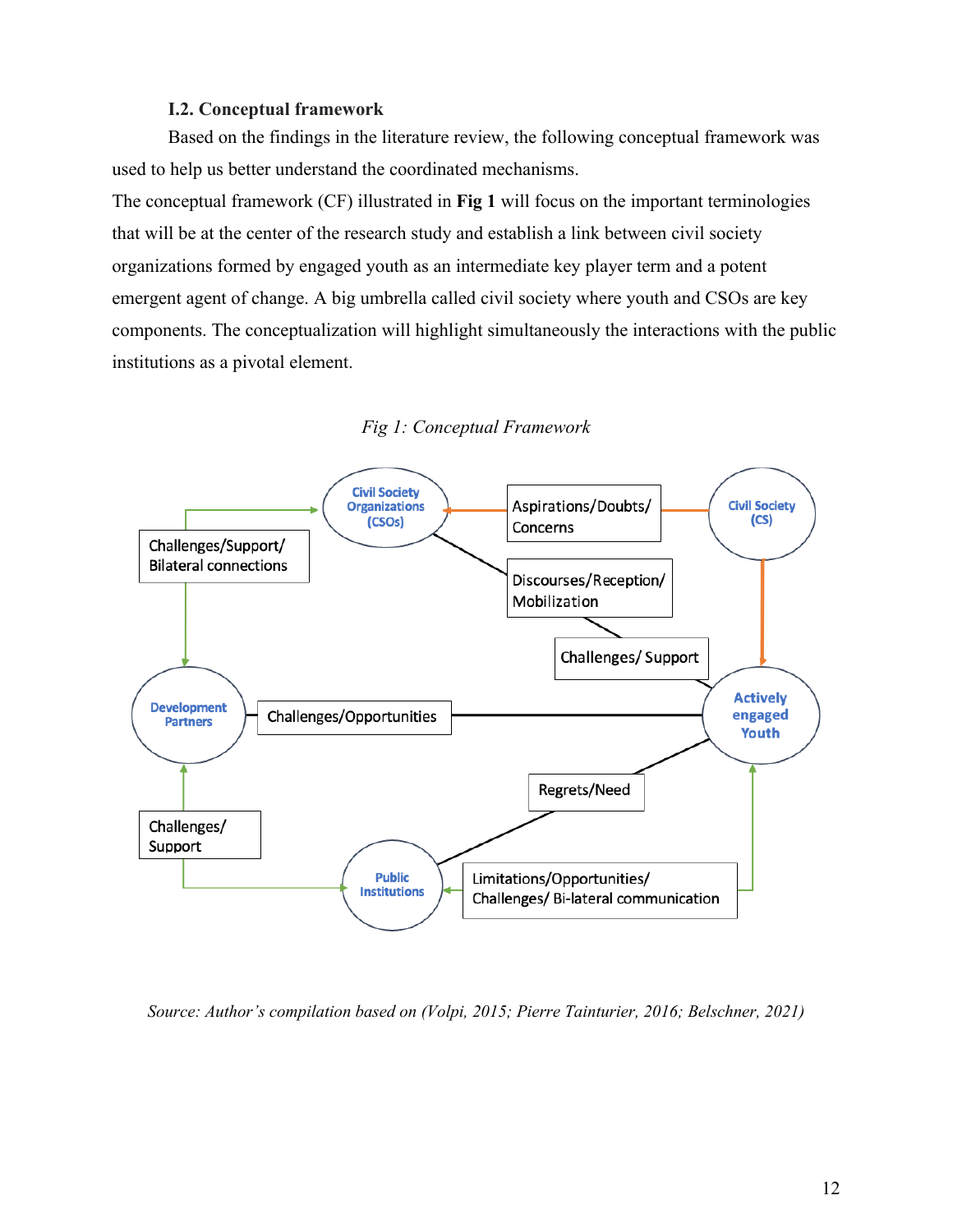### I.2. Conceptual framework

Based on the findings in the literature review, the following conceptual framework was used to help us better understand the coordinated mechanisms.

The conceptual framework (CF) illustrated in **Fig 1** will focus on the important terminologies that will be at the center of the research study and establish a link between civil society organizations formed by engaged youth as an intermediate key player term and a potent emergent agent of change. A big umbrella called civil society where youth and CSOs are key components. The conceptualization will highlight simultaneously the interactions with the public institutions as a pivotal element.

*Fig 1: Conceptual Framework*

*Source: Author's compilation based on (Volpi, 2015; Pierre Tainturier, 2016; Belschner, 2021)*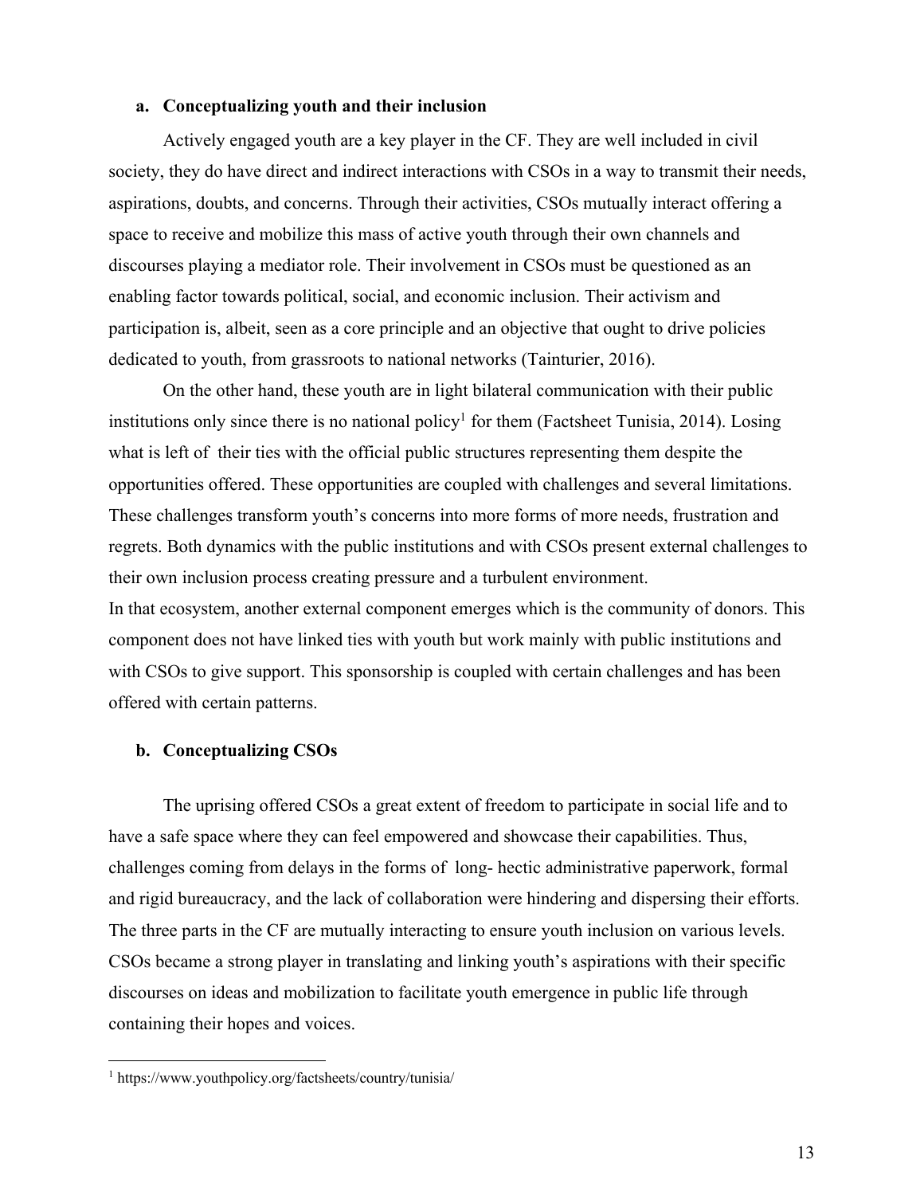### a. Conceptualizing youth and their inclusion

Actively engaged youth are a key player in the CF. They are well included in civil society, they do have direct and indirect interactions with CSOs in a way to transmit their needs, aspirations, doubts, and concerns. Through their activities, CSOs mutually interact offering a space to receive and mobilize this mass of active youth through their own channels and discourses playing a mediator role. Their involvement in CSOs must be questioned as an enabling factor towards political, social, and economic inclusion. Their activism and participation is, albeit, seen as a core principle and an objective that ought to drive policies dedicated to youth, from grassroots to national networks (Tainturier, 2016).

On the other hand, these youth are in light bilateral communication with their public institutions only since there is no national policy[1] for them (Factsheet Tunisia, 2014). Losing what is left of their ties with the official public structures representing them despite the opportunities offered. These opportunities are coupled with challenges and several limitations. These challenges transform youth's concerns into more forms of more needs, frustration and regrets. Both dynamics with the public institutions and with CSOs present external challenges to their own inclusion process creating pressure and a turbulent environment.

In that ecosystem, another external component emerges which is the community of donors. This component does not have linked ties with youth but work mainly with public institutions and with CSOs to give support. This sponsorship is coupled with certain challenges and has been offered with certain patterns.

### b. Conceptualizing CSOs

The uprising offered CSOs a great extent of freedom to participate in social life and to have a safe space where they can feel empowered and showcase their capabilities. Thus, challenges coming from delays in the forms of long- hectic administrative paperwork, formal and rigid bureaucracy, and the lack of collaboration were hindering and dispersing their efforts. The three parts in the CF are mutually interacting to ensure youth inclusion on various levels. CSOs became a strong player in translating and linking youth's aspirations with their specific discourses on ideas and mobilization to facilitate youth emergence in public life through containing their hopes and voices.

---

[1] https://www.youthpolicy.org/factsheets/country/tunisia/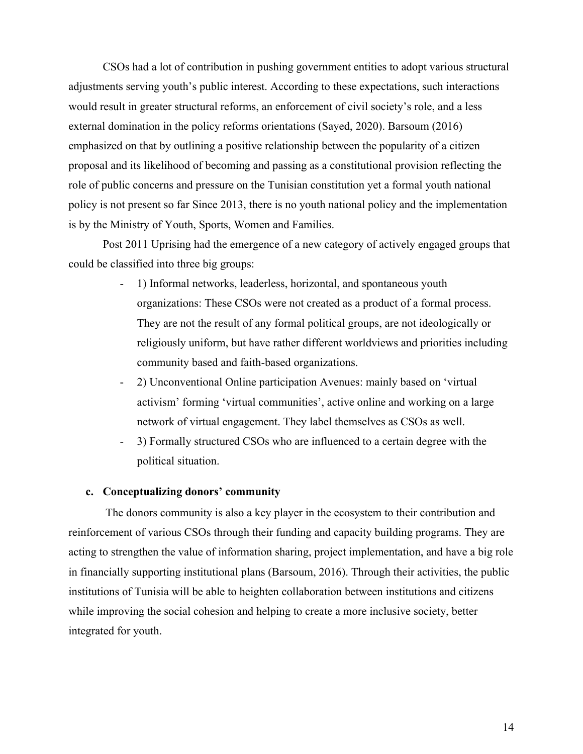CSOs had a lot of contribution in pushing government entities to adopt various structural adjustments serving youth's public interest. According to these expectations, such interactions would result in greater structural reforms, an enforcement of civil society's role, and a less external domination in the policy reforms orientations (Sayed, 2020). Barsoum (2016) emphasized on that by outlining a positive relationship between the popularity of a citizen proposal and its likelihood of becoming and passing as a constitutional provision reflecting the role of public concerns and pressure on the Tunisian constitution yet a formal youth national policy is not present so far Since 2013, there is no youth national policy and the implementation is by the Ministry of Youth, Sports, Women and Families.

Post 2011 Uprising had the emergence of a new category of actively engaged groups that could be classified into three big groups:

- 1) Informal networks, leaderless, horizontal, and spontaneous youth organizations: These CSOs were not created as a product of a formal process. They are not the result of any formal political groups, are not ideologically or religiously uniform, but have rather different worldviews and priorities including community based and faith-based organizations.
- 2) Unconventional Online participation Avenues: mainly based on 'virtual activism' forming 'virtual communities', active online and working on a large network of virtual engagement. They label themselves as CSOs as well.
- 3) Formally structured CSOs who are influenced to a certain degree with the political situation.

### c. Conceptualizing donors' community

The donors community is also a key player in the ecosystem to their contribution and reinforcement of various CSOs through their funding and capacity building programs. They are acting to strengthen the value of information sharing, project implementation, and have a big role in financially supporting institutional plans (Barsoum, 2016). Through their activities, the public institutions of Tunisia will be able to heighten collaboration between institutions and citizens while improving the social cohesion and helping to create a more inclusive society, better integrated for youth.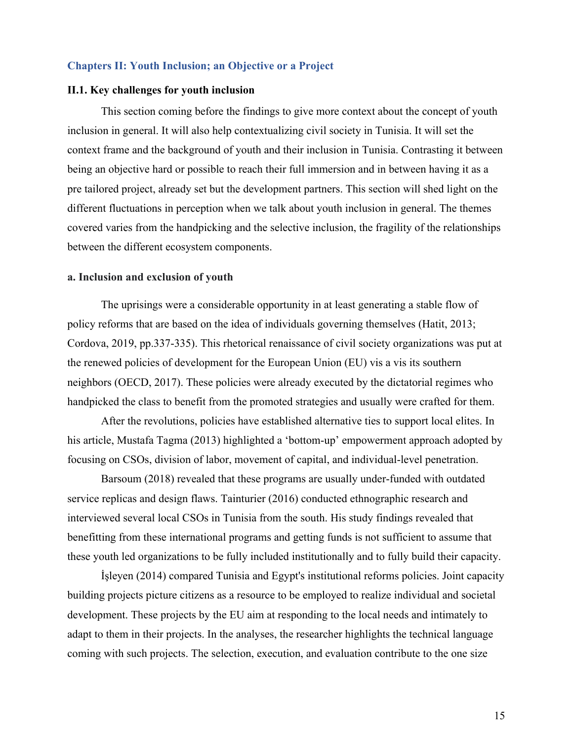## Chapters II: Youth Inclusion; an Objective or a Project

### II.1. Key challenges for youth inclusion

This section coming before the findings to give more context about the concept of youth inclusion in general. It will also help contextualizing civil society in Tunisia. It will set the context frame and the background of youth and their inclusion in Tunisia. Contrasting it between being an objective hard or possible to reach their full immersion and in between having it as a pre tailored project, already set but the development partners. This section will shed light on the different fluctuations in perception when we talk about youth inclusion in general. The themes covered varies from the handpicking and the selective inclusion, the fragility of the relationships between the different ecosystem components.

#### a. Inclusion and exclusion of youth

The uprisings were a considerable opportunity in at least generating a stable flow of policy reforms that are based on the idea of individuals governing themselves (Hatit, 2013; Cordova, 2019, pp.337-335). This rhetorical renaissance of civil society organizations was put at the renewed policies of development for the European Union (EU) vis a vis its southern neighbors (OECD, 2017). These policies were already executed by the dictatorial regimes who handpicked the class to benefit from the promoted strategies and usually were crafted for them.

After the revolutions, policies have established alternative ties to support local elites. In his article, Mustafa Tagma (2013) highlighted a 'bottom-up' empowerment approach adopted by focusing on CSOs, division of labor, movement of capital, and individual-level penetration.

Barsoum (2018) revealed that these programs are usually under-funded with outdated service replicas and design flaws. Tainturier (2016) conducted ethnographic research and interviewed several local CSOs in Tunisia from the south. His study findings revealed that benefitting from these international programs and getting funds is not sufficient to assume that these youth led organizations to be fully included institutionally and to fully build their capacity.

İşleyen (2014) compared Tunisia and Egypt's institutional reforms policies. Joint capacity building projects picture citizens as a resource to be employed to realize individual and societal development. These projects by the EU aim at responding to the local needs and intimately to adapt to them in their projects. In the analyses, the researcher highlights the technical language coming with such projects. The selection, execution, and evaluation contribute to the one size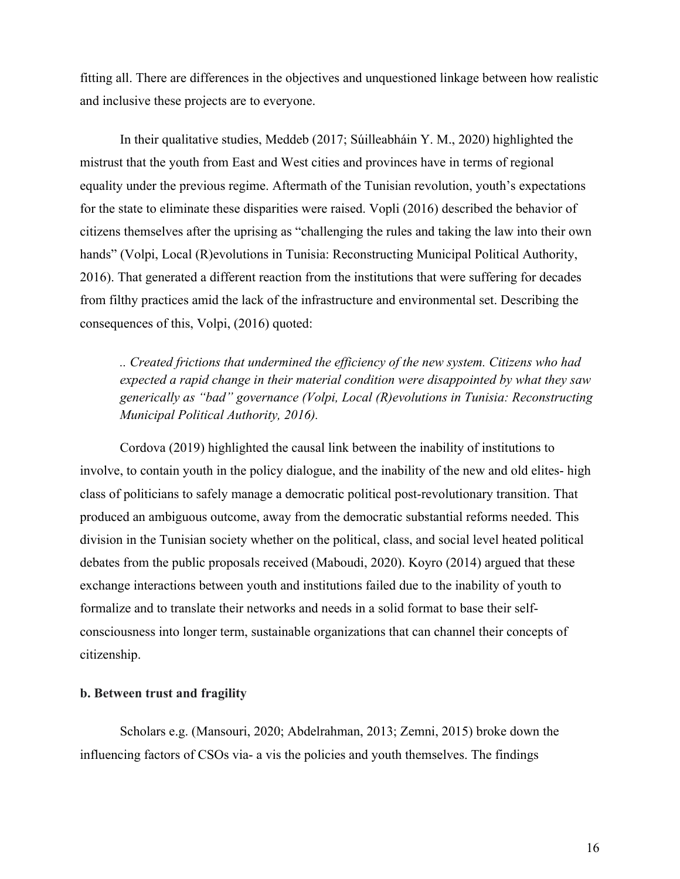fitting all. There are differences in the objectives and unquestioned linkage between how realistic and inclusive these projects are to everyone.

In their qualitative studies, Meddeb (2017; Súilleabháin Y. M., 2020) highlighted the mistrust that the youth from East and West cities and provinces have in terms of regional equality under the previous regime. Aftermath of the Tunisian revolution, youth's expectations for the state to eliminate these disparities were raised. Vopli (2016) described the behavior of citizens themselves after the uprising as "challenging the rules and taking the law into their own hands" (Volpi, Local (R)evolutions in Tunisia: Reconstructing Municipal Political Authority, 2016). That generated a different reaction from the institutions that were suffering for decades from filthy practices amid the lack of the infrastructure and environmental set. Describing the consequences of this, Volpi, (2016) quoted:

> *.. Created frictions that undermined the efficiency of the new system. Citizens who had expected a rapid change in their material condition were disappointed by what they saw generically as "bad" governance (Volpi, Local (R)evolutions in Tunisia: Reconstructing Municipal Political Authority, 2016).*

Cordova (2019) highlighted the causal link between the inability of institutions to involve, to contain youth in the policy dialogue, and the inability of the new and old elites- high class of politicians to safely manage a democratic political post-revolutionary transition. That produced an ambiguous outcome, away from the democratic substantial reforms needed. This division in the Tunisian society whether on the political, class, and social level heated political debates from the public proposals received (Maboudi, 2020). Koyro (2014) argued that these exchange interactions between youth and institutions failed due to the inability of youth to formalize and to translate their networks and needs in a solid format to base their self-consciousness into longer term, sustainable organizations that can channel their concepts of citizenship.

**b. Between trust and fragility**

Scholars e.g. (Mansouri, 2020; Abdelrahman, 2013; Zemni, 2015) broke down the influencing factors of CSOs via- a vis the policies and youth themselves. The findings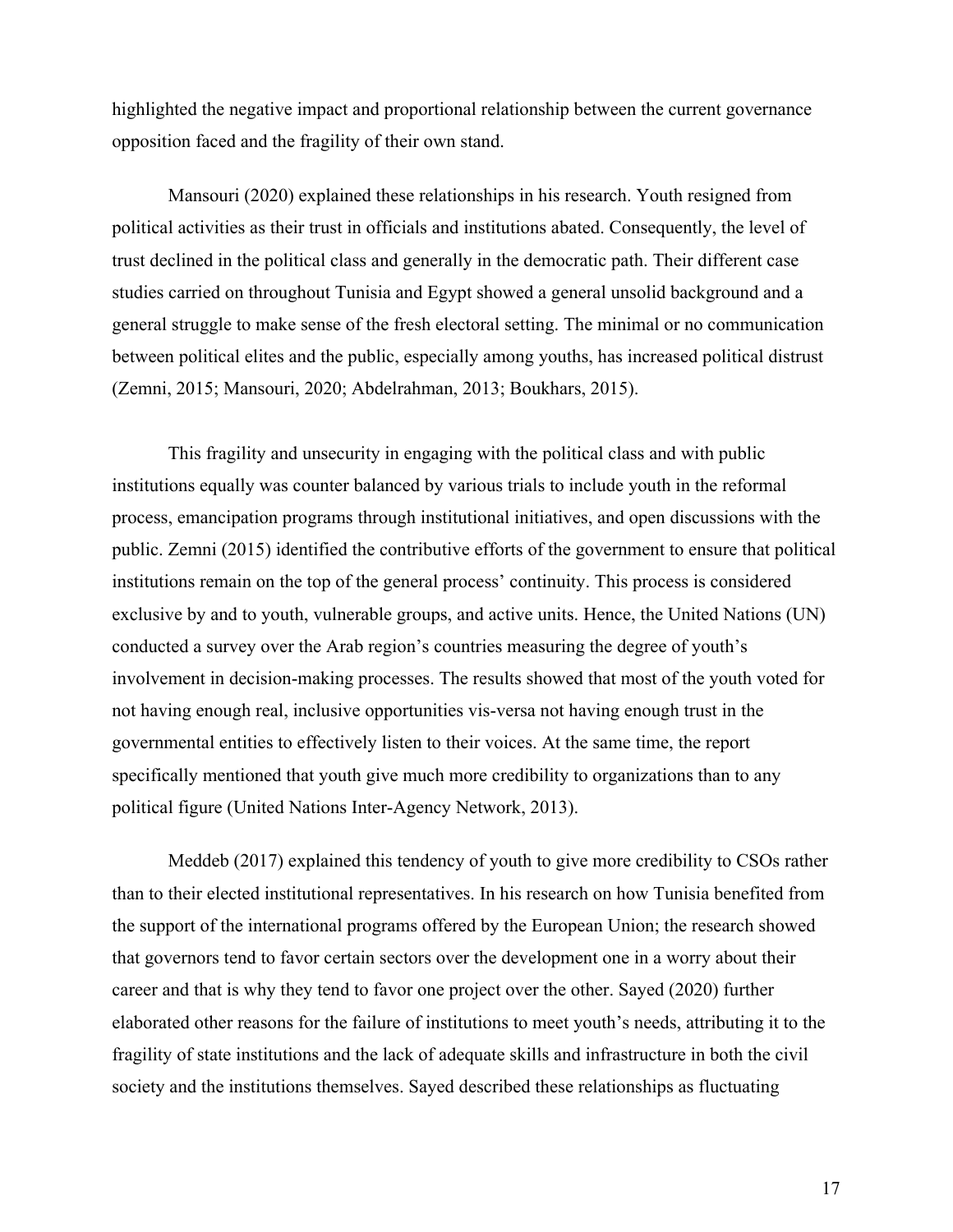highlighted the negative impact and proportional relationship between the current governance opposition faced and the fragility of their own stand.

Mansouri (2020) explained these relationships in his research. Youth resigned from political activities as their trust in officials and institutions abated. Consequently, the level of trust declined in the political class and generally in the democratic path. Their different case studies carried on throughout Tunisia and Egypt showed a general unsolid background and a general struggle to make sense of the fresh electoral setting. The minimal or no communication between political elites and the public, especially among youths, has increased political distrust (Zemni, 2015; Mansouri, 2020; Abdelrahman, 2013; Boukhars, 2015).

This fragility and unsecurity in engaging with the political class and with public institutions equally was counter balanced by various trials to include youth in the reformal process, emancipation programs through institutional initiatives, and open discussions with the public. Zemni (2015) identified the contributive efforts of the government to ensure that political institutions remain on the top of the general process' continuity. This process is considered exclusive by and to youth, vulnerable groups, and active units. Hence, the United Nations (UN) conducted a survey over the Arab region's countries measuring the degree of youth's involvement in decision-making processes. The results showed that most of the youth voted for not having enough real, inclusive opportunities vis-versa not having enough trust in the governmental entities to effectively listen to their voices. At the same time, the report specifically mentioned that youth give much more credibility to organizations than to any political figure (United Nations Inter-Agency Network, 2013).

Meddeb (2017) explained this tendency of youth to give more credibility to CSOs rather than to their elected institutional representatives. In his research on how Tunisia benefited from the support of the international programs offered by the European Union; the research showed that governors tend to favor certain sectors over the development one in a worry about their career and that is why they tend to favor one project over the other. Sayed (2020) further elaborated other reasons for the failure of institutions to meet youth's needs, attributing it to the fragility of state institutions and the lack of adequate skills and infrastructure in both the civil society and the institutions themselves. Sayed described these relationships as fluctuating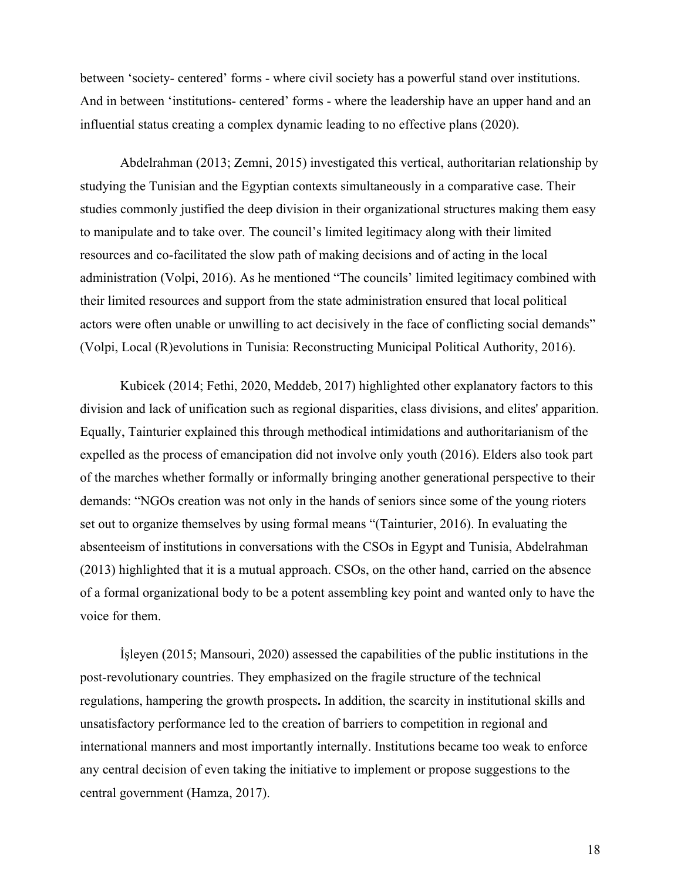between ‘society- centered’ forms - where civil society has a powerful stand over institutions. And in between ‘institutions- centered’ forms - where the leadership have an upper hand and an influential status creating a complex dynamic leading to no effective plans (2020).

Abdelrahman (2013; Zemni, 2015) investigated this vertical, authoritarian relationship by studying the Tunisian and the Egyptian contexts simultaneously in a comparative case. Their studies commonly justified the deep division in their organizational structures making them easy to manipulate and to take over. The council’s limited legitimacy along with their limited resources and co-facilitated the slow path of making decisions and of acting in the local administration (Volpi, 2016). As he mentioned “The councils’ limited legitimacy combined with their limited resources and support from the state administration ensured that local political actors were often unable or unwilling to act decisively in the face of conflicting social demands” (Volpi, Local (R)evolutions in Tunisia: Reconstructing Municipal Political Authority, 2016).

Kubicek (2014; Fethi, 2020, Meddeb, 2017) highlighted other explanatory factors to this division and lack of unification such as regional disparities, class divisions, and elites' apparition. Equally, Tainturier explained this through methodical intimidations and authoritarianism of the expelled as the process of emancipation did not involve only youth (2016). Elders also took part of the marches whether formally or informally bringing another generational perspective to their demands: “NGOs creation was not only in the hands of seniors since some of the young rioters set out to organize themselves by using formal means “(Tainturier, 2016). In evaluating the absenteeism of institutions in conversations with the CSOs in Egypt and Tunisia, Abdelrahman (2013) highlighted that it is a mutual approach. CSOs, on the other hand, carried on the absence of a formal organizational body to be a potent assembling key point and wanted only to have the voice for them.

İşleyen (2015; Mansouri, 2020) assessed the capabilities of the public institutions in the post-revolutionary countries. They emphasized on the fragile structure of the technical regulations, hampering the growth prospects**.** In addition, the scarcity in institutional skills and unsatisfactory performance led to the creation of barriers to competition in regional and international manners and most importantly internally. Institutions became too weak to enforce any central decision of even taking the initiative to implement or propose suggestions to the central government (Hamza, 2017).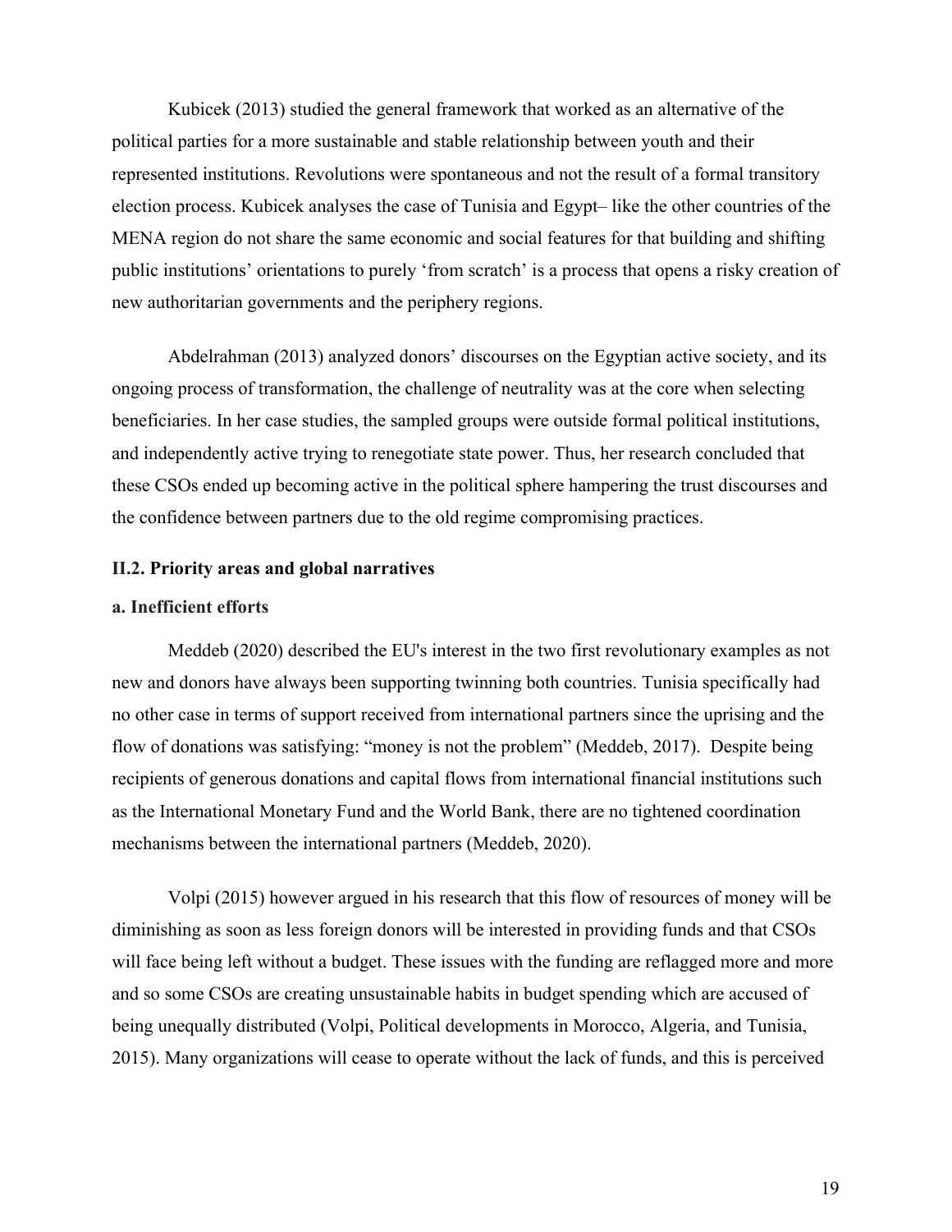Kubicek (2013) studied the general framework that worked as an alternative of the political parties for a more sustainable and stable relationship between youth and their represented institutions. Revolutions were spontaneous and not the result of a formal transitory election process. Kubicek analyses the case of Tunisia and Egypt– like the other countries of the MENA region do not share the same economic and social features for that building and shifting public institutions' orientations to purely 'from scratch' is a process that opens a risky creation of new authoritarian governments and the periphery regions.

Abdelrahman (2013) analyzed donors' discourses on the Egyptian active society, and its ongoing process of transformation, the challenge of neutrality was at the core when selecting beneficiaries. In her case studies, the sampled groups were outside formal political institutions, and independently active trying to renegotiate state power. Thus, her research concluded that these CSOs ended up becoming active in the political sphere hampering the trust discourses and the confidence between partners due to the old regime compromising practices.

### II.2. Priority areas and global narratives

#### a. Inefficient efforts

Meddeb (2020) described the EU's interest in the two first revolutionary examples as not new and donors have always been supporting twinning both countries. Tunisia specifically had no other case in terms of support received from international partners since the uprising and the flow of donations was satisfying: "money is not the problem" (Meddeb, 2017). Despite being recipients of generous donations and capital flows from international financial institutions such as the International Monetary Fund and the World Bank, there are no tightened coordination mechanisms between the international partners (Meddeb, 2020).

Volpi (2015) however argued in his research that this flow of resources of money will be diminishing as soon as less foreign donors will be interested in providing funds and that CSOs will face being left without a budget. These issues with the funding are reflagged more and more and so some CSOs are creating unsustainable habits in budget spending which are accused of being unequally distributed (Volpi, Political developments in Morocco, Algeria, and Tunisia, 2015). Many organizations will cease to operate without the lack of funds, and this is perceived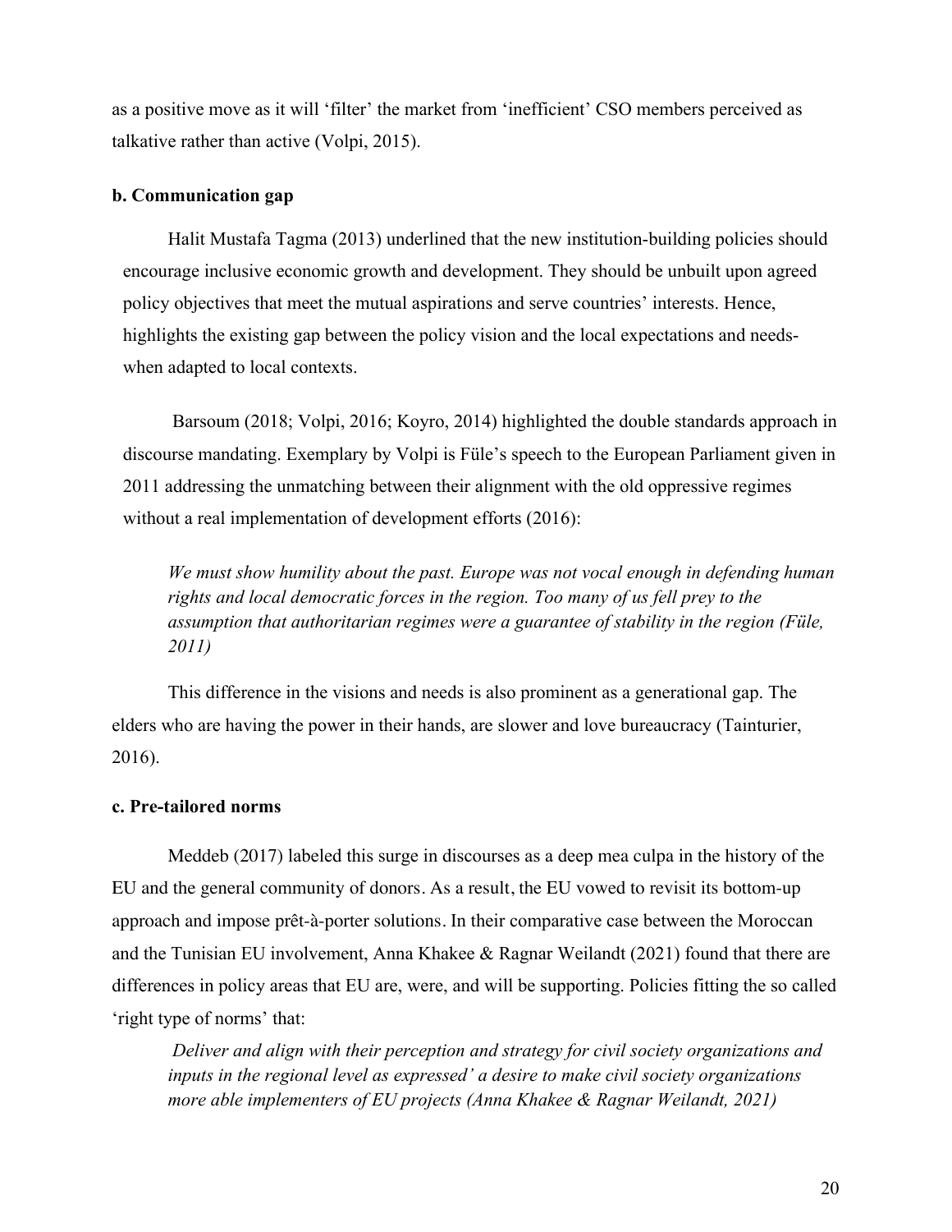as a positive move as it will 'filter' the market from 'inefficient' CSO members perceived as talkative rather than active (Volpi, 2015).

**b. Communication gap**

Halit Mustafa Tagma (2013) underlined that the new institution-building policies should encourage inclusive economic growth and development. They should be unbuilt upon agreed policy objectives that meet the mutual aspirations and serve countries' interests. Hence, highlights the existing gap between the policy vision and the local expectations and needs-when adapted to local contexts.

Barsoum (2018; Volpi, 2016; Koyro, 2014) highlighted the double standards approach in discourse mandating. Exemplary by Volpi is Füle's speech to the European Parliament given in 2011 addressing the unmatching between their alignment with the old oppressive regimes without a real implementation of development efforts (2016):

> *We must show humility about the past. Europe was not vocal enough in defending human rights and local democratic forces in the region. Too many of us fell prey to the assumption that authoritarian regimes were a guarantee of stability in the region (Füle, 2011)*

This difference in the visions and needs is also prominent as a generational gap. The elders who are having the power in their hands, are slower and love bureaucracy (Tainturier, 2016).

**c. Pre-tailored norms**

Meddeb (2017) labeled this surge in discourses as a deep mea culpa in the history of the EU and the general community of donors. As a result, the EU vowed to revisit its bottom-up approach and impose prêt-à-porter solutions. In their comparative case between the Moroccan and the Tunisian EU involvement, Anna Khakee & Ragnar Weilandt (2021) found that there are differences in policy areas that EU are, were, and will be supporting. Policies fitting the so called 'right type of norms' that:

> *Deliver and align with their perception and strategy for civil society organizations and inputs in the regional level as expressed' a desire to make civil society organizations more able implementers of EU projects (Anna Khakee & Ragnar Weilandt, 2021)*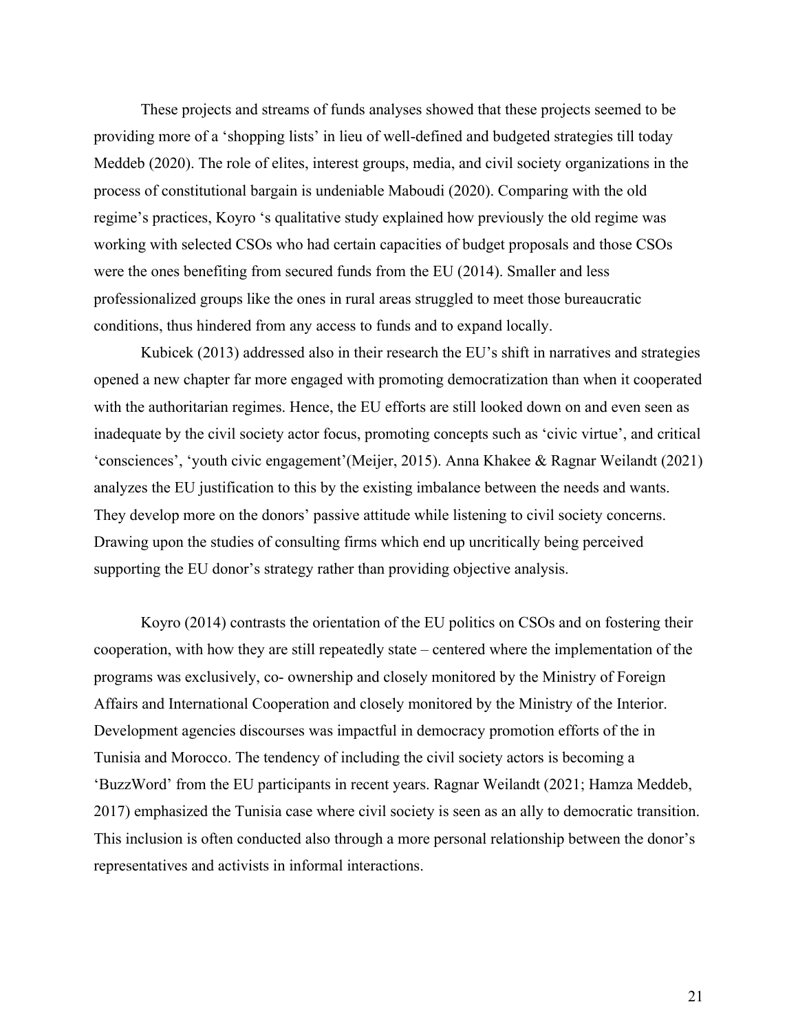These projects and streams of funds analyses showed that these projects seemed to be providing more of a 'shopping lists' in lieu of well-defined and budgeted strategies till today Meddeb (2020). The role of elites, interest groups, media, and civil society organizations in the process of constitutional bargain is undeniable Maboudi (2020). Comparing with the old regime's practices, Koyro 's qualitative study explained how previously the old regime was working with selected CSOs who had certain capacities of budget proposals and those CSOs were the ones benefiting from secured funds from the EU (2014). Smaller and less professionalized groups like the ones in rural areas struggled to meet those bureaucratic conditions, thus hindered from any access to funds and to expand locally.

Kubicek (2013) addressed also in their research the EU's shift in narratives and strategies opened a new chapter far more engaged with promoting democratization than when it cooperated with the authoritarian regimes. Hence, the EU efforts are still looked down on and even seen as inadequate by the civil society actor focus, promoting concepts such as 'civic virtue', and critical 'consciences', 'youth civic engagement'(Meijer, 2015). Anna Khakee & Ragnar Weilandt (2021) analyzes the EU justification to this by the existing imbalance between the needs and wants. They develop more on the donors' passive attitude while listening to civil society concerns. Drawing upon the studies of consulting firms which end up uncritically being perceived supporting the EU donor's strategy rather than providing objective analysis.

Koyro (2014) contrasts the orientation of the EU politics on CSOs and on fostering their cooperation, with how they are still repeatedly state – centered where the implementation of the programs was exclusively, co- ownership and closely monitored by the Ministry of Foreign Affairs and International Cooperation and closely monitored by the Ministry of the Interior. Development agencies discourses was impactful in democracy promotion efforts of the in Tunisia and Morocco. The tendency of including the civil society actors is becoming a 'BuzzWord' from the EU participants in recent years. Ragnar Weilandt (2021; Hamza Meddeb, 2017) emphasized the Tunisia case where civil society is seen as an ally to democratic transition. This inclusion is often conducted also through a more personal relationship between the donor's representatives and activists in informal interactions.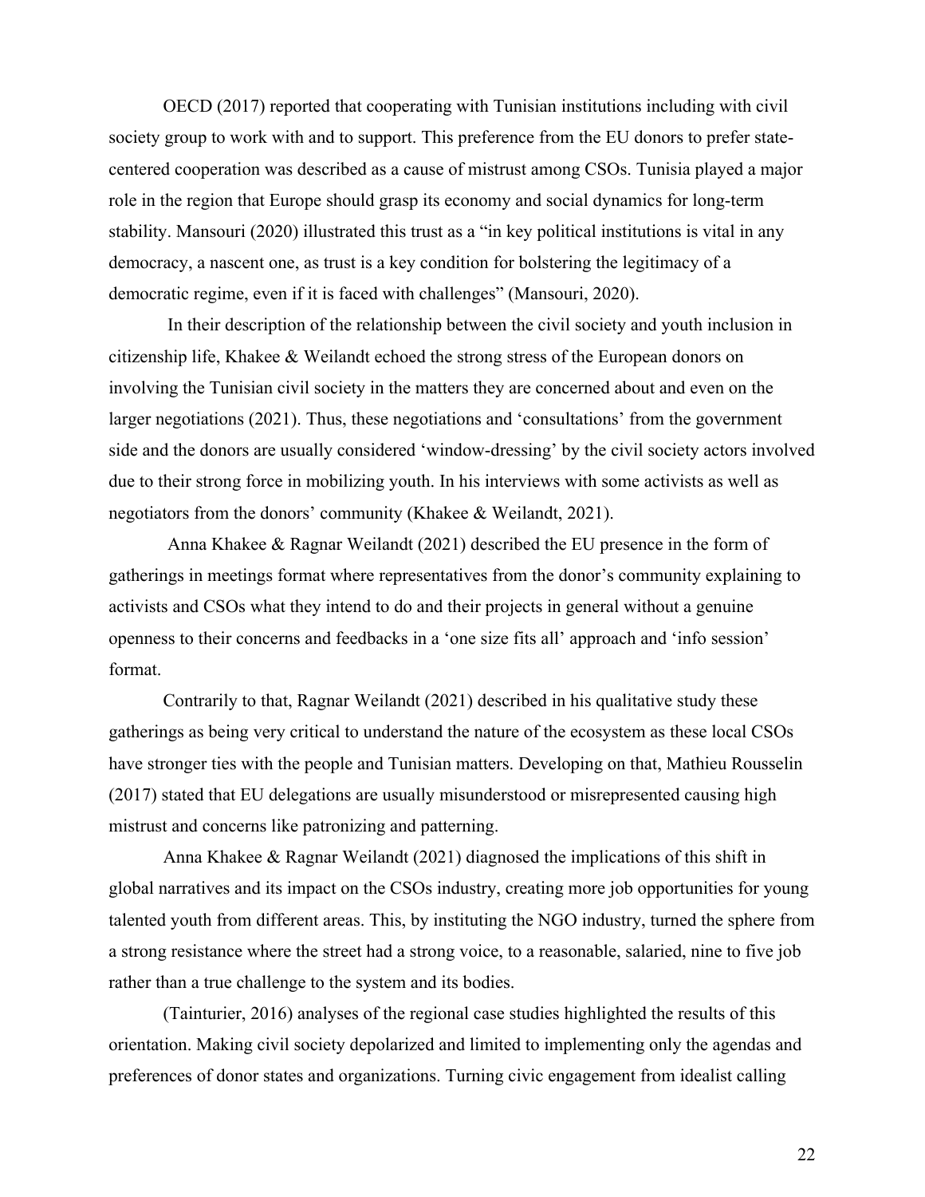OECD (2017) reported that cooperating with Tunisian institutions including with civil society group to work with and to support. This preference from the EU donors to prefer state-centered cooperation was described as a cause of mistrust among CSOs. Tunisia played a major role in the region that Europe should grasp its economy and social dynamics for long-term stability. Mansouri (2020) illustrated this trust as a "in key political institutions is vital in any democracy, a nascent one, as trust is a key condition for bolstering the legitimacy of a democratic regime, even if it is faced with challenges" (Mansouri, 2020).

In their description of the relationship between the civil society and youth inclusion in citizenship life, Khakee & Weilandt echoed the strong stress of the European donors on involving the Tunisian civil society in the matters they are concerned about and even on the larger negotiations (2021). Thus, these negotiations and 'consultations' from the government side and the donors are usually considered 'window-dressing' by the civil society actors involved due to their strong force in mobilizing youth. In his interviews with some activists as well as negotiators from the donors' community (Khakee & Weilandt, 2021).

Anna Khakee & Ragnar Weilandt (2021) described the EU presence in the form of gatherings in meetings format where representatives from the donor's community explaining to activists and CSOs what they intend to do and their projects in general without a genuine openness to their concerns and feedbacks in a 'one size fits all' approach and 'info session' format.

Contrarily to that, Ragnar Weilandt (2021) described in his qualitative study these gatherings as being very critical to understand the nature of the ecosystem as these local CSOs have stronger ties with the people and Tunisian matters. Developing on that, Mathieu Rousselin (2017) stated that EU delegations are usually misunderstood or misrepresented causing high mistrust and concerns like patronizing and patterning.

Anna Khakee & Ragnar Weilandt (2021) diagnosed the implications of this shift in global narratives and its impact on the CSOs industry, creating more job opportunities for young talented youth from different areas. This, by instituting the NGO industry, turned the sphere from a strong resistance where the street had a strong voice, to a reasonable, salaried, nine to five job rather than a true challenge to the system and its bodies.

(Tainturier, 2016) analyses of the regional case studies highlighted the results of this orientation. Making civil society depolarized and limited to implementing only the agendas and preferences of donor states and organizations. Turning civic engagement from idealist calling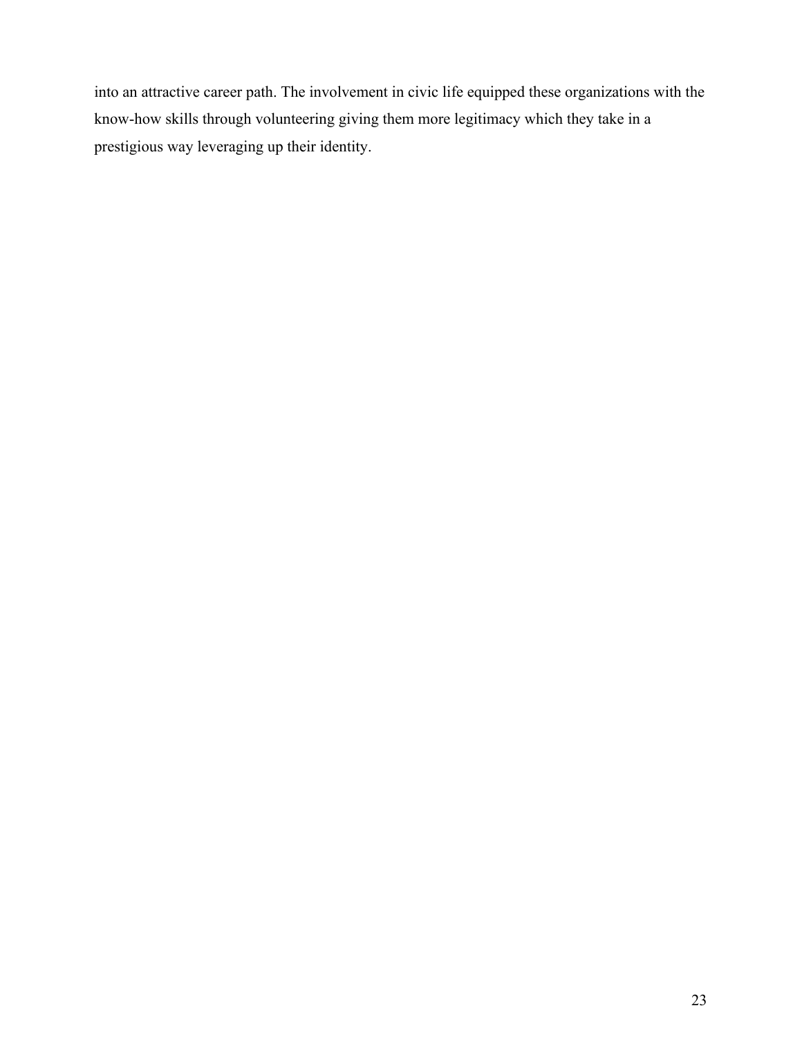into an attractive career path. The involvement in civic life equipped these organizations with the know-how skills through volunteering giving them more legitimacy which they take in a prestigious way leveraging up their identity.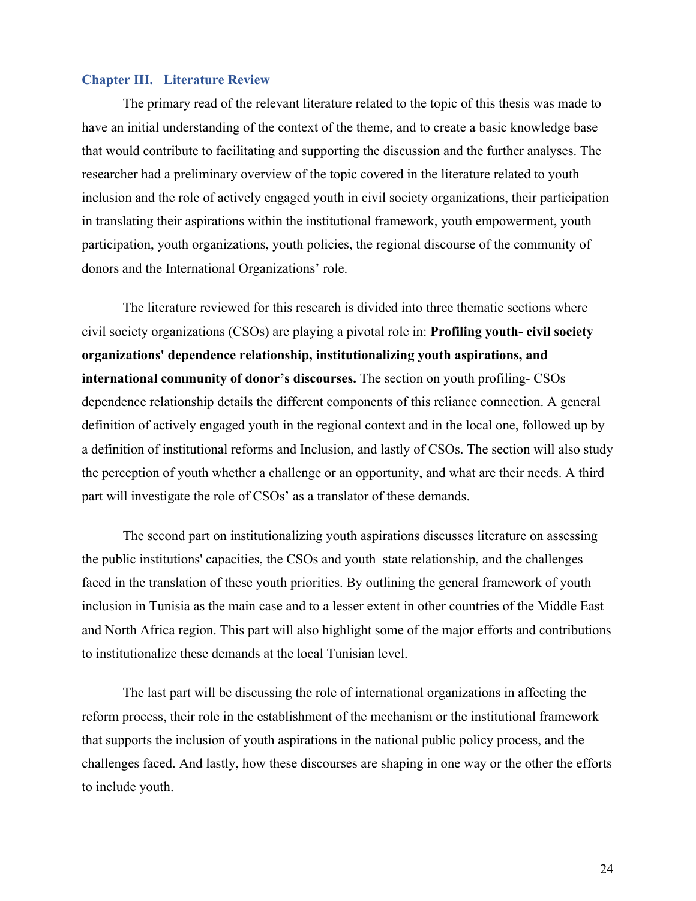## Chapter III. Literature Review

The primary read of the relevant literature related to the topic of this thesis was made to have an initial understanding of the context of the theme, and to create a basic knowledge base that would contribute to facilitating and supporting the discussion and the further analyses. The researcher had a preliminary overview of the topic covered in the literature related to youth inclusion and the role of actively engaged youth in civil society organizations, their participation in translating their aspirations within the institutional framework, youth empowerment, youth participation, youth organizations, youth policies, the regional discourse of the community of donors and the International Organizations' role.

The literature reviewed for this research is divided into three thematic sections where civil society organizations (CSOs) are playing a pivotal role in: **Profiling youth- civil society organizations' dependence relationship, institutionalizing youth aspirations, and international community of donor's discourses.** The section on youth profiling- CSOs dependence relationship details the different components of this reliance connection. A general definition of actively engaged youth in the regional context and in the local one, followed up by a definition of institutional reforms and Inclusion, and lastly of CSOs. The section will also study the perception of youth whether a challenge or an opportunity, and what are their needs. A third part will investigate the role of CSOs' as a translator of these demands.

The second part on institutionalizing youth aspirations discusses literature on assessing the public institutions' capacities, the CSOs and youth–state relationship, and the challenges faced in the translation of these youth priorities. By outlining the general framework of youth inclusion in Tunisia as the main case and to a lesser extent in other countries of the Middle East and North Africa region. This part will also highlight some of the major efforts and contributions to institutionalize these demands at the local Tunisian level.

The last part will be discussing the role of international organizations in affecting the reform process, their role in the establishment of the mechanism or the institutional framework that supports the inclusion of youth aspirations in the national public policy process, and the challenges faced. And lastly, how these discourses are shaping in one way or the other the efforts to include youth.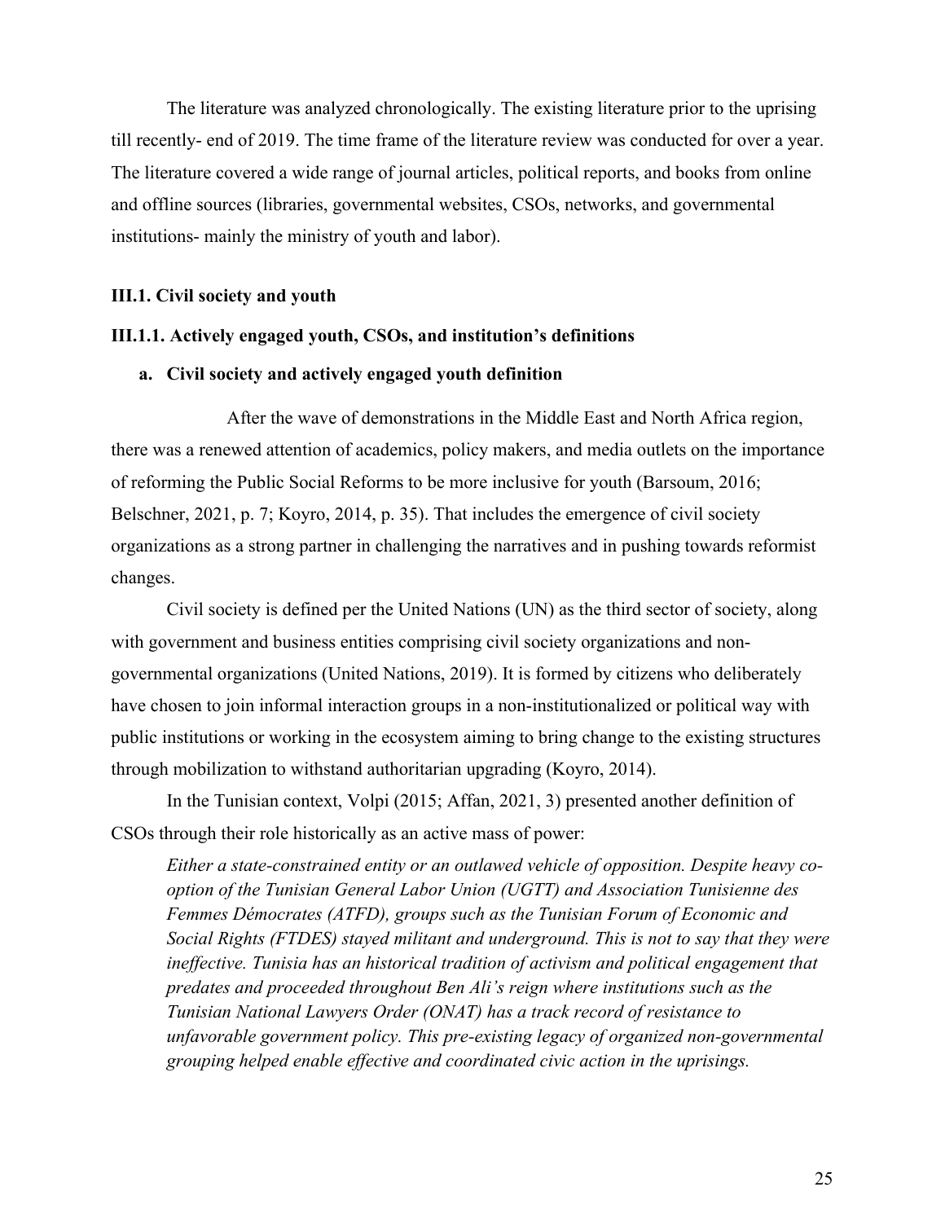The literature was analyzed chronologically. The existing literature prior to the uprising till recently- end of 2019. The time frame of the literature review was conducted for over a year. The literature covered a wide range of journal articles, political reports, and books from online and offline sources (libraries, governmental websites, CSOs, networks, and governmental institutions- mainly the ministry of youth and labor).

### III.1. Civil society and youth

#### III.1.1. Actively engaged youth, CSOs, and institution's definitions

**a. Civil society and actively engaged youth definition**

After the wave of demonstrations in the Middle East and North Africa region, there was a renewed attention of academics, policy makers, and media outlets on the importance of reforming the Public Social Reforms to be more inclusive for youth (Barsoum, 2016; Belschner, 2021, p. 7; Koyro, 2014, p. 35). That includes the emergence of civil society organizations as a strong partner in challenging the narratives and in pushing towards reformist changes.

Civil society is defined per the United Nations (UN) as the third sector of society, along with government and business entities comprising civil society organizations and non-governmental organizations (United Nations, 2019). It is formed by citizens who deliberately have chosen to join informal interaction groups in a non-institutionalized or political way with public institutions or working in the ecosystem aiming to bring change to the existing structures through mobilization to withstand authoritarian upgrading (Koyro, 2014).

In the Tunisian context, Volpi (2015; Affan, 2021, 3) presented another definition of CSOs through their role historically as an active mass of power:

> *Either a state-constrained entity or an outlawed vehicle of opposition. Despite heavy co-option of the Tunisian General Labor Union (UGTT) and Association Tunisienne des Femmes Démocrates (ATFD), groups such as the Tunisian Forum of Economic and Social Rights (FTDES) stayed militant and underground. This is not to say that they were ineffective. Tunisia has an historical tradition of activism and political engagement that predates and proceeded throughout Ben Ali's reign where institutions such as the Tunisian National Lawyers Order (ONAT) has a track record of resistance to unfavorable government policy. This pre-existing legacy of organized non-governmental grouping helped enable effective and coordinated civic action in the uprisings.*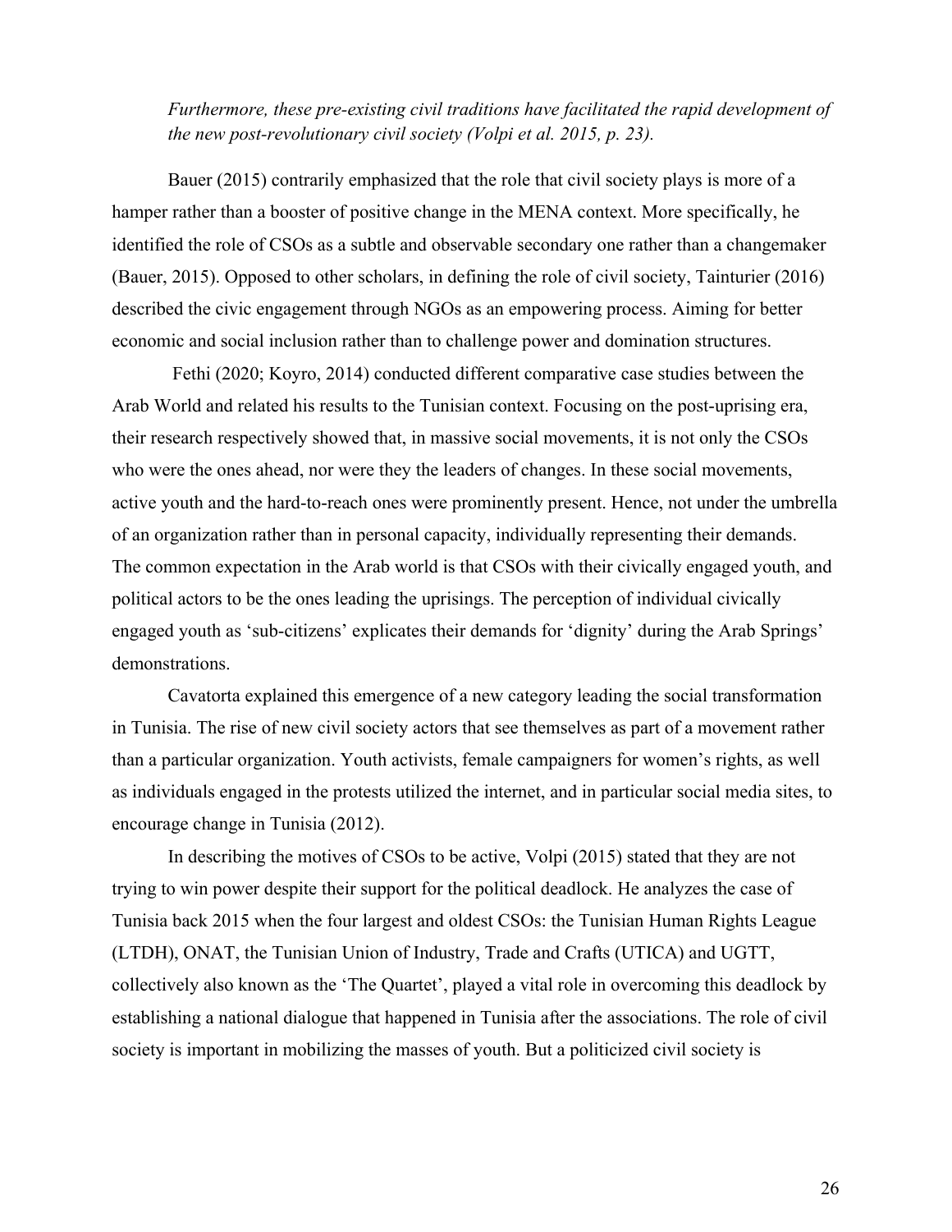*Furthermore, these pre-existing civil traditions have facilitated the rapid development of the new post-revolutionary civil society (Volpi et al. 2015, p. 23).*

Bauer (2015) contrarily emphasized that the role that civil society plays is more of a hamper rather than a booster of positive change in the MENA context. More specifically, he identified the role of CSOs as a subtle and observable secondary one rather than a changemaker (Bauer, 2015). Opposed to other scholars, in defining the role of civil society, Tainturier (2016) described the civic engagement through NGOs as an empowering process. Aiming for better economic and social inclusion rather than to challenge power and domination structures.

Fethi (2020; Koyro, 2014) conducted different comparative case studies between the Arab World and related his results to the Tunisian context. Focusing on the post-uprising era, their research respectively showed that, in massive social movements, it is not only the CSOs who were the ones ahead, nor were they the leaders of changes. In these social movements, active youth and the hard-to-reach ones were prominently present. Hence, not under the umbrella of an organization rather than in personal capacity, individually representing their demands. The common expectation in the Arab world is that CSOs with their civically engaged youth, and political actors to be the ones leading the uprisings. The perception of individual civically engaged youth as 'sub-citizens' explicates their demands for 'dignity' during the Arab Springs' demonstrations.

Cavatorta explained this emergence of a new category leading the social transformation in Tunisia. The rise of new civil society actors that see themselves as part of a movement rather than a particular organization. Youth activists, female campaigners for women's rights, as well as individuals engaged in the protests utilized the internet, and in particular social media sites, to encourage change in Tunisia (2012).

In describing the motives of CSOs to be active, Volpi (2015) stated that they are not trying to win power despite their support for the political deadlock. He analyzes the case of Tunisia back 2015 when the four largest and oldest CSOs: the Tunisian Human Rights League (LTDH), ONAT, the Tunisian Union of Industry, Trade and Crafts (UTICA) and UGTT, collectively also known as the 'The Quartet', played a vital role in overcoming this deadlock by establishing a national dialogue that happened in Tunisia after the associations. The role of civil society is important in mobilizing the masses of youth. But a politicized civil society is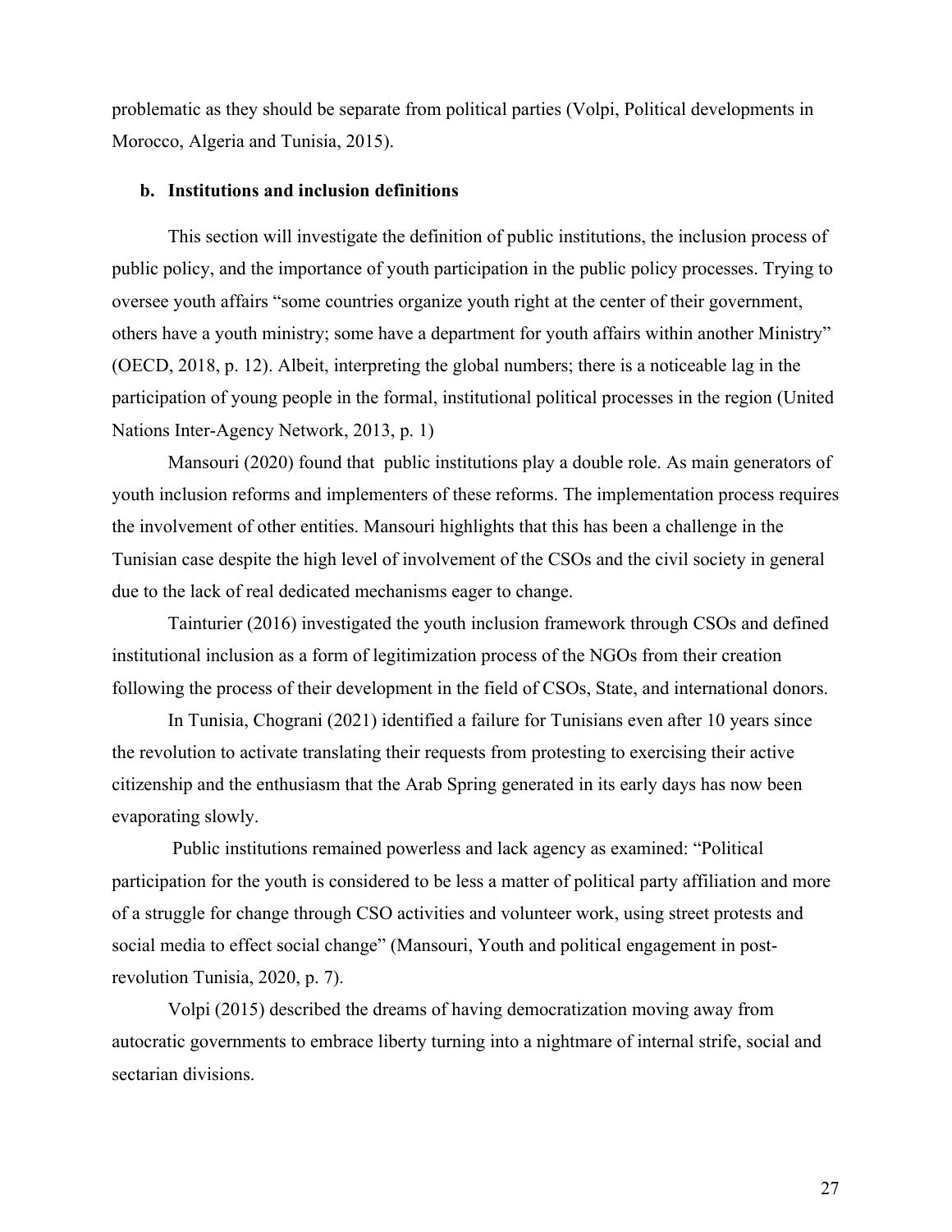problematic as they should be separate from political parties (Volpi, Political developments in Morocco, Algeria and Tunisia, 2015).

### b. Institutions and inclusion definitions

This section will investigate the definition of public institutions, the inclusion process of public policy, and the importance of youth participation in the public policy processes. Trying to oversee youth affairs "some countries organize youth right at the center of their government, others have a youth ministry; some have a department for youth affairs within another Ministry" (OECD, 2018, p. 12). Albeit, interpreting the global numbers; there is a noticeable lag in the participation of young people in the formal, institutional political processes in the region (United Nations Inter-Agency Network, 2013, p. 1)

Mansouri (2020) found that public institutions play a double role. As main generators of youth inclusion reforms and implementers of these reforms. The implementation process requires the involvement of other entities. Mansouri highlights that this has been a challenge in the Tunisian case despite the high level of involvement of the CSOs and the civil society in general due to the lack of real dedicated mechanisms eager to change.

Tainturier (2016) investigated the youth inclusion framework through CSOs and defined institutional inclusion as a form of legitimization process of the NGOs from their creation following the process of their development in the field of CSOs, State, and international donors.

In Tunisia, Chograni (2021) identified a failure for Tunisians even after 10 years since the revolution to activate translating their requests from protesting to exercising their active citizenship and the enthusiasm that the Arab Spring generated in its early days has now been evaporating slowly.

Public institutions remained powerless and lack agency as examined: "Political participation for the youth is considered to be less a matter of political party affiliation and more of a struggle for change through CSO activities and volunteer work, using street protests and social media to effect social change" (Mansouri, Youth and political engagement in post-revolution Tunisia, 2020, p. 7).

Volpi (2015) described the dreams of having democratization moving away from autocratic governments to embrace liberty turning into a nightmare of internal strife, social and sectarian divisions.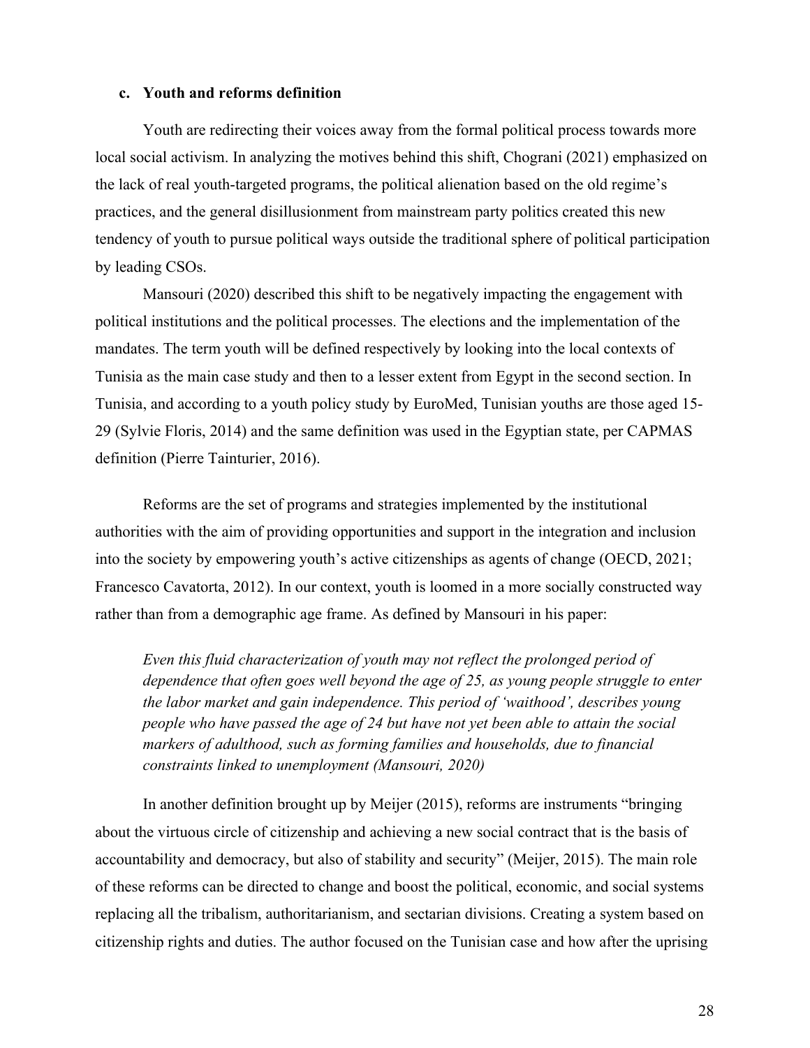### c. Youth and reforms definition

Youth are redirecting their voices away from the formal political process towards more local social activism. In analyzing the motives behind this shift, Chograni (2021) emphasized on the lack of real youth-targeted programs, the political alienation based on the old regime's practices, and the general disillusionment from mainstream party politics created this new tendency of youth to pursue political ways outside the traditional sphere of political participation by leading CSOs.

Mansouri (2020) described this shift to be negatively impacting the engagement with political institutions and the political processes. The elections and the implementation of the mandates. The term youth will be defined respectively by looking into the local contexts of Tunisia as the main case study and then to a lesser extent from Egypt in the second section. In Tunisia, and according to a youth policy study by EuroMed, Tunisian youths are those aged 15-29 (Sylvie Floris, 2014) and the same definition was used in the Egyptian state, per CAPMAS definition (Pierre Tainturier, 2016).

Reforms are the set of programs and strategies implemented by the institutional authorities with the aim of providing opportunities and support in the integration and inclusion into the society by empowering youth's active citizenships as agents of change (OECD, 2021; Francesco Cavatorta, 2012). In our context, youth is loomed in a more socially constructed way rather than from a demographic age frame. As defined by Mansouri in his paper:

> *Even this fluid characterization of youth may not reflect the prolonged period of dependence that often goes well beyond the age of 25, as young people struggle to enter the labor market and gain independence. This period of 'waithood', describes young people who have passed the age of 24 but have not yet been able to attain the social markers of adulthood, such as forming families and households, due to financial constraints linked to unemployment (Mansouri, 2020)*

In another definition brought up by Meijer (2015), reforms are instruments "bringing about the virtuous circle of citizenship and achieving a new social contract that is the basis of accountability and democracy, but also of stability and security" (Meijer, 2015). The main role of these reforms can be directed to change and boost the political, economic, and social systems replacing all the tribalism, authoritarianism, and sectarian divisions. Creating a system based on citizenship rights and duties. The author focused on the Tunisian case and how after the uprising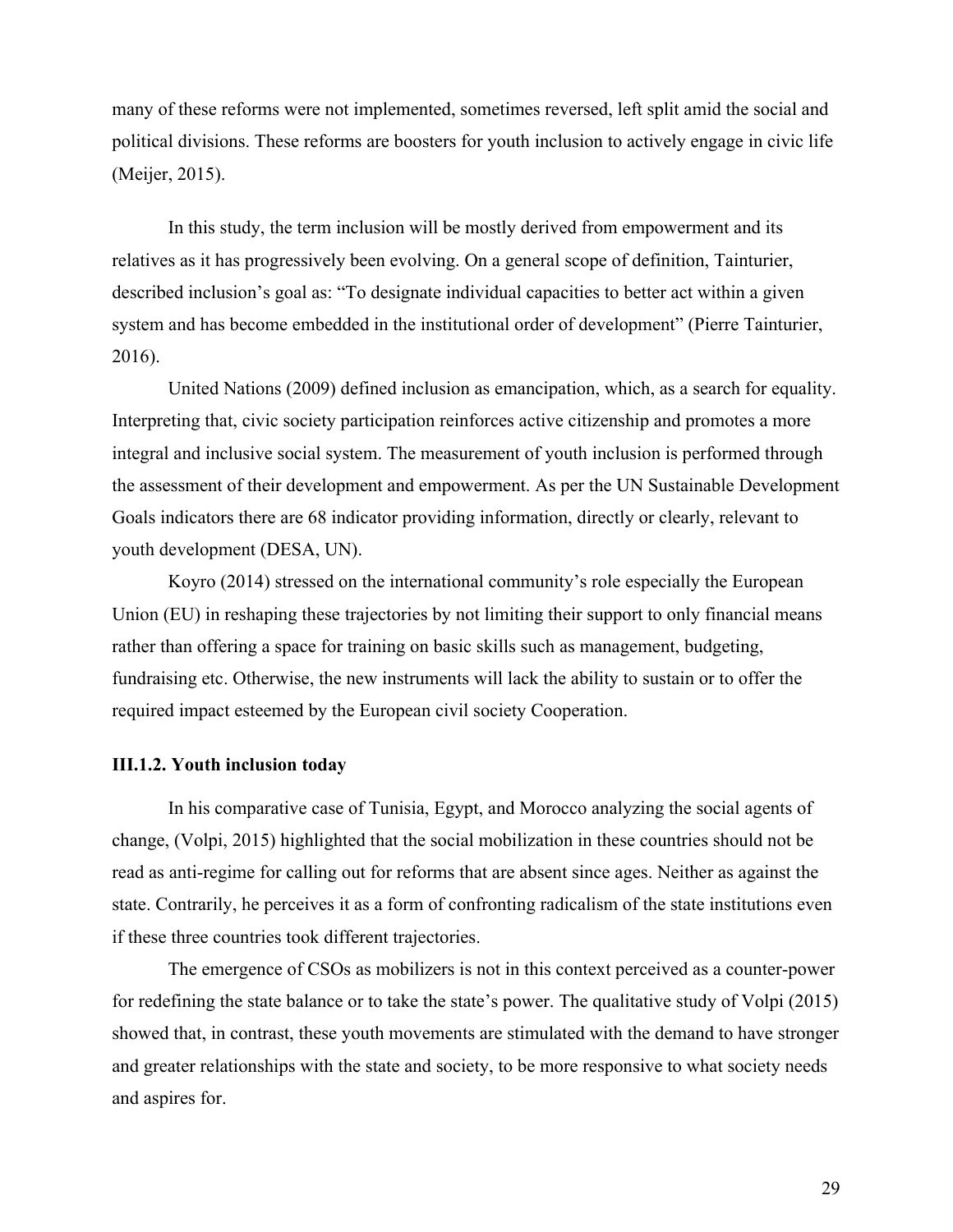many of these reforms were not implemented, sometimes reversed, left split amid the social and political divisions. These reforms are boosters for youth inclusion to actively engage in civic life (Meijer, 2015).

In this study, the term inclusion will be mostly derived from empowerment and its relatives as it has progressively been evolving. On a general scope of definition, Tainturier, described inclusion's goal as: "To designate individual capacities to better act within a given system and has become embedded in the institutional order of development" (Pierre Tainturier, 2016).

United Nations (2009) defined inclusion as emancipation, which, as a search for equality. Interpreting that, civic society participation reinforces active citizenship and promotes a more integral and inclusive social system. The measurement of youth inclusion is performed through the assessment of their development and empowerment. As per the UN Sustainable Development Goals indicators there are 68 indicator providing information, directly or clearly, relevant to youth development (DESA, UN).

Koyro (2014) stressed on the international community's role especially the European Union (EU) in reshaping these trajectories by not limiting their support to only financial means rather than offering a space for training on basic skills such as management, budgeting, fundraising etc. Otherwise, the new instruments will lack the ability to sustain or to offer the required impact esteemed by the European civil society Cooperation.

### III.1.2. Youth inclusion today

In his comparative case of Tunisia, Egypt, and Morocco analyzing the social agents of change, (Volpi, 2015) highlighted that the social mobilization in these countries should not be read as anti-regime for calling out for reforms that are absent since ages. Neither as against the state. Contrarily, he perceives it as a form of confronting radicalism of the state institutions even if these three countries took different trajectories.

The emergence of CSOs as mobilizers is not in this context perceived as a counter-power for redefining the state balance or to take the state's power. The qualitative study of Volpi (2015) showed that, in contrast, these youth movements are stimulated with the demand to have stronger and greater relationships with the state and society, to be more responsive to what society needs and aspires for.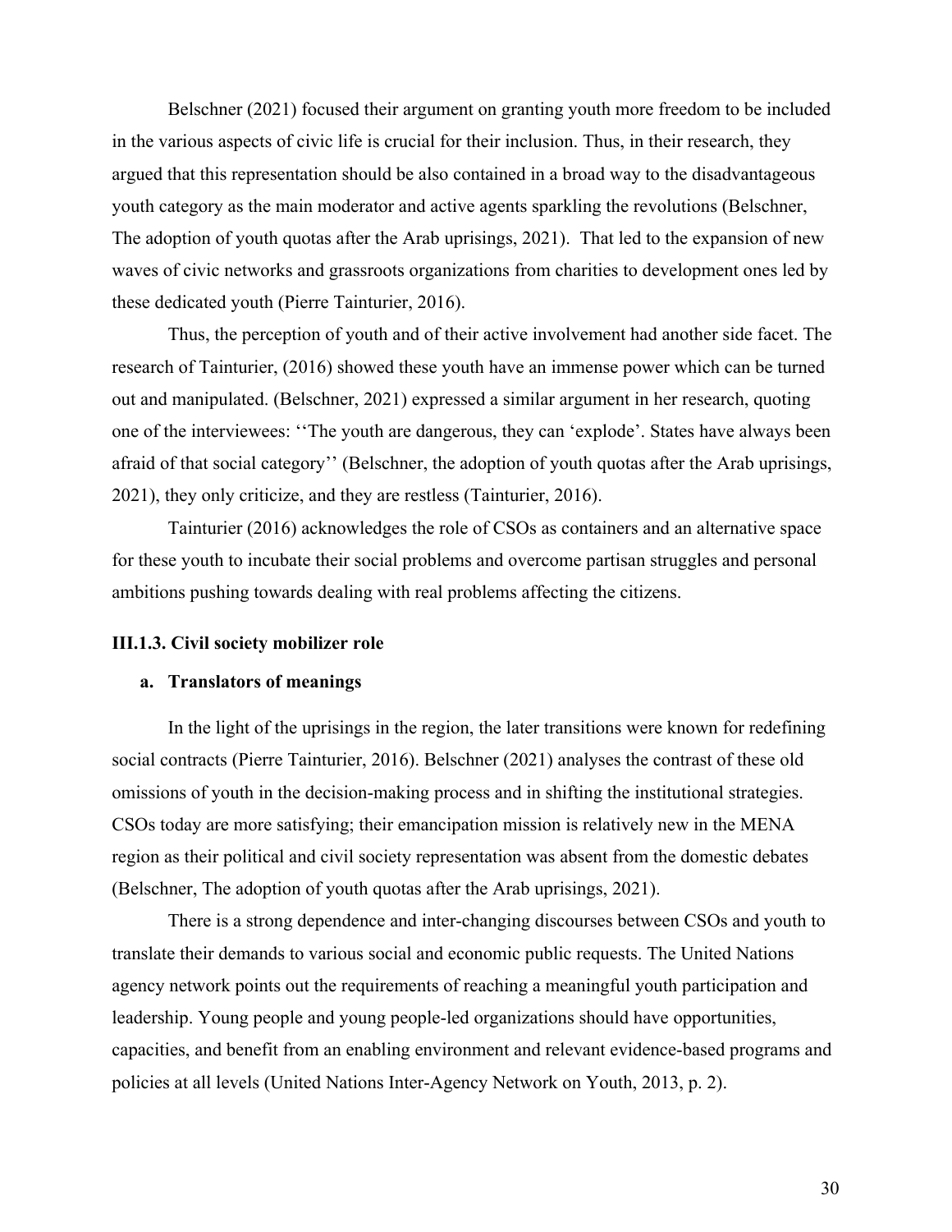Belschner (2021) focused their argument on granting youth more freedom to be included in the various aspects of civic life is crucial for their inclusion. Thus, in their research, they argued that this representation should be also contained in a broad way to the disadvantageous youth category as the main moderator and active agents sparkling the revolutions (Belschner, The adoption of youth quotas after the Arab uprisings, 2021). That led to the expansion of new waves of civic networks and grassroots organizations from charities to development ones led by these dedicated youth (Pierre Tainturier, 2016).

Thus, the perception of youth and of their active involvement had another side facet. The research of Tainturier, (2016) showed these youth have an immense power which can be turned out and manipulated. (Belschner, 2021) expressed a similar argument in her research, quoting one of the interviewees: ''The youth are dangerous, they can 'explode'. States have always been afraid of that social category'' (Belschner, the adoption of youth quotas after the Arab uprisings, 2021), they only criticize, and they are restless (Tainturier, 2016).

Tainturier (2016) acknowledges the role of CSOs as containers and an alternative space for these youth to incubate their social problems and overcome partisan struggles and personal ambitions pushing towards dealing with real problems affecting the citizens.

### III.1.3. Civil society mobilizer role

#### a. Translators of meanings

In the light of the uprisings in the region, the later transitions were known for redefining social contracts (Pierre Tainturier, 2016). Belschner (2021) analyses the contrast of these old omissions of youth in the decision-making process and in shifting the institutional strategies. CSOs today are more satisfying; their emancipation mission is relatively new in the MENA region as their political and civil society representation was absent from the domestic debates (Belschner, The adoption of youth quotas after the Arab uprisings, 2021).

There is a strong dependence and inter-changing discourses between CSOs and youth to translate their demands to various social and economic public requests. The United Nations agency network points out the requirements of reaching a meaningful youth participation and leadership. Young people and young people-led organizations should have opportunities, capacities, and benefit from an enabling environment and relevant evidence-based programs and policies at all levels (United Nations Inter-Agency Network on Youth, 2013, p. 2).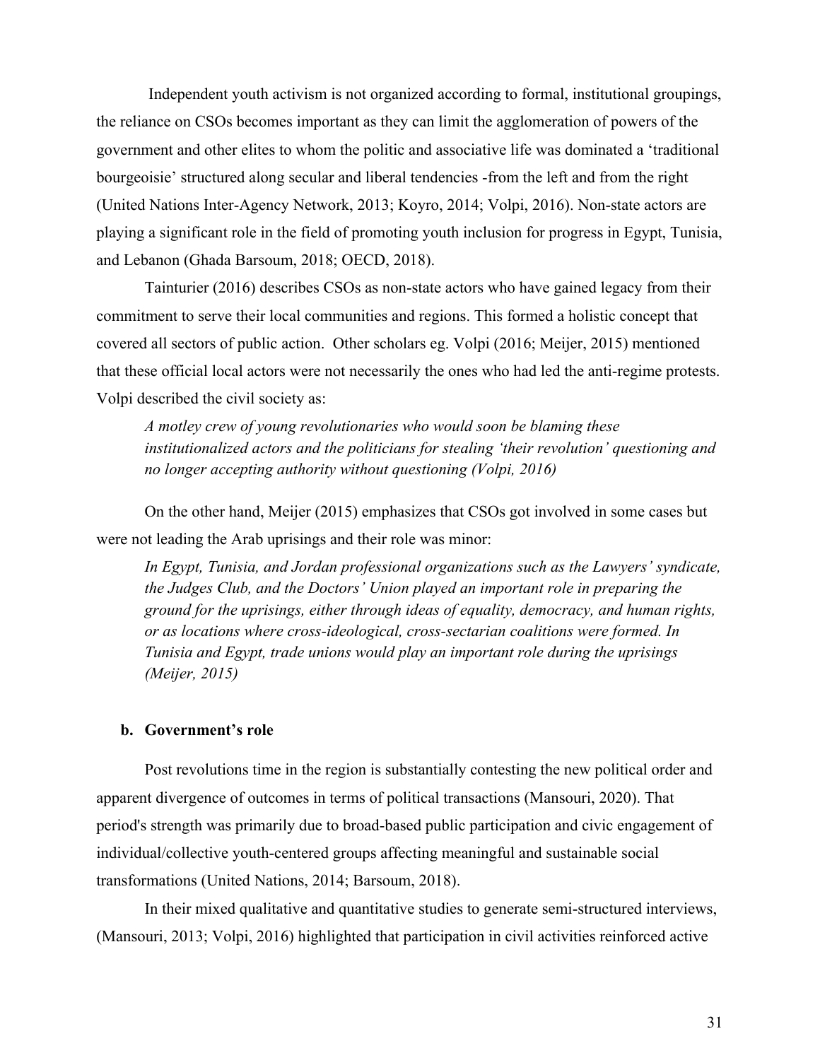Independent youth activism is not organized according to formal, institutional groupings, the reliance on CSOs becomes important as they can limit the agglomeration of powers of the government and other elites to whom the politic and associative life was dominated a 'traditional bourgeoisie' structured along secular and liberal tendencies -from the left and from the right (United Nations Inter-Agency Network, 2013; Koyro, 2014; Volpi, 2016). Non-state actors are playing a significant role in the field of promoting youth inclusion for progress in Egypt, Tunisia, and Lebanon (Ghada Barsoum, 2018; OECD, 2018).

Tainturier (2016) describes CSOs as non-state actors who have gained legacy from their commitment to serve their local communities and regions. This formed a holistic concept that covered all sectors of public action. Other scholars eg. Volpi (2016; Meijer, 2015) mentioned that these official local actors were not necessarily the ones who had led the anti-regime protests. Volpi described the civil society as:

> *A motley crew of young revolutionaries who would soon be blaming these institutionalized actors and the politicians for stealing 'their revolution' questioning and no longer accepting authority without questioning (Volpi, 2016)*

On the other hand, Meijer (2015) emphasizes that CSOs got involved in some cases but were not leading the Arab uprisings and their role was minor:

> *In Egypt, Tunisia, and Jordan professional organizations such as the Lawyers' syndicate, the Judges Club, and the Doctors' Union played an important role in preparing the ground for the uprisings, either through ideas of equality, democracy, and human rights, or as locations where cross-ideological, cross-sectarian coalitions were formed. In Tunisia and Egypt, trade unions would play an important role during the uprisings (Meijer, 2015)*

**b. Government's role**

Post revolutions time in the region is substantially contesting the new political order and apparent divergence of outcomes in terms of political transactions (Mansouri, 2020). That period's strength was primarily due to broad-based public participation and civic engagement of individual/collective youth-centered groups affecting meaningful and sustainable social transformations (United Nations, 2014; Barsoum, 2018).

In their mixed qualitative and quantitative studies to generate semi-structured interviews, (Mansouri, 2013; Volpi, 2016) highlighted that participation in civil activities reinforced active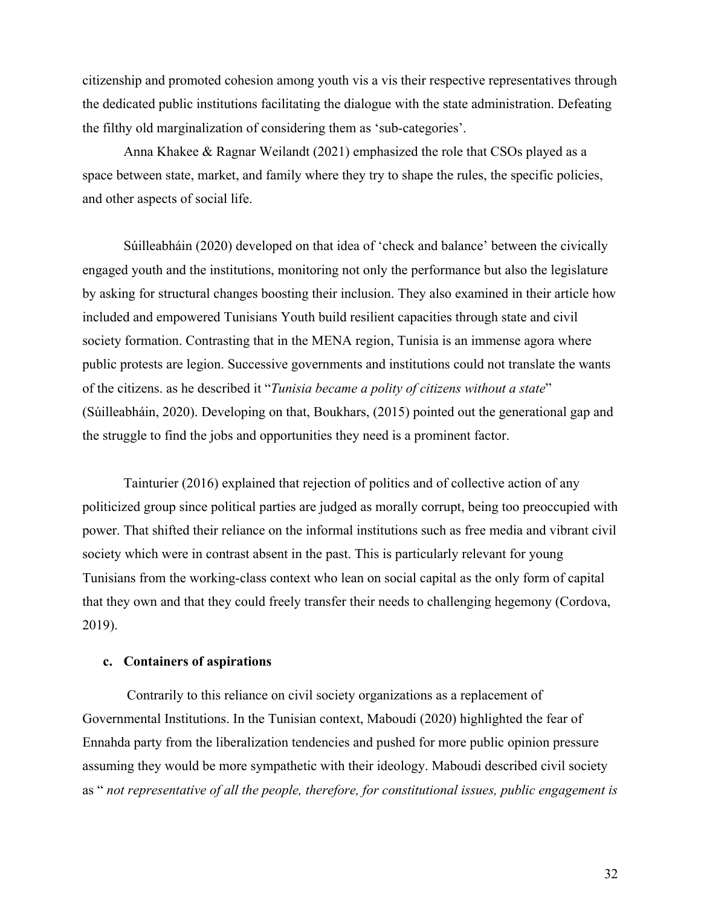citizenship and promoted cohesion among youth vis a vis their respective representatives through the dedicated public institutions facilitating the dialogue with the state administration. Defeating the filthy old marginalization of considering them as 'sub-categories'.

Anna Khakee & Ragnar Weilandt (2021) emphasized the role that CSOs played as a space between state, market, and family where they try to shape the rules, the specific policies, and other aspects of social life.

Súilleabháin (2020) developed on that idea of 'check and balance' between the civically engaged youth and the institutions, monitoring not only the performance but also the legislature by asking for structural changes boosting their inclusion. They also examined in their article how included and empowered Tunisians Youth build resilient capacities through state and civil society formation. Contrasting that in the MENA region, Tunisia is an immense agora where public protests are legion. Successive governments and institutions could not translate the wants of the citizens. as he described it "*Tunisia became a polity of citizens without a state*" (Súilleabháin, 2020). Developing on that, Boukhars, (2015) pointed out the generational gap and the struggle to find the jobs and opportunities they need is a prominent factor.

Tainturier (2016) explained that rejection of politics and of collective action of any politicized group since political parties are judged as morally corrupt, being too preoccupied with power. That shifted their reliance on the informal institutions such as free media and vibrant civil society which were in contrast absent in the past. This is particularly relevant for young Tunisians from the working-class context who lean on social capital as the only form of capital that they own and that they could freely transfer their needs to challenging hegemony (Cordova, 2019).

**c. Containers of aspirations**

Contrarily to this reliance on civil society organizations as a replacement of Governmental Institutions. In the Tunisian context, Maboudi (2020) highlighted the fear of Ennahda party from the liberalization tendencies and pushed for more public opinion pressure assuming they would be more sympathetic with their ideology. Maboudi described civil society as " *not representative of all the people, therefore, for constitutional issues, public engagement is*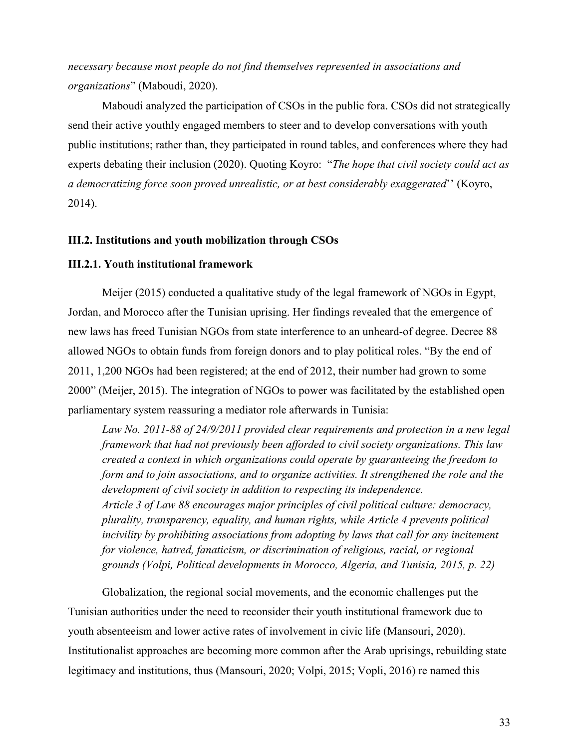*necessary because most people do not find themselves represented in associations and organizations*" (Maboudi, 2020).

Maboudi analyzed the participation of CSOs in the public fora. CSOs did not strategically send their active youthly engaged members to steer and to develop conversations with youth public institutions; rather than, they participated in round tables, and conferences where they had experts debating their inclusion (2020). Quoting Koyro: "*The hope that civil society could act as a democratizing force soon proved unrealistic, or at best considerably exaggerated*'' (Koyro, 2014).

### III.2. Institutions and youth mobilization through CSOs

#### III.2.1. Youth institutional framework

Meijer (2015) conducted a qualitative study of the legal framework of NGOs in Egypt, Jordan, and Morocco after the Tunisian uprising. Her findings revealed that the emergence of new laws has freed Tunisian NGOs from state interference to an unheard-of degree. Decree 88 allowed NGOs to obtain funds from foreign donors and to play political roles. "By the end of 2011, 1,200 NGOs had been registered; at the end of 2012, their number had grown to some 2000" (Meijer, 2015). The integration of NGOs to power was facilitated by the established open parliamentary system reassuring a mediator role afterwards in Tunisia:

> *Law No. 2011-88 of 24/9/2011 provided clear requirements and protection in a new legal framework that had not previously been afforded to civil society organizations. This law created a context in which organizations could operate by guaranteeing the freedom to form and to join associations, and to organize activities. It strengthened the role and the development of civil society in addition to respecting its independence.*
> *Article 3 of Law 88 encourages major principles of civil political culture: democracy, plurality, transparency, equality, and human rights, while Article 4 prevents political incivility by prohibiting associations from adopting by laws that call for any incitement for violence, hatred, fanaticism, or discrimination of religious, racial, or regional grounds (Volpi, Political developments in Morocco, Algeria, and Tunisia, 2015, p. 22)*

Globalization, the regional social movements, and the economic challenges put the Tunisian authorities under the need to reconsider their youth institutional framework due to youth absenteeism and lower active rates of involvement in civic life (Mansouri, 2020). Institutionalist approaches are becoming more common after the Arab uprisings, rebuilding state legitimacy and institutions, thus (Mansouri, 2020; Volpi, 2015; Vopli, 2016) re named this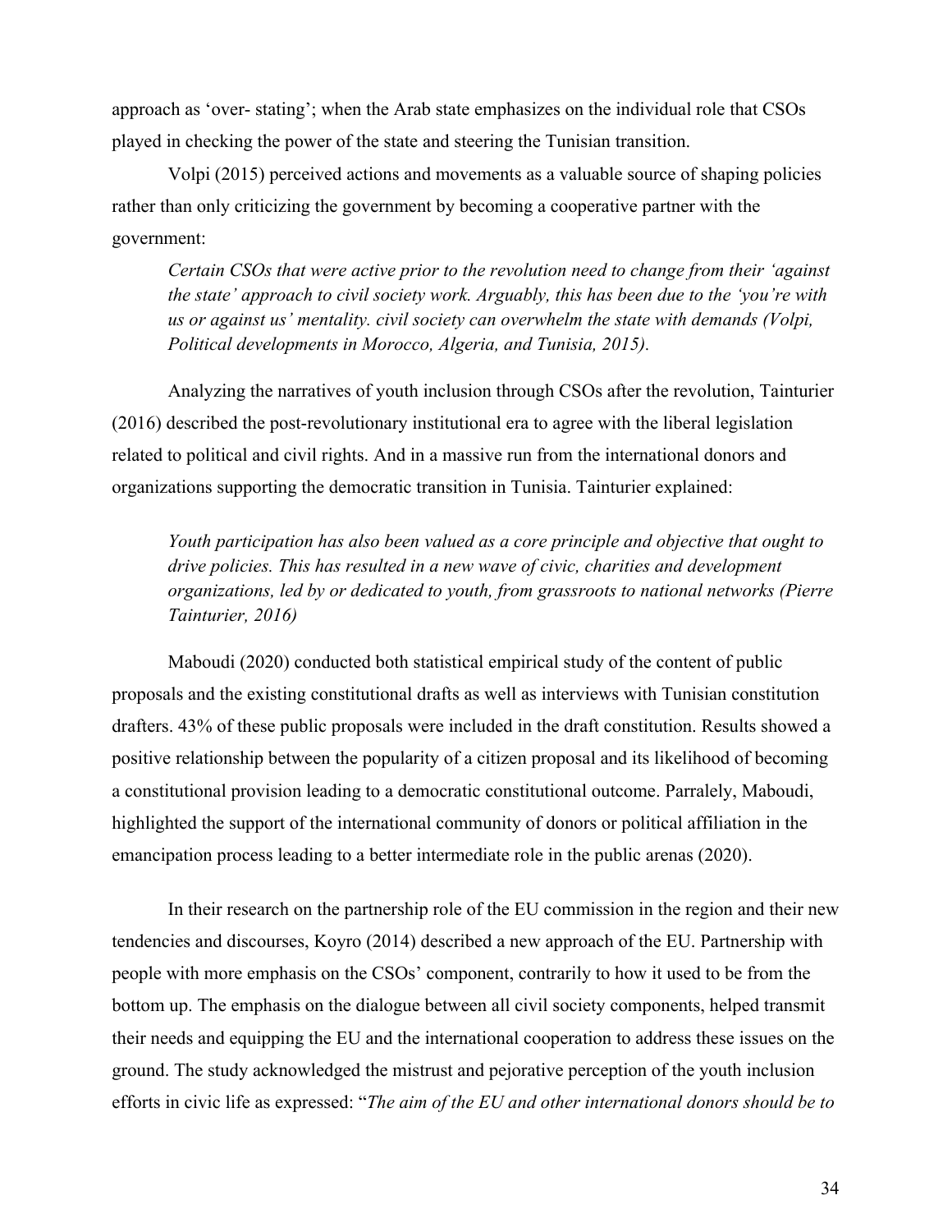approach as 'over- stating'; when the Arab state emphasizes on the individual role that CSOs played in checking the power of the state and steering the Tunisian transition.

Volpi (2015) perceived actions and movements as a valuable source of shaping policies rather than only criticizing the government by becoming a cooperative partner with the government:

> *Certain CSOs that were active prior to the revolution need to change from their 'against the state' approach to civil society work. Arguably, this has been due to the 'you're with us or against us' mentality. civil society can overwhelm the state with demands (Volpi, Political developments in Morocco, Algeria, and Tunisia, 2015).*

Analyzing the narratives of youth inclusion through CSOs after the revolution, Tainturier (2016) described the post-revolutionary institutional era to agree with the liberal legislation related to political and civil rights. And in a massive run from the international donors and organizations supporting the democratic transition in Tunisia. Tainturier explained:

> *Youth participation has also been valued as a core principle and objective that ought to drive policies. This has resulted in a new wave of civic, charities and development organizations, led by or dedicated to youth, from grassroots to national networks (Pierre Tainturier, 2016)*

Maboudi (2020) conducted both statistical empirical study of the content of public proposals and the existing constitutional drafts as well as interviews with Tunisian constitution drafters. 43% of these public proposals were included in the draft constitution. Results showed a positive relationship between the popularity of a citizen proposal and its likelihood of becoming a constitutional provision leading to a democratic constitutional outcome. Parraleły, Maboudi, highlighted the support of the international community of donors or political affiliation in the emancipation process leading to a better intermediate role in the public arenas (2020).

In their research on the partnership role of the EU commission in the region and their new tendencies and discourses, Koyro (2014) described a new approach of the EU. Partnership with people with more emphasis on the CSOs' component, contrarily to how it used to be from the bottom up. The emphasis on the dialogue between all civil society components, helped transmit their needs and equipping the EU and the international cooperation to address these issues on the ground. The study acknowledged the mistrust and pejorative perception of the youth inclusion efforts in civic life as expressed: "*The aim of the EU and other international donors should be to*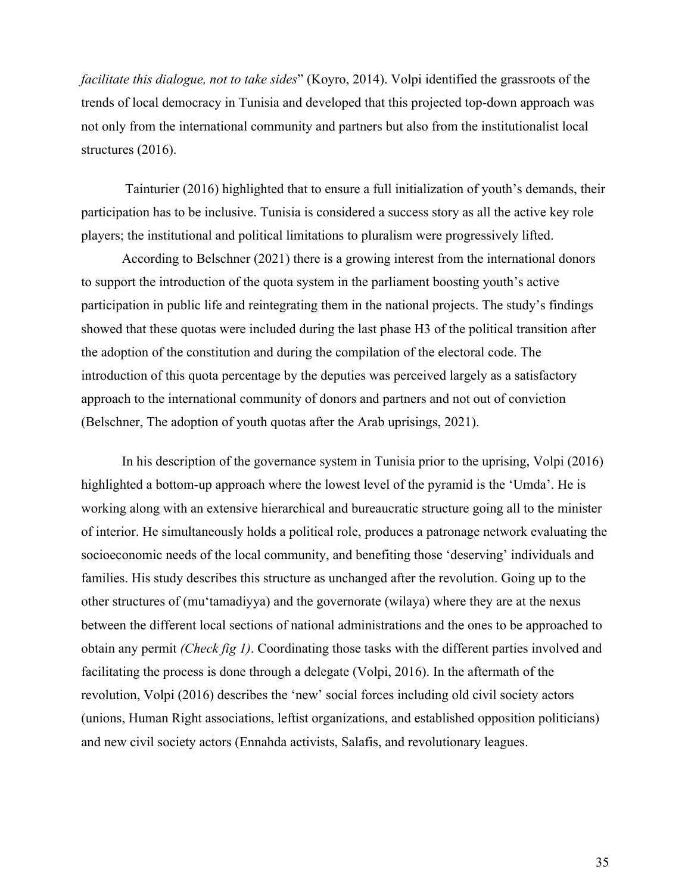*facilitate this dialogue, not to take sides*" (Koyro, 2014). Volpi identified the grassroots of the trends of local democracy in Tunisia and developed that this projected top-down approach was not only from the international community and partners but also from the institutionalist local structures (2016).

Tainturier (2016) highlighted that to ensure a full initialization of youth's demands, their participation has to be inclusive. Tunisia is considered a success story as all the active key role players; the institutional and political limitations to pluralism were progressively lifted.

According to Belschner (2021) there is a growing interest from the international donors to support the introduction of the quota system in the parliament boosting youth's active participation in public life and reintegrating them in the national projects. The study's findings showed that these quotas were included during the last phase H3 of the political transition after the adoption of the constitution and during the compilation of the electoral code. The introduction of this quota percentage by the deputies was perceived largely as a satisfactory approach to the international community of donors and partners and not out of conviction (Belschner, The adoption of youth quotas after the Arab uprisings, 2021).

In his description of the governance system in Tunisia prior to the uprising, Volpi (2016) highlighted a bottom-up approach where the lowest level of the pyramid is the 'Umda'. He is working along with an extensive hierarchical and bureaucratic structure going all to the minister of interior. He simultaneously holds a political role, produces a patronage network evaluating the socioeconomic needs of the local community, and benefiting those 'deserving' individuals and families. His study describes this structure as unchanged after the revolution. Going up to the other structures of (mu'tamadiyya) and the governorate (wilaya) where they are at the nexus between the different local sections of national administrations and the ones to be approached to obtain any permit *(Check fig 1)*. Coordinating those tasks with the different parties involved and facilitating the process is done through a delegate (Volpi, 2016). In the aftermath of the revolution, Volpi (2016) describes the 'new' social forces including old civil society actors (unions, Human Right associations, leftist organizations, and established opposition politicians) and new civil society actors (Ennahda activists, Salafis, and revolutionary leagues.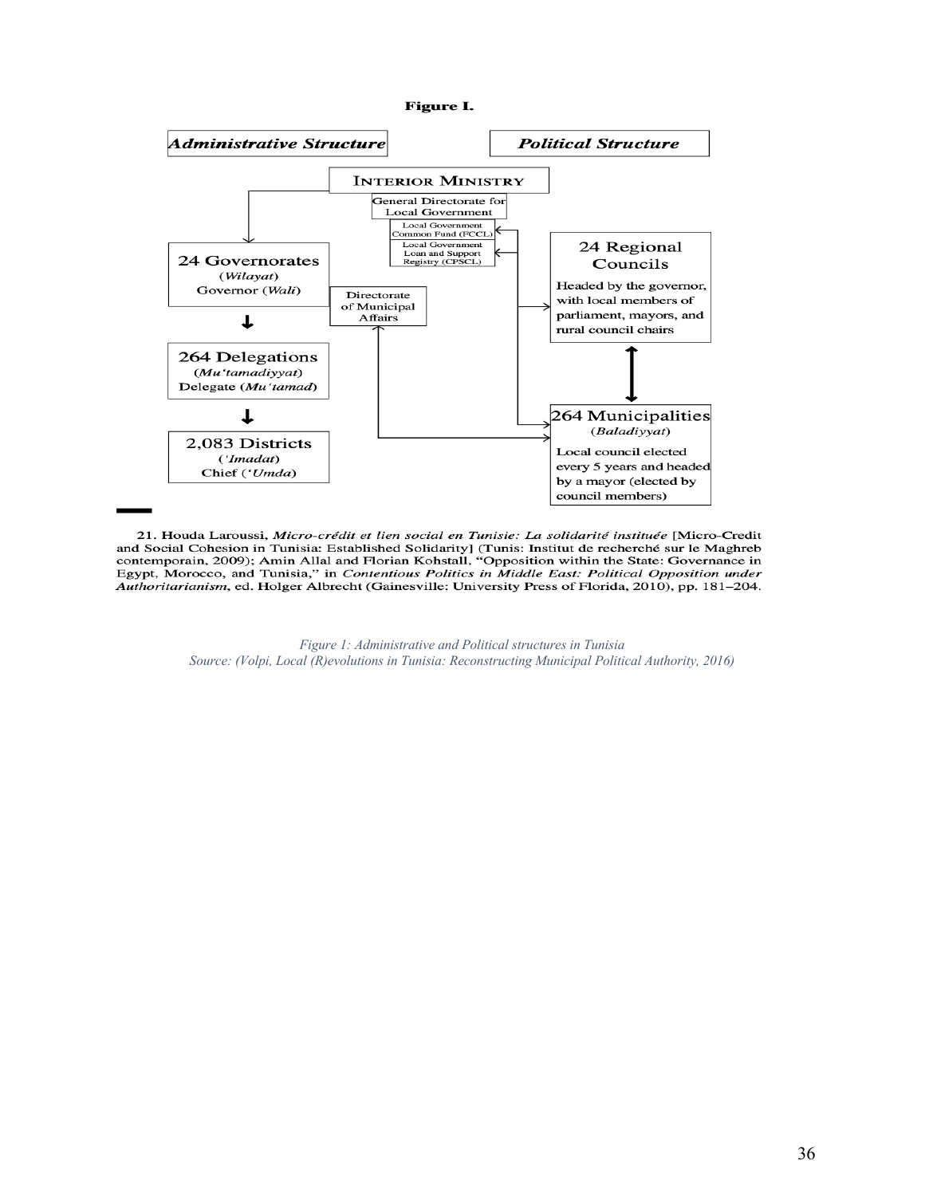**Figure I.**

| *Administrative Structure* | | *Political Structure* |
|---|---|---|

**INTERIOR MINISTRY**

General Directorate for Local Government

- Local Government Common Fund (FCCL)
- Local Government Loan and Support Registry (CPSCL)

**24 Governorates** (*Wilayat*) Governor (*Wali*)

↓

**264 Delegations** (*Mu'tamadiyyat*) Delegate (*Mu'tamad*)

↓

**2,083 Districts** (*'Imadat*) Chief (*'Umda*)

Directorate of Municipal Affairs

**24 Regional Councils**
Headed by the governor, with local members of parliament, mayors, and rural council chairs

↕

**264 Municipalities** (*Baladiyyat*)
Local council elected every 5 years and headed by a mayor (elected by council members)

21. Houda Laroussi, *Micro-crédit et lien social en Tunisie: La solidarité instituée* [Micro-Credit and Social Cohesion in Tunisia: Established Solidarity] (Tunis: Institut de recherché sur le Maghreb contemporain, 2009); Amin Allal and Florian Kohstall, "Opposition within the State: Governance in Egypt, Morocco, and Tunisia," in *Contentious Politics in Middle East: Political Opposition under Authoritarianism*, ed. Holger Albrecht (Gainesville: University Press of Florida, 2010), pp. 181–204.

*Figure 1: Administrative and Political structures in Tunisia*
*Source: (Volpi, Local (R)evolutions in Tunisia: Reconstructing Municipal Political Authority, 2016)*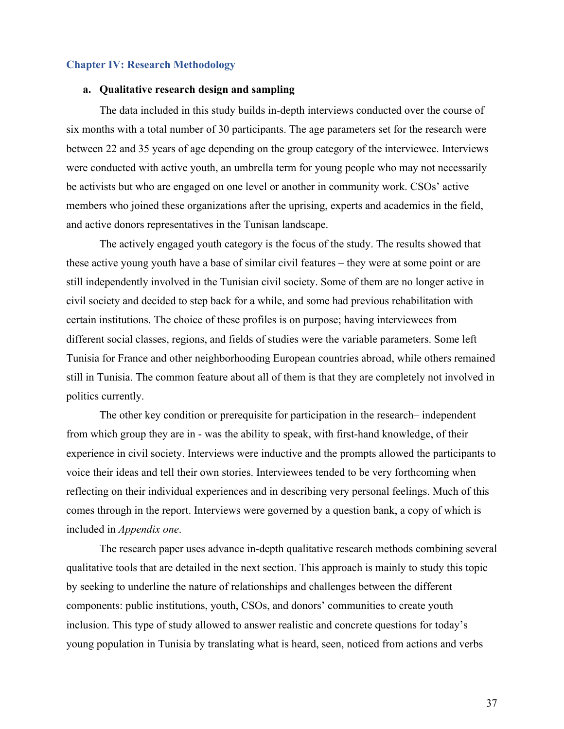## Chapter IV: Research Methodology

### a. Qualitative research design and sampling

The data included in this study builds in-depth interviews conducted over the course of six months with a total number of 30 participants. The age parameters set for the research were between 22 and 35 years of age depending on the group category of the interviewee. Interviews were conducted with active youth, an umbrella term for young people who may not necessarily be activists but who are engaged on one level or another in community work. CSOs' active members who joined these organizations after the uprising, experts and academics in the field, and active donors representatives in the Tunisan landscape.

The actively engaged youth category is the focus of the study. The results showed that these active young youth have a base of similar civil features – they were at some point or are still independently involved in the Tunisian civil society. Some of them are no longer active in civil society and decided to step back for a while, and some had previous rehabilitation with certain institutions. The choice of these profiles is on purpose; having interviewees from different social classes, regions, and fields of studies were the variable parameters. Some left Tunisia for France and other neighborhooding European countries abroad, while others remained still in Tunisia. The common feature about all of them is that they are completely not involved in politics currently.

The other key condition or prerequisite for participation in the research– independent from which group they are in - was the ability to speak, with first-hand knowledge, of their experience in civil society. Interviews were inductive and the prompts allowed the participants to voice their ideas and tell their own stories. Interviewees tended to be very forthcoming when reflecting on their individual experiences and in describing very personal feelings. Much of this comes through in the report. Interviews were governed by a question bank, a copy of which is included in *Appendix one*.

The research paper uses advance in-depth qualitative research methods combining several qualitative tools that are detailed in the next section. This approach is mainly to study this topic by seeking to underline the nature of relationships and challenges between the different components: public institutions, youth, CSOs, and donors' communities to create youth inclusion. This type of study allowed to answer realistic and concrete questions for today's young population in Tunisia by translating what is heard, seen, noticed from actions and verbs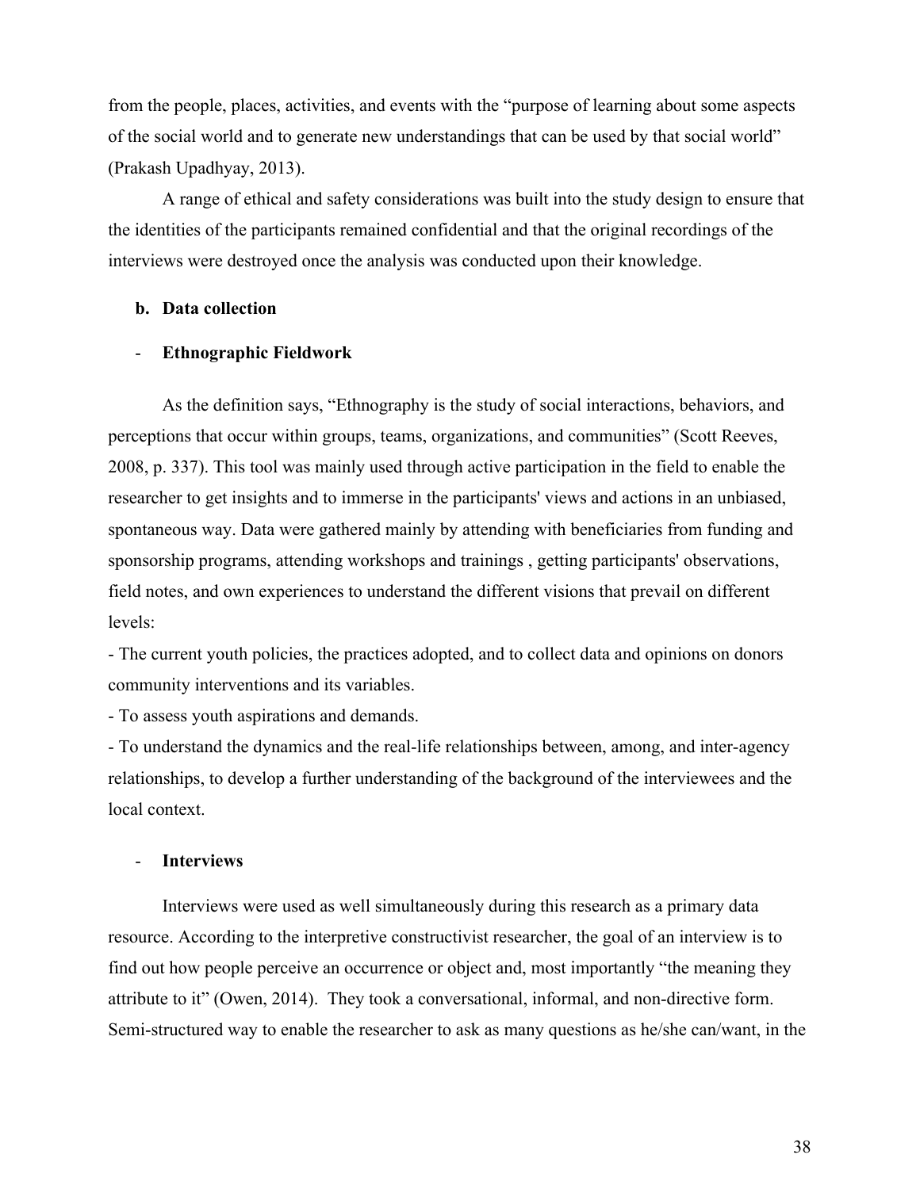from the people, places, activities, and events with the "purpose of learning about some aspects of the social world and to generate new understandings that can be used by that social world" (Prakash Upadhyay, 2013).

A range of ethical and safety considerations was built into the study design to ensure that the identities of the participants remained confidential and that the original recordings of the interviews were destroyed once the analysis was conducted upon their knowledge.

**b. Data collection**

- **Ethnographic Fieldwork**

As the definition says, "Ethnography is the study of social interactions, behaviors, and perceptions that occur within groups, teams, organizations, and communities" (Scott Reeves, 2008, p. 337). This tool was mainly used through active participation in the field to enable the researcher to get insights and to immerse in the participants' views and actions in an unbiased, spontaneous way. Data were gathered mainly by attending with beneficiaries from funding and sponsorship programs, attending workshops and trainings , getting participants' observations, field notes, and own experiences to understand the different visions that prevail on different levels:

- The current youth policies, the practices adopted, and to collect data and opinions on donors community interventions and its variables.
- To assess youth aspirations and demands.
- To understand the dynamics and the real-life relationships between, among, and inter-agency relationships, to develop a further understanding of the background of the interviewees and the local context.

- **Interviews**

Interviews were used as well simultaneously during this research as a primary data resource. According to the interpretive constructivist researcher, the goal of an interview is to find out how people perceive an occurrence or object and, most importantly "the meaning they attribute to it" (Owen, 2014). They took a conversational, informal, and non-directive form. Semi-structured way to enable the researcher to ask as many questions as he/she can/want, in the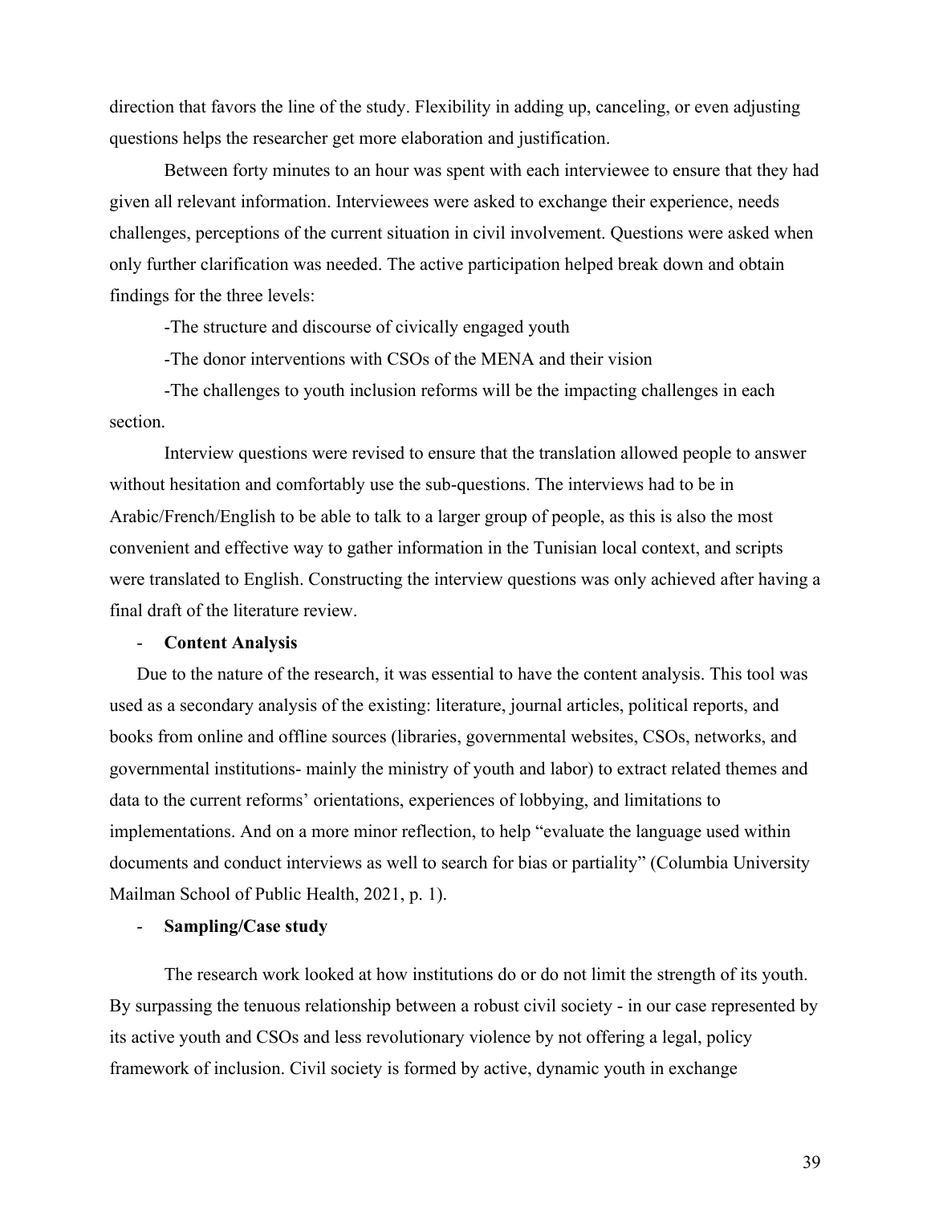direction that favors the line of the study. Flexibility in adding up, canceling, or even adjusting questions helps the researcher get more elaboration and justification.

Between forty minutes to an hour was spent with each interviewee to ensure that they had given all relevant information. Interviewees were asked to exchange their experience, needs challenges, perceptions of the current situation in civil involvement. Questions were asked when only further clarification was needed. The active participation helped break down and obtain findings for the three levels:

-The structure and discourse of civically engaged youth

-The donor interventions with CSOs of the MENA and their vision

-The challenges to youth inclusion reforms will be the impacting challenges in each section.

Interview questions were revised to ensure that the translation allowed people to answer without hesitation and comfortably use the sub-questions. The interviews had to be in Arabic/French/English to be able to talk to a larger group of people, as this is also the most convenient and effective way to gather information in the Tunisian local context, and scripts were translated to English. Constructing the interview questions was only achieved after having a final draft of the literature review.

- **Content Analysis**

Due to the nature of the research, it was essential to have the content analysis. This tool was used as a secondary analysis of the existing: literature, journal articles, political reports, and books from online and offline sources (libraries, governmental websites, CSOs, networks, and governmental institutions- mainly the ministry of youth and labor) to extract related themes and data to the current reforms' orientations, experiences of lobbying, and limitations to implementations. And on a more minor reflection, to help "evaluate the language used within documents and conduct interviews as well to search for bias or partiality" (Columbia University Mailman School of Public Health, 2021, p. 1).

- **Sampling/Case study**

The research work looked at how institutions do or do not limit the strength of its youth. By surpassing the tenuous relationship between a robust civil society - in our case represented by its active youth and CSOs and less revolutionary violence by not offering a legal, policy framework of inclusion. Civil society is formed by active, dynamic youth in exchange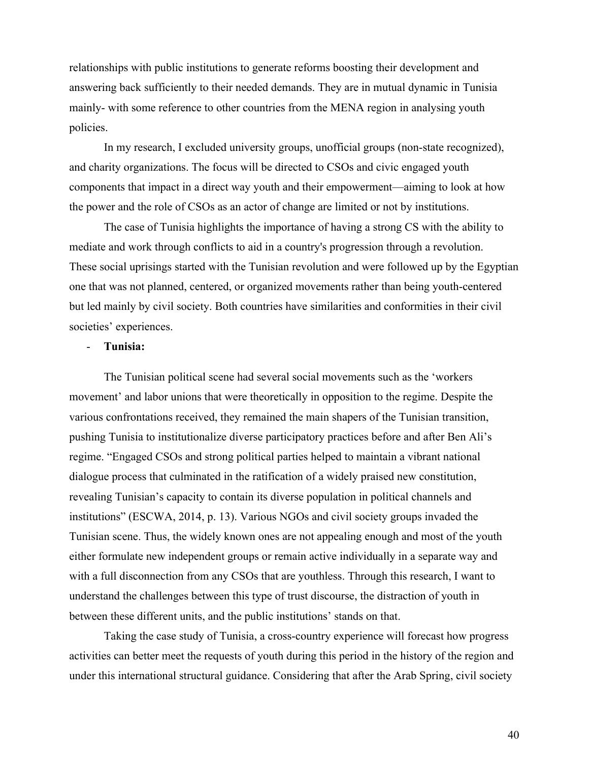relationships with public institutions to generate reforms boosting their development and answering back sufficiently to their needed demands. They are in mutual dynamic in Tunisia mainly- with some reference to other countries from the MENA region in analysing youth policies.

In my research, I excluded university groups, unofficial groups (non-state recognized), and charity organizations. The focus will be directed to CSOs and civic engaged youth components that impact in a direct way youth and their empowerment—aiming to look at how the power and the role of CSOs as an actor of change are limited or not by institutions.

The case of Tunisia highlights the importance of having a strong CS with the ability to mediate and work through conflicts to aid in a country's progression through a revolution. These social uprisings started with the Tunisian revolution and were followed up by the Egyptian one that was not planned, centered, or organized movements rather than being youth-centered but led mainly by civil society. Both countries have similarities and conformities in their civil societies' experiences.

- **Tunisia:**

The Tunisian political scene had several social movements such as the 'workers movement' and labor unions that were theoretically in opposition to the regime. Despite the various confrontations received, they remained the main shapers of the Tunisian transition, pushing Tunisia to institutionalize diverse participatory practices before and after Ben Ali's regime. "Engaged CSOs and strong political parties helped to maintain a vibrant national dialogue process that culminated in the ratification of a widely praised new constitution, revealing Tunisian's capacity to contain its diverse population in political channels and institutions" (ESCWA, 2014, p. 13). Various NGOs and civil society groups invaded the Tunisian scene. Thus, the widely known ones are not appealing enough and most of the youth either formulate new independent groups or remain active individually in a separate way and with a full disconnection from any CSOs that are youthless. Through this research, I want to understand the challenges between this type of trust discourse, the distraction of youth in between these different units, and the public institutions' stands on that.

Taking the case study of Tunisia, a cross-country experience will forecast how progress activities can better meet the requests of youth during this period in the history of the region and under this international structural guidance. Considering that after the Arab Spring, civil society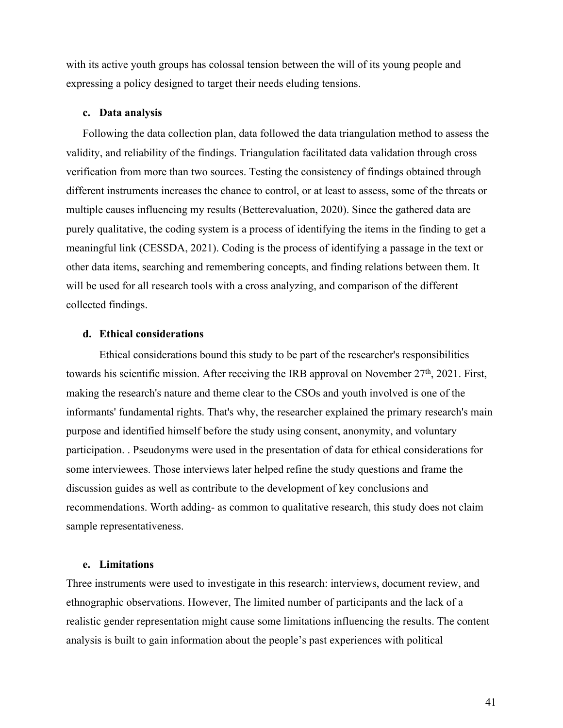with its active youth groups has colossal tension between the will of its young people and expressing a policy designed to target their needs eluding tensions.

### c. Data analysis

Following the data collection plan, data followed the data triangulation method to assess the validity, and reliability of the findings. Triangulation facilitated data validation through cross verification from more than two sources. Testing the consistency of findings obtained through different instruments increases the chance to control, or at least to assess, some of the threats or multiple causes influencing my results (Betterevaluation, 2020). Since the gathered data are purely qualitative, the coding system is a process of identifying the items in the finding to get a meaningful link (CESSDA, 2021). Coding is the process of identifying a passage in the text or other data items, searching and remembering concepts, and finding relations between them. It will be used for all research tools with a cross analyzing, and comparison of the different collected findings.

### d. Ethical considerations

Ethical considerations bound this study to be part of the researcher's responsibilities towards his scientific mission. After receiving the IRB approval on November 27th, 2021. First, making the research's nature and theme clear to the CSOs and youth involved is one of the informants' fundamental rights. That's why, the researcher explained the primary research's main purpose and identified himself before the study using consent, anonymity, and voluntary participation. . Pseudonyms were used in the presentation of data for ethical considerations for some interviewees. Those interviews later helped refine the study questions and frame the discussion guides as well as contribute to the development of key conclusions and recommendations. Worth adding- as common to qualitative research, this study does not claim sample representativeness.

### e. Limitations

Three instruments were used to investigate in this research: interviews, document review, and ethnographic observations. However, The limited number of participants and the lack of a realistic gender representation might cause some limitations influencing the results. The content analysis is built to gain information about the people's past experiences with political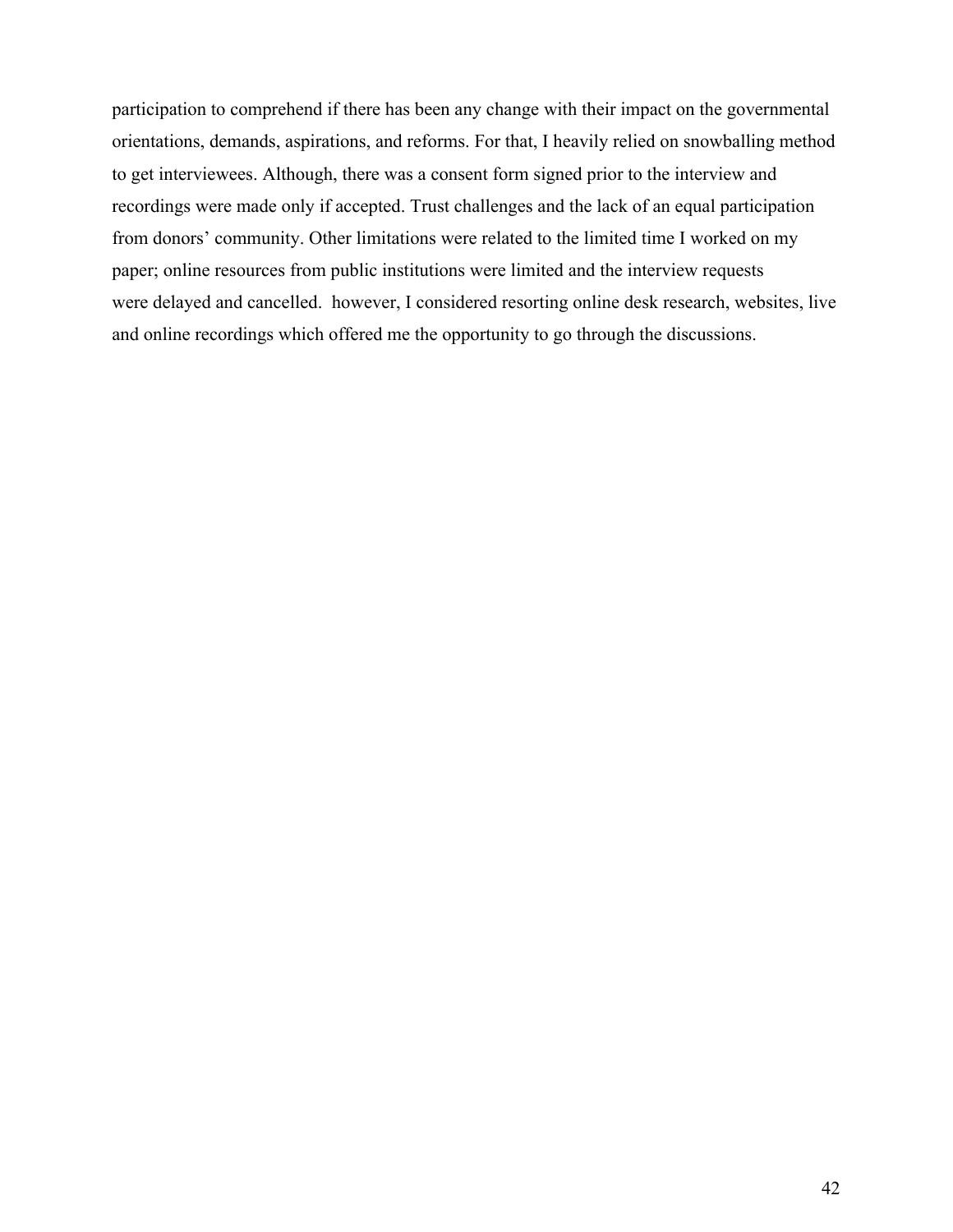participation to comprehend if there has been any change with their impact on the governmental orientations, demands, aspirations, and reforms. For that, I heavily relied on snowballing method to get interviewees. Although, there was a consent form signed prior to the interview and recordings were made only if accepted. Trust challenges and the lack of an equal participation from donors' community. Other limitations were related to the limited time I worked on my paper; online resources from public institutions were limited and the interview requests were delayed and cancelled. however, I considered resorting online desk research, websites, live and online recordings which offered me the opportunity to go through the discussions.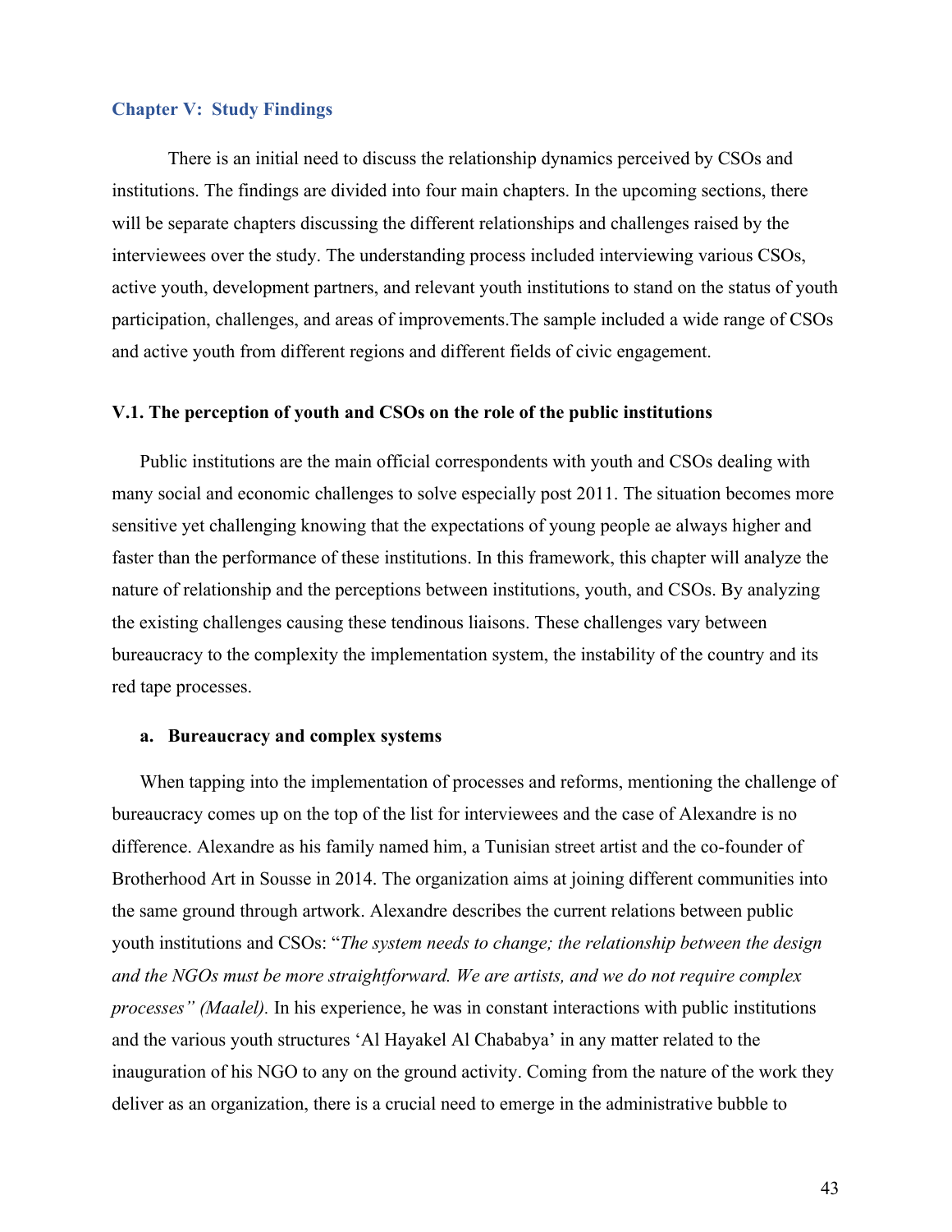## Chapter V: Study Findings

There is an initial need to discuss the relationship dynamics perceived by CSOs and institutions. The findings are divided into four main chapters. In the upcoming sections, there will be separate chapters discussing the different relationships and challenges raised by the interviewees over the study. The understanding process included interviewing various CSOs, active youth, development partners, and relevant youth institutions to stand on the status of youth participation, challenges, and areas of improvements.The sample included a wide range of CSOs and active youth from different regions and different fields of civic engagement.

### V.1. The perception of youth and CSOs on the role of the public institutions

Public institutions are the main official correspondents with youth and CSOs dealing with many social and economic challenges to solve especially post 2011. The situation becomes more sensitive yet challenging knowing that the expectations of young people ae always higher and faster than the performance of these institutions. In this framework, this chapter will analyze the nature of relationship and the perceptions between institutions, youth, and CSOs. By analyzing the existing challenges causing these tendinous liaisons. These challenges vary between bureaucracy to the complexity the implementation system, the instability of the country and its red tape processes.

#### a. Bureaucracy and complex systems

When tapping into the implementation of processes and reforms, mentioning the challenge of bureaucracy comes up on the top of the list for interviewees and the case of Alexandre is no difference. Alexandre as his family named him, a Tunisian street artist and the co-founder of Brotherhood Art in Sousse in 2014. The organization aims at joining different communities into the same ground through artwork. Alexandre describes the current relations between public youth institutions and CSOs: "*The system needs to change; the relationship between the design and the NGOs must be more straightforward. We are artists, and we do not require complex processes" (Maalel).* In his experience, he was in constant interactions with public institutions and the various youth structures 'Al Hayakel Al Chababya' in any matter related to the inauguration of his NGO to any on the ground activity. Coming from the nature of the work they deliver as an organization, there is a crucial need to emerge in the administrative bubble to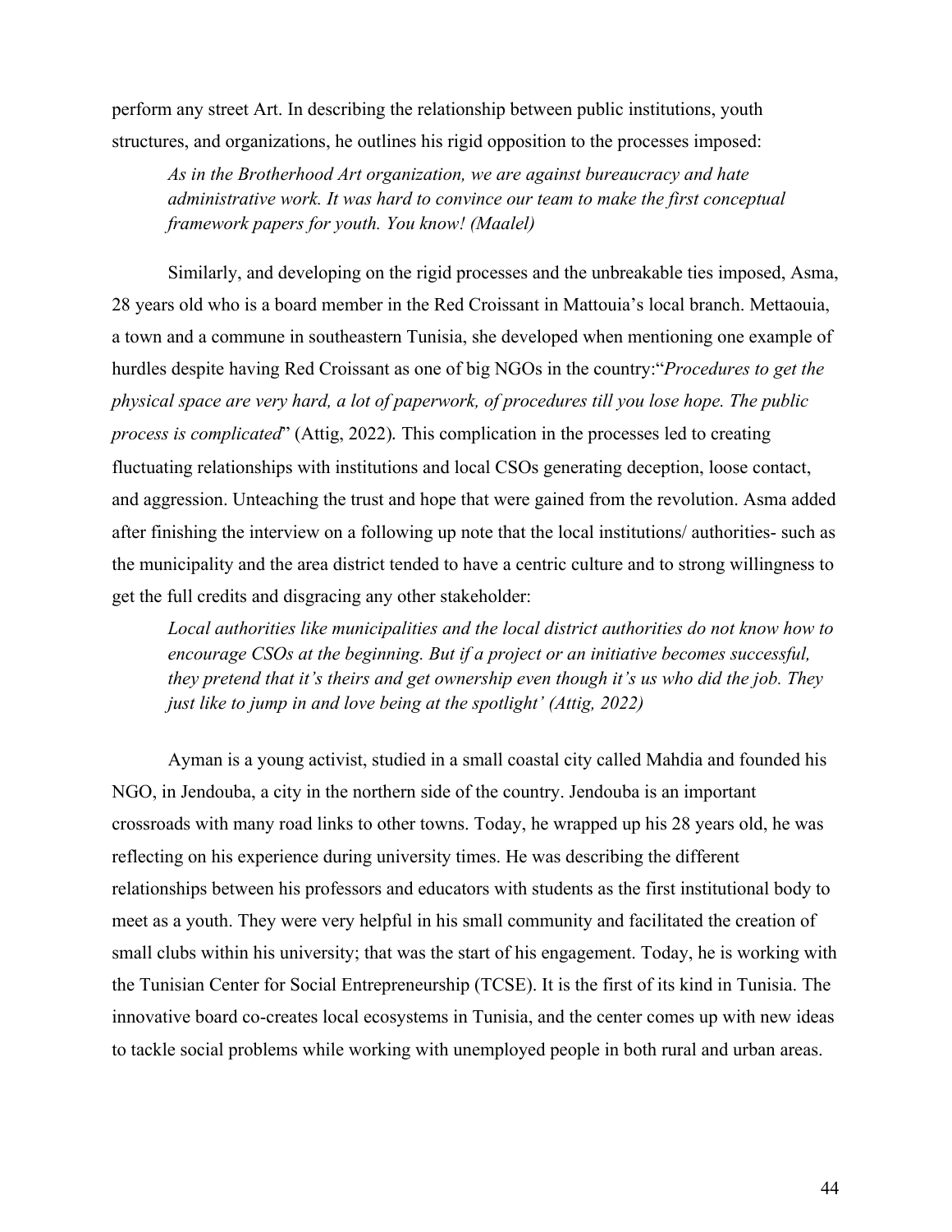perform any street Art. In describing the relationship between public institutions, youth structures, and organizations, he outlines his rigid opposition to the processes imposed:

> *As in the Brotherhood Art organization, we are against bureaucracy and hate administrative work. It was hard to convince our team to make the first conceptual framework papers for youth. You know! (Maalel)*

Similarly, and developing on the rigid processes and the unbreakable ties imposed, Asma, 28 years old who is a board member in the Red Croissant in Mattouia's local branch. Mettaouia, a town and a commune in southeastern Tunisia, she developed when mentioning one example of hurdles despite having Red Croissant as one of big NGOs in the country:"*Procedures to get the physical space are very hard, a lot of paperwork, of procedures till you lose hope. The public process is complicated*" (Attig, 2022). This complication in the processes led to creating fluctuating relationships with institutions and local CSOs generating deception, loose contact, and aggression. Unteaching the trust and hope that were gained from the revolution. Asma added after finishing the interview on a following up note that the local institutions/ authorities- such as the municipality and the area district tended to have a centric culture and to strong willingness to get the full credits and disgracing any other stakeholder:

> *Local authorities like municipalities and the local district authorities do not know how to encourage CSOs at the beginning. But if a project or an initiative becomes successful, they pretend that it's theirs and get ownership even though it's us who did the job. They just like to jump in and love being at the spotlight' (Attig, 2022)*

Ayman is a young activist, studied in a small coastal city called Mahdia and founded his NGO, in Jendouba, a city in the northern side of the country. Jendouba is an important crossroads with many road links to other towns. Today, he wrapped up his 28 years old, he was reflecting on his experience during university times. He was describing the different relationships between his professors and educators with students as the first institutional body to meet as a youth. They were very helpful in his small community and facilitated the creation of small clubs within his university; that was the start of his engagement. Today, he is working with the Tunisian Center for Social Entrepreneurship (TCSE). It is the first of its kind in Tunisia. The innovative board co-creates local ecosystems in Tunisia, and the center comes up with new ideas to tackle social problems while working with unemployed people in both rural and urban areas.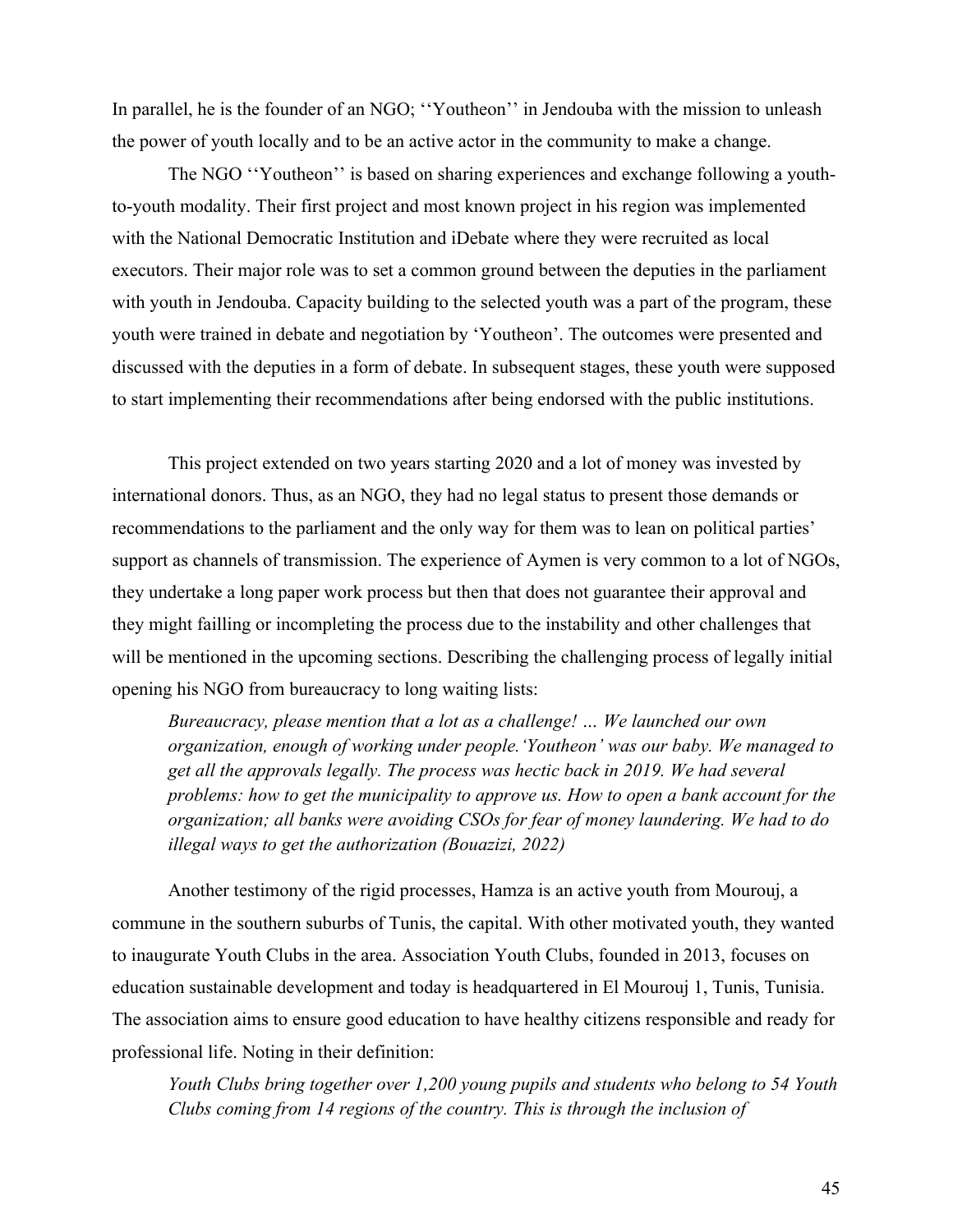In parallel, he is the founder of an NGO; ''Youtheon'' in Jendouba with the mission to unleash the power of youth locally and to be an active actor in the community to make a change.

The NGO ''Youtheon'' is based on sharing experiences and exchange following a youth-to-youth modality. Their first project and most known project in his region was implemented with the National Democratic Institution and iDebate where they were recruited as local executors. Their major role was to set a common ground between the deputies in the parliament with youth in Jendouba. Capacity building to the selected youth was a part of the program, these youth were trained in debate and negotiation by 'Youtheon'. The outcomes were presented and discussed with the deputies in a form of debate. In subsequent stages, these youth were supposed to start implementing their recommendations after being endorsed with the public institutions.

This project extended on two years starting 2020 and a lot of money was invested by international donors. Thus, as an NGO, they had no legal status to present those demands or recommendations to the parliament and the only way for them was to lean on political parties' support as channels of transmission. The experience of Aymen is very common to a lot of NGOs, they undertake a long paper work process but then that does not guarantee their approval and they might failling or incompleting the process due to the instability and other challenges that will be mentioned in the upcoming sections. Describing the challenging process of legally initial opening his NGO from bureaucracy to long waiting lists:

> *Bureaucracy, please mention that a lot as a challenge! … We launched our own organization, enough of working under people.'Youtheon' was our baby. We managed to get all the approvals legally. The process was hectic back in 2019. We had several problems: how to get the municipality to approve us. How to open a bank account for the organization; all banks were avoiding CSOs for fear of money laundering. We had to do illegal ways to get the authorization (Bouazizi, 2022)*

Another testimony of the rigid processes, Hamza is an active youth from Mourouj, a commune in the southern suburbs of Tunis, the capital. With other motivated youth, they wanted to inaugurate Youth Clubs in the area. Association Youth Clubs, founded in 2013, focuses on education sustainable development and today is headquartered in El Mourouj 1, Tunis, Tunisia. The association aims to ensure good education to have healthy citizens responsible and ready for professional life. Noting in their definition:

> *Youth Clubs bring together over 1,200 young pupils and students who belong to 54 Youth Clubs coming from 14 regions of the country. This is through the inclusion of*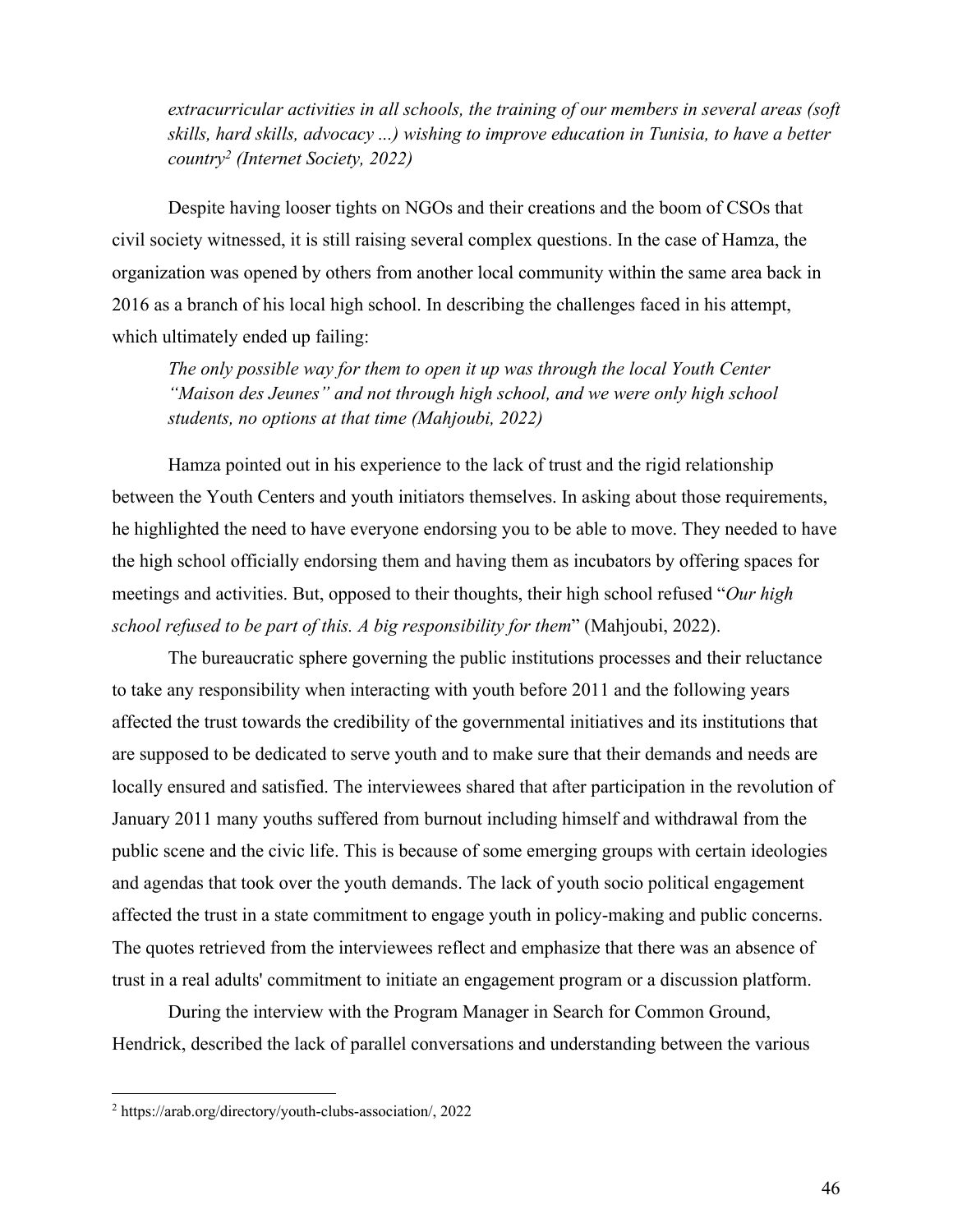> *extracurricular activities in all schools, the training of our members in several areas (soft skills, hard skills, advocacy ...) wishing to improve education in Tunisia, to have a better country[2] (Internet Society, 2022)*

Despite having looser tights on NGOs and their creations and the boom of CSOs that civil society witnessed, it is still raising several complex questions. In the case of Hamza, the organization was opened by others from another local community within the same area back in 2016 as a branch of his local high school. In describing the challenges faced in his attempt, which ultimately ended up failing:

> *The only possible way for them to open it up was through the local Youth Center "Maison des Jeunes" and not through high school, and we were only high school students, no options at that time (Mahjoubi, 2022)*

Hamza pointed out in his experience to the lack of trust and the rigid relationship between the Youth Centers and youth initiators themselves. In asking about those requirements, he highlighted the need to have everyone endorsing you to be able to move. They needed to have the high school officially endorsing them and having them as incubators by offering spaces for meetings and activities. But, opposed to their thoughts, their high school refused "*Our high school refused to be part of this. A big responsibility for them*" (Mahjoubi, 2022).

The bureaucratic sphere governing the public institutions processes and their reluctance to take any responsibility when interacting with youth before 2011 and the following years affected the trust towards the credibility of the governmental initiatives and its institutions that are supposed to be dedicated to serve youth and to make sure that their demands and needs are locally ensured and satisfied. The interviewees shared that after participation in the revolution of January 2011 many youths suffered from burnout including himself and withdrawal from the public scene and the civic life. This is because of some emerging groups with certain ideologies and agendas that took over the youth demands. The lack of youth socio political engagement affected the trust in a state commitment to engage youth in policy-making and public concerns. The quotes retrieved from the interviewees reflect and emphasize that there was an absence of trust in a real adults' commitment to initiate an engagement program or a discussion platform.

During the interview with the Program Manager in Search for Common Ground, Hendrick, described the lack of parallel conversations and understanding between the various

---

[2] https://arab.org/directory/youth-clubs-association/, 2022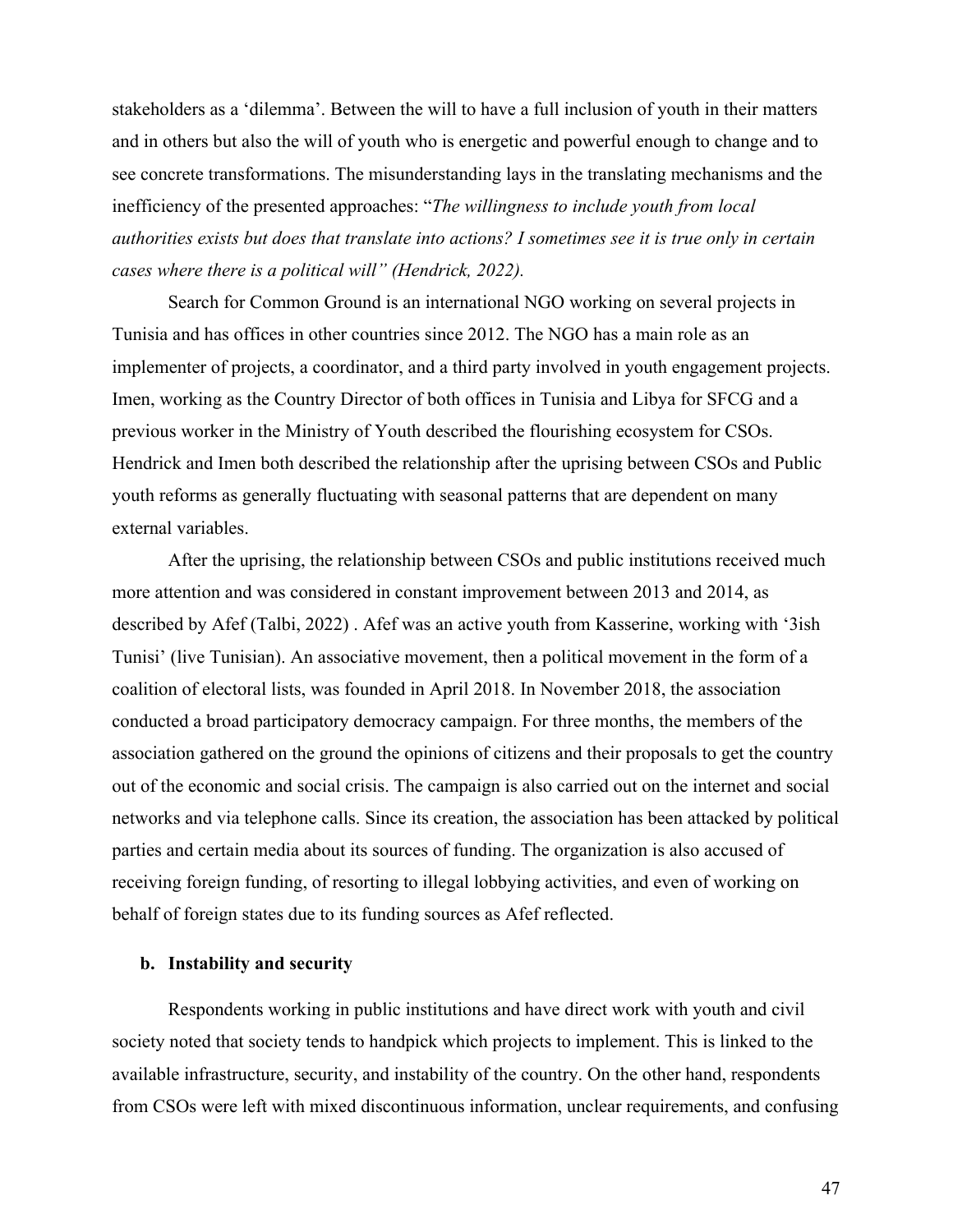stakeholders as a 'dilemma'. Between the will to have a full inclusion of youth in their matters and in others but also the will of youth who is energetic and powerful enough to change and to see concrete transformations. The misunderstanding lays in the translating mechanisms and the inefficiency of the presented approaches: "*The willingness to include youth from local authorities exists but does that translate into actions? I sometimes see it is true only in certain cases where there is a political will" (Hendrick, 2022).*

Search for Common Ground is an international NGO working on several projects in Tunisia and has offices in other countries since 2012. The NGO has a main role as an implementer of projects, a coordinator, and a third party involved in youth engagement projects. Imen, working as the Country Director of both offices in Tunisia and Libya for SFCG and a previous worker in the Ministry of Youth described the flourishing ecosystem for CSOs. Hendrick and Imen both described the relationship after the uprising between CSOs and Public youth reforms as generally fluctuating with seasonal patterns that are dependent on many external variables.

After the uprising, the relationship between CSOs and public institutions received much more attention and was considered in constant improvement between 2013 and 2014, as described by Afef (Talbi, 2022) . Afef was an active youth from Kasserine, working with '3ish Tunisi' (live Tunisian). An associative movement, then a political movement in the form of a coalition of electoral lists, was founded in April 2018. In November 2018, the association conducted a broad participatory democracy campaign. For three months, the members of the association gathered on the ground the opinions of citizens and their proposals to get the country out of the economic and social crisis. The campaign is also carried out on the internet and social networks and via telephone calls. Since its creation, the association has been attacked by political parties and certain media about its sources of funding. The organization is also accused of receiving foreign funding, of resorting to illegal lobbying activities, and even of working on behalf of foreign states due to its funding sources as Afef reflected.

### b. Instability and security

Respondents working in public institutions and have direct work with youth and civil society noted that society tends to handpick which projects to implement. This is linked to the available infrastructure, security, and instability of the country. On the other hand, respondents from CSOs were left with mixed discontinuous information, unclear requirements, and confusing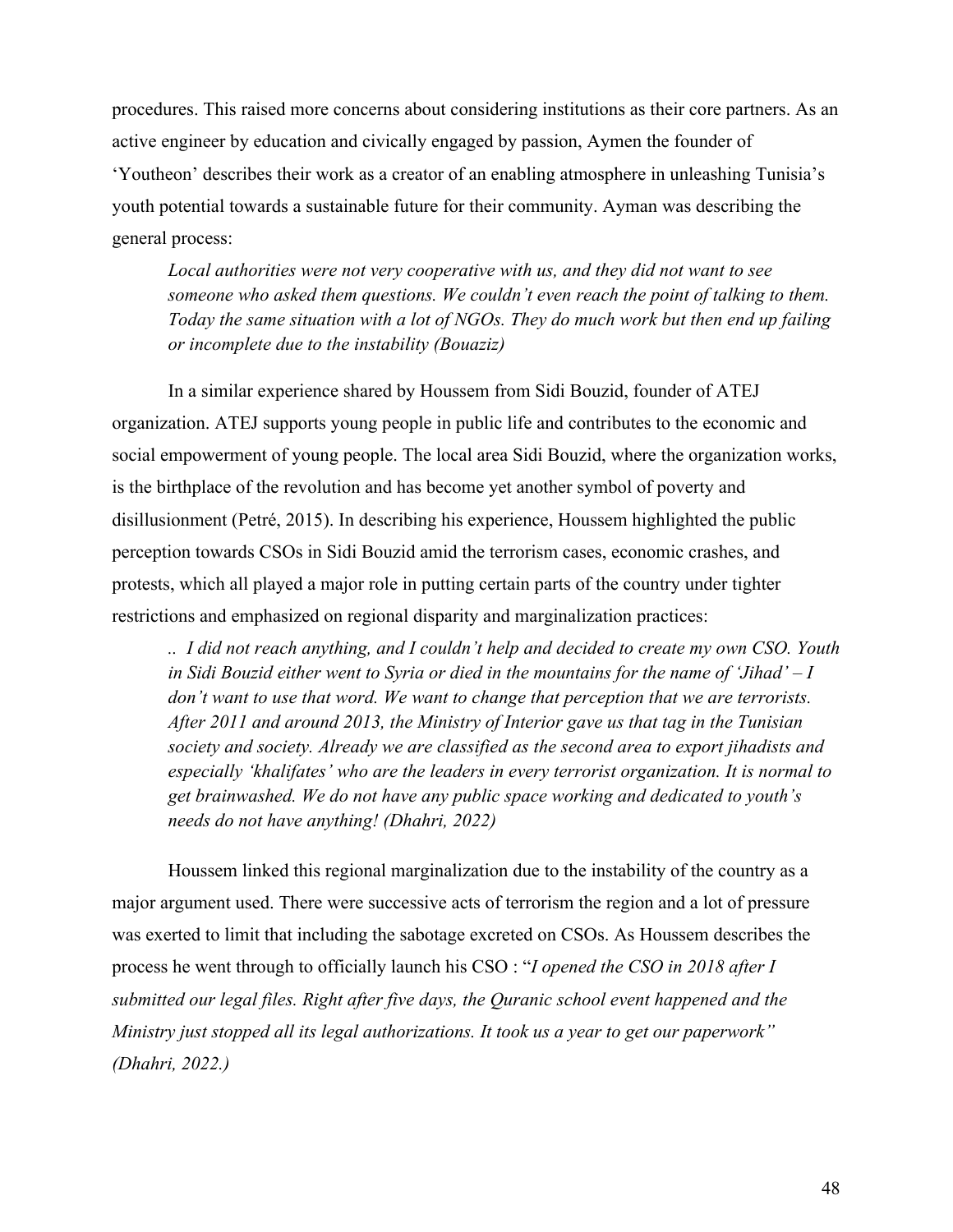procedures. This raised more concerns about considering institutions as their core partners. As an active engineer by education and civically engaged by passion, Aymen the founder of 'Youtheon' describes their work as a creator of an enabling atmosphere in unleashing Tunisia's youth potential towards a sustainable future for their community. Ayman was describing the general process:

> *Local authorities were not very cooperative with us, and they did not want to see someone who asked them questions. We couldn't even reach the point of talking to them. Today the same situation with a lot of NGOs. They do much work but then end up failing or incomplete due to the instability (Bouaziz)*

In a similar experience shared by Houssem from Sidi Bouzid, founder of ATEJ organization. ATEJ supports young people in public life and contributes to the economic and social empowerment of young people. The local area Sidi Bouzid, where the organization works, is the birthplace of the revolution and has become yet another symbol of poverty and disillusionment (Petré, 2015). In describing his experience, Houssem highlighted the public perception towards CSOs in Sidi Bouzid amid the terrorism cases, economic crashes, and protests, which all played a major role in putting certain parts of the country under tighter restrictions and emphasized on regional disparity and marginalization practices:

> *.. I did not reach anything, and I couldn't help and decided to create my own CSO. Youth in Sidi Bouzid either went to Syria or died in the mountains for the name of 'Jihad' – I don't want to use that word. We want to change that perception that we are terrorists. After 2011 and around 2013, the Ministry of Interior gave us that tag in the Tunisian society and society. Already we are classified as the second area to export jihadists and especially 'khalifates' who are the leaders in every terrorist organization. It is normal to get brainwashed. We do not have any public space working and dedicated to youth's needs do not have anything! (Dhahri, 2022)*

Houssem linked this regional marginalization due to the instability of the country as a major argument used. There were successive acts of terrorism the region and a lot of pressure was exerted to limit that including the sabotage excreted on CSOs. As Houssem describes the process he went through to officially launch his CSO : "*I opened the CSO in 2018 after I submitted our legal files. Right after five days, the Quranic school event happened and the Ministry just stopped all its legal authorizations. It took us a year to get our paperwork" (Dhahri, 2022.)*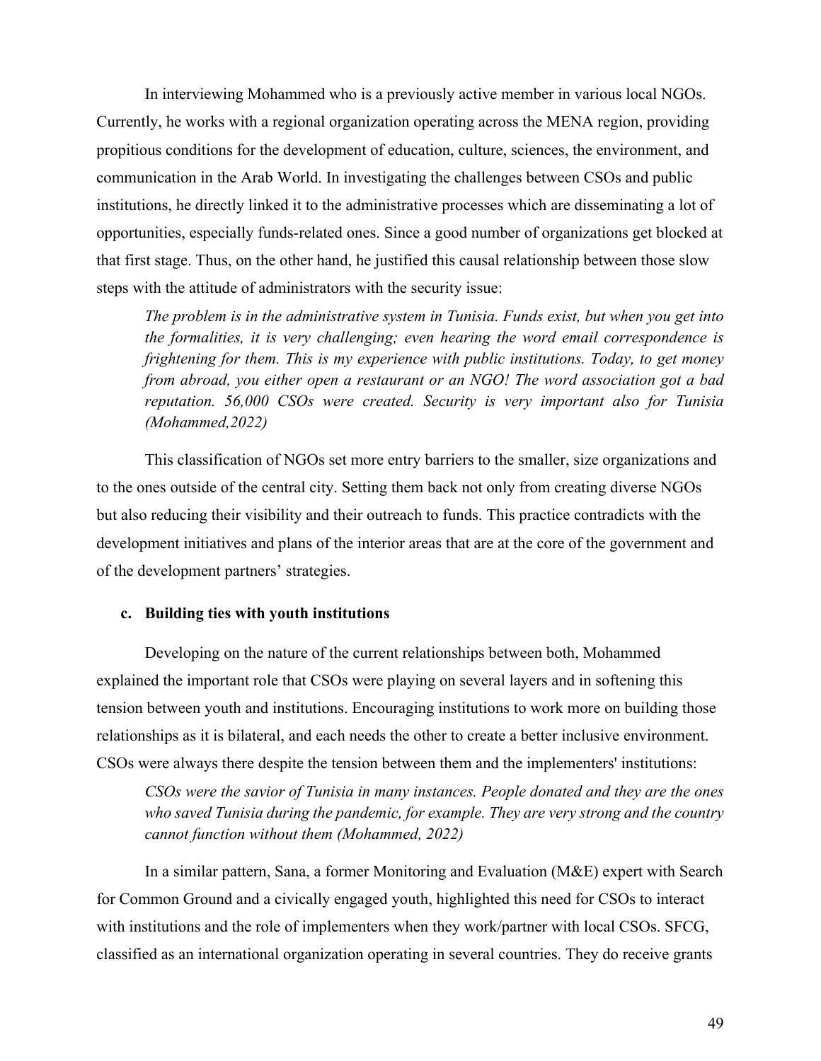In interviewing Mohammed who is a previously active member in various local NGOs. Currently, he works with a regional organization operating across the MENA region, providing propitious conditions for the development of education, culture, sciences, the environment, and communication in the Arab World. In investigating the challenges between CSOs and public institutions, he directly linked it to the administrative processes which are disseminating a lot of opportunities, especially funds-related ones. Since a good number of organizations get blocked at that first stage. Thus, on the other hand, he justified this causal relationship between those slow steps with the attitude of administrators with the security issue:

> *The problem is in the administrative system in Tunisia. Funds exist, but when you get into the formalities, it is very challenging; even hearing the word email correspondence is frightening for them. This is my experience with public institutions. Today, to get money from abroad, you either open a restaurant or an NGO! The word association got a bad reputation. 56,000 CSOs were created. Security is very important also for Tunisia (Mohammed,2022)*

This classification of NGOs set more entry barriers to the smaller, size organizations and to the ones outside of the central city. Setting them back not only from creating diverse NGOs but also reducing their visibility and their outreach to funds. This practice contradicts with the development initiatives and plans of the interior areas that are at the core of the government and of the development partners' strategies.

**c. Building ties with youth institutions**

Developing on the nature of the current relationships between both, Mohammed explained the important role that CSOs were playing on several layers and in softening this tension between youth and institutions. Encouraging institutions to work more on building those relationships as it is bilateral, and each needs the other to create a better inclusive environment. CSOs were always there despite the tension between them and the implementers' institutions:

> *CSOs were the savior of Tunisia in many instances. People donated and they are the ones who saved Tunisia during the pandemic, for example. They are very strong and the country cannot function without them (Mohammed, 2022)*

In a similar pattern, Sana, a former Monitoring and Evaluation (M&E) expert with Search for Common Ground and a civically engaged youth, highlighted this need for CSOs to interact with institutions and the role of implementers when they work/partner with local CSOs. SFCG, classified as an international organization operating in several countries. They do receive grants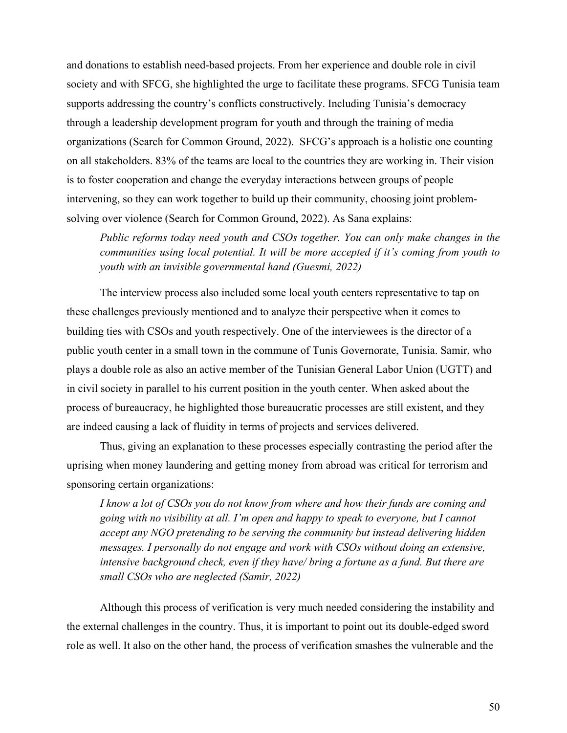and donations to establish need-based projects. From her experience and double role in civil society and with SFCG, she highlighted the urge to facilitate these programs. SFCG Tunisia team supports addressing the country's conflicts constructively. Including Tunisia's democracy through a leadership development program for youth and through the training of media organizations (Search for Common Ground, 2022). SFCG's approach is a holistic one counting on all stakeholders. 83% of the teams are local to the countries they are working in. Their vision is to foster cooperation and change the everyday interactions between groups of people intervening, so they can work together to build up their community, choosing joint problem-solving over violence (Search for Common Ground, 2022). As Sana explains:

> *Public reforms today need youth and CSOs together. You can only make changes in the communities using local potential. It will be more accepted if it's coming from youth to youth with an invisible governmental hand (Guesmi, 2022)*

The interview process also included some local youth centers representative to tap on these challenges previously mentioned and to analyze their perspective when it comes to building ties with CSOs and youth respectively. One of the interviewees is the director of a public youth center in a small town in the commune of Tunis Governorate, Tunisia. Samir, who plays a double role as also an active member of the Tunisian General Labor Union (UGTT) and in civil society in parallel to his current position in the youth center. When asked about the process of bureaucracy, he highlighted those bureaucratic processes are still existent, and they are indeed causing a lack of fluidity in terms of projects and services delivered.

Thus, giving an explanation to these processes especially contrasting the period after the uprising when money laundering and getting money from abroad was critical for terrorism and sponsoring certain organizations:

> *I know a lot of CSOs you do not know from where and how their funds are coming and going with no visibility at all. I'm open and happy to speak to everyone, but I cannot accept any NGO pretending to be serving the community but instead delivering hidden messages. I personally do not engage and work with CSOs without doing an extensive, intensive background check, even if they have/ bring a fortune as a fund. But there are small CSOs who are neglected (Samir, 2022)*

Although this process of verification is very much needed considering the instability and the external challenges in the country. Thus, it is important to point out its double-edged sword role as well. It also on the other hand, the process of verification smashes the vulnerable and the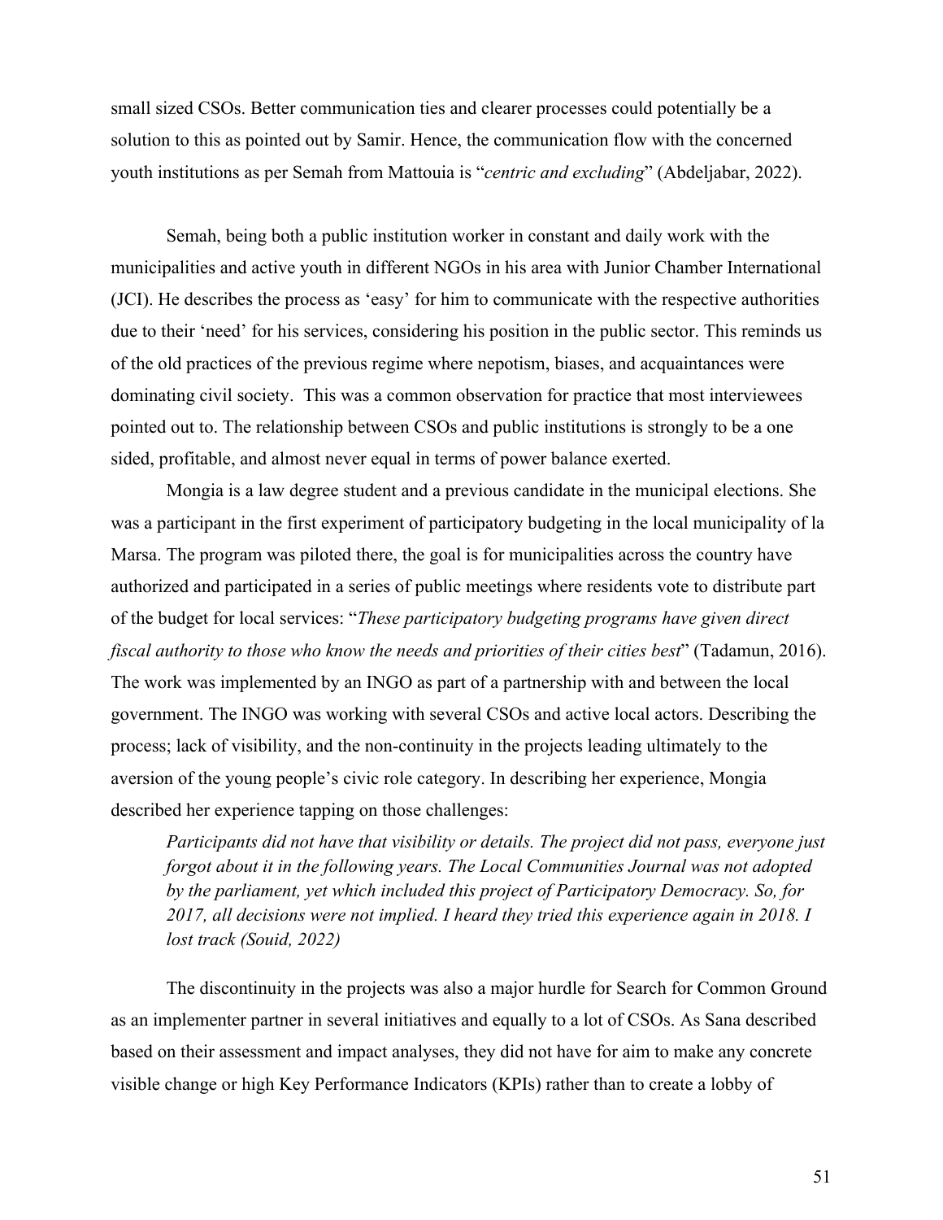small sized CSOs. Better communication ties and clearer processes could potentially be a solution to this as pointed out by Samir. Hence, the communication flow with the concerned youth institutions as per Semah from Mattouia is "*centric and excluding*" (Abdeljabar, 2022).

Semah, being both a public institution worker in constant and daily work with the municipalities and active youth in different NGOs in his area with Junior Chamber International (JCI). He describes the process as 'easy' for him to communicate with the respective authorities due to their 'need' for his services, considering his position in the public sector. This reminds us of the old practices of the previous regime where nepotism, biases, and acquaintances were dominating civil society. This was a common observation for practice that most interviewees pointed out to. The relationship between CSOs and public institutions is strongly to be a one sided, profitable, and almost never equal in terms of power balance exerted.

Mongia is a law degree student and a previous candidate in the municipal elections. She was a participant in the first experiment of participatory budgeting in the local municipality of la Marsa. The program was piloted there, the goal is for municipalities across the country have authorized and participated in a series of public meetings where residents vote to distribute part of the budget for local services: "*These participatory budgeting programs have given direct fiscal authority to those who know the needs and priorities of their cities best*" (Tadamun, 2016). The work was implemented by an INGO as part of a partnership with and between the local government. The INGO was working with several CSOs and active local actors. Describing the process; lack of visibility, and the non-continuity in the projects leading ultimately to the aversion of the young people's civic role category. In describing her experience, Mongia described her experience tapping on those challenges:

> *Participants did not have that visibility or details. The project did not pass, everyone just forgot about it in the following years. The Local Communities Journal was not adopted by the parliament, yet which included this project of Participatory Democracy. So, for 2017, all decisions were not implied. I heard they tried this experience again in 2018. I lost track (Souid, 2022)*

The discontinuity in the projects was also a major hurdle for Search for Common Ground as an implementer partner in several initiatives and equally to a lot of CSOs. As Sana described based on their assessment and impact analyses, they did not have for aim to make any concrete visible change or high Key Performance Indicators (KPIs) rather than to create a lobby of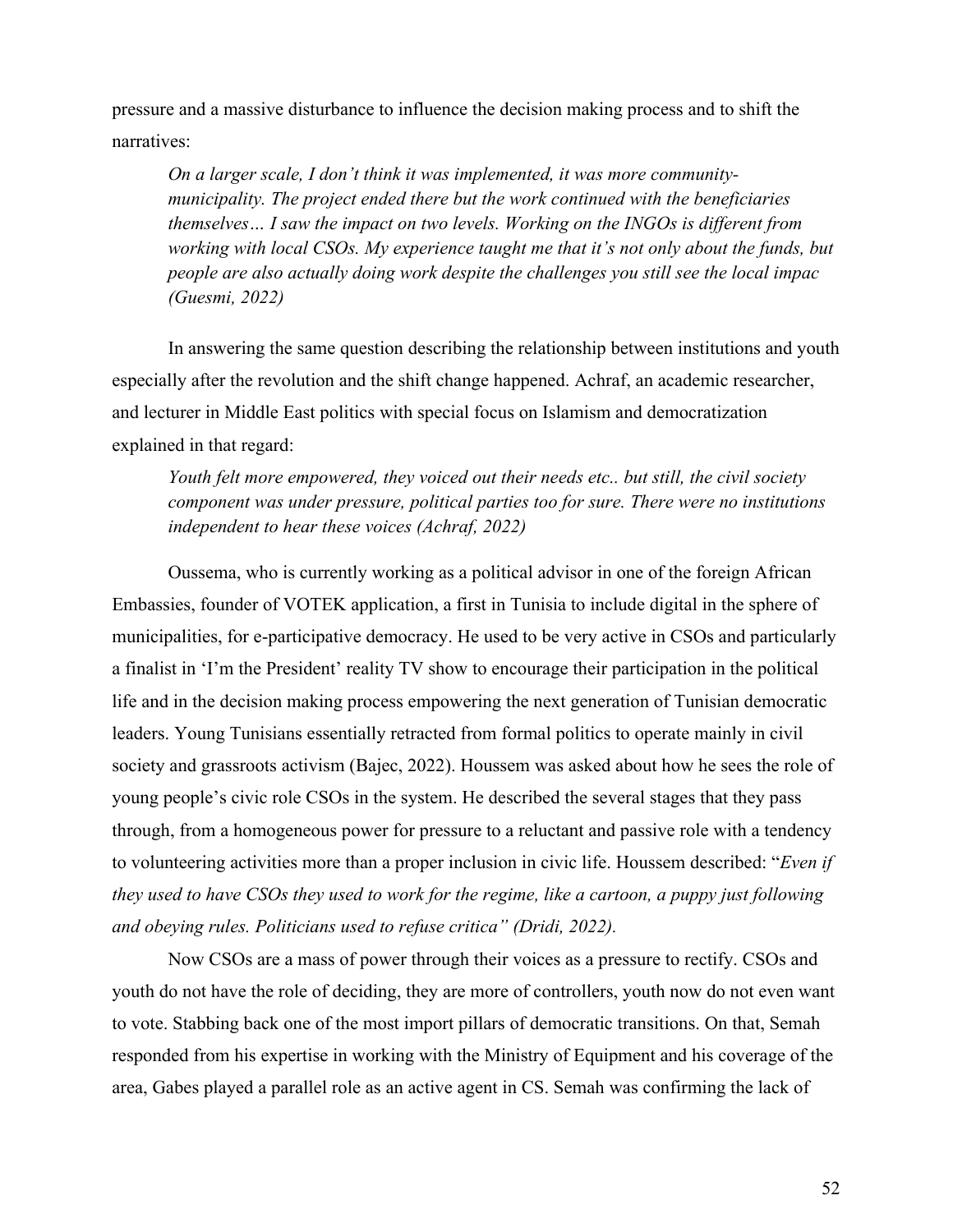pressure and a massive disturbance to influence the decision making process and to shift the narratives:

> *On a larger scale, I don't think it was implemented, it was more community-municipality. The project ended there but the work continued with the beneficiaries themselves… I saw the impact on two levels. Working on the INGOs is different from working with local CSOs. My experience taught me that it's not only about the funds, but people are also actually doing work despite the challenges you still see the local impac (Guesmi, 2022)*

In answering the same question describing the relationship between institutions and youth especially after the revolution and the shift change happened. Achraf, an academic researcher, and lecturer in Middle East politics with special focus on Islamism and democratization explained in that regard:

> *Youth felt more empowered, they voiced out their needs etc.. but still, the civil society component was under pressure, political parties too for sure. There were no institutions independent to hear these voices (Achraf, 2022)*

Oussema, who is currently working as a political advisor in one of the foreign African Embassies, founder of VOTEK application, a first in Tunisia to include digital in the sphere of municipalities, for e-participative democracy. He used to be very active in CSOs and particularly a finalist in 'I'm the President' reality TV show to encourage their participation in the political life and in the decision making process empowering the next generation of Tunisian democratic leaders. Young Tunisians essentially retracted from formal politics to operate mainly in civil society and grassroots activism (Bajec, 2022). Houssem was asked about how he sees the role of young people's civic role CSOs in the system. He described the several stages that they pass through, from a homogeneous power for pressure to a reluctant and passive role with a tendency to volunteering activities more than a proper inclusion in civic life. Houssem described: "*Even if they used to have CSOs they used to work for the regime, like a cartoon, a puppy just following and obeying rules. Politicians used to refuse critica" (Dridi, 2022).*

Now CSOs are a mass of power through their voices as a pressure to rectify. CSOs and youth do not have the role of deciding, they are more of controllers, youth now do not even want to vote. Stabbing back one of the most import pillars of democratic transitions. On that, Semah responded from his expertise in working with the Ministry of Equipment and his coverage of the area, Gabes played a parallel role as an active agent in CS. Semah was confirming the lack of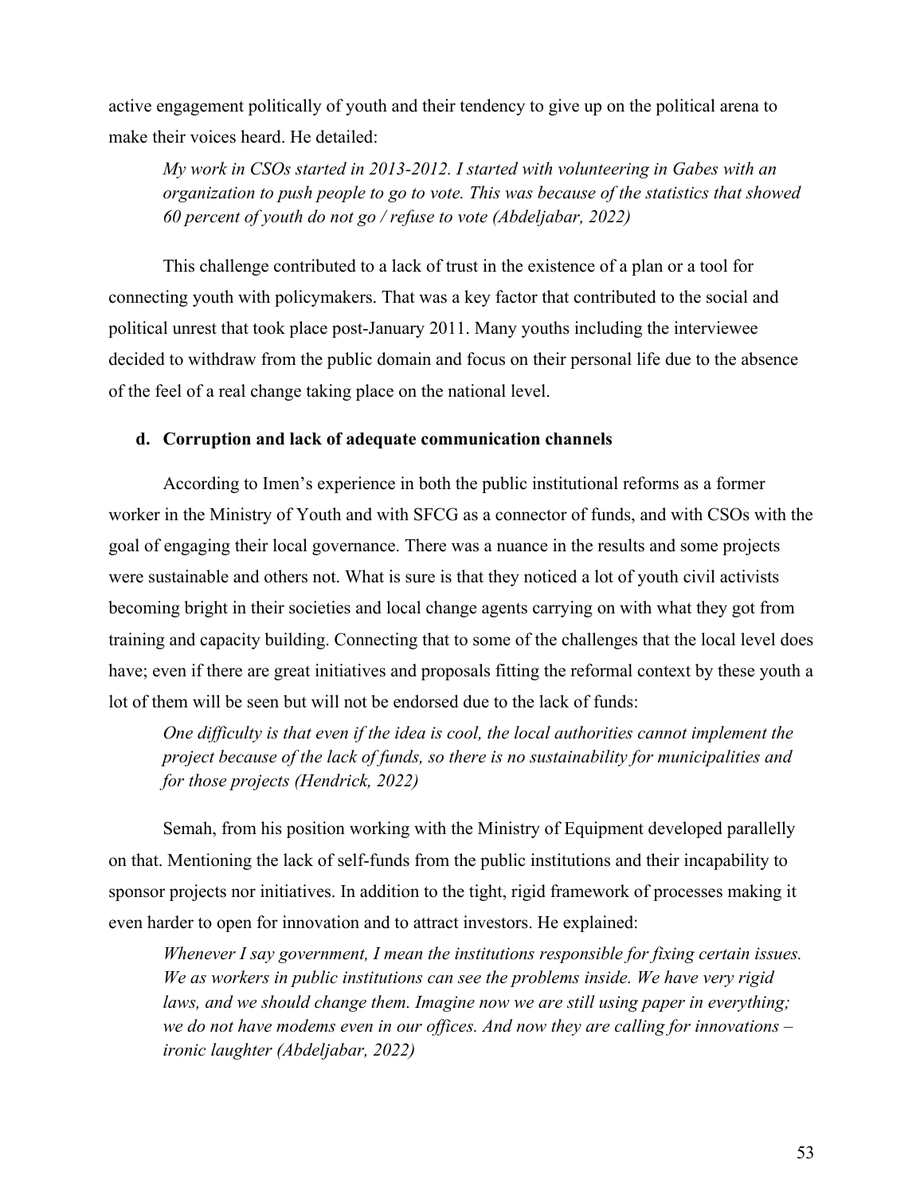active engagement politically of youth and their tendency to give up on the political arena to make their voices heard. He detailed:

> *My work in CSOs started in 2013-2012. I started with volunteering in Gabes with an organization to push people to go to vote. This was because of the statistics that showed 60 percent of youth do not go / refuse to vote (Abdeljabar, 2022)*

This challenge contributed to a lack of trust in the existence of a plan or a tool for connecting youth with policymakers. That was a key factor that contributed to the social and political unrest that took place post-January 2011. Many youths including the interviewee decided to withdraw from the public domain and focus on their personal life due to the absence of the feel of a real change taking place on the national level.

### d. Corruption and lack of adequate communication channels

According to Imen's experience in both the public institutional reforms as a former worker in the Ministry of Youth and with SFCG as a connector of funds, and with CSOs with the goal of engaging their local governance. There was a nuance in the results and some projects were sustainable and others not. What is sure is that they noticed a lot of youth civil activists becoming bright in their societies and local change agents carrying on with what they got from training and capacity building. Connecting that to some of the challenges that the local level does have; even if there are great initiatives and proposals fitting the reformal context by these youth a lot of them will be seen but will not be endorsed due to the lack of funds:

> *One difficulty is that even if the idea is cool, the local authorities cannot implement the project because of the lack of funds, so there is no sustainability for municipalities and for those projects (Hendrick, 2022)*

Semah, from his position working with the Ministry of Equipment developed parallelly on that. Mentioning the lack of self-funds from the public institutions and their incapability to sponsor projects nor initiatives. In addition to the tight, rigid framework of processes making it even harder to open for innovation and to attract investors. He explained:

> *Whenever I say government, I mean the institutions responsible for fixing certain issues. We as workers in public institutions can see the problems inside. We have very rigid laws, and we should change them. Imagine now we are still using paper in everything; we do not have modems even in our offices. And now they are calling for innovations – ironic laughter (Abdeljabar, 2022)*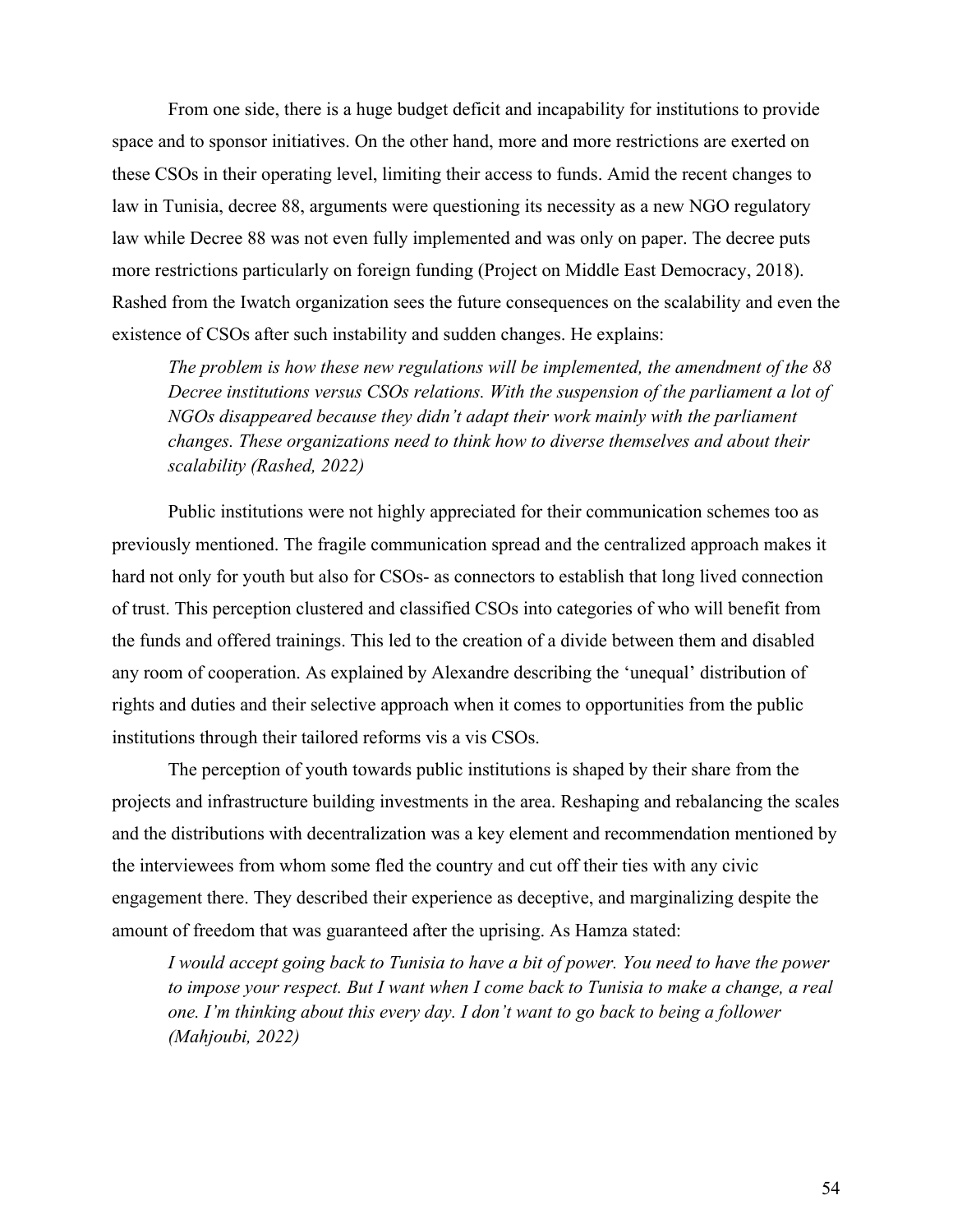From one side, there is a huge budget deficit and incapability for institutions to provide space and to sponsor initiatives. On the other hand, more and more restrictions are exerted on these CSOs in their operating level, limiting their access to funds. Amid the recent changes to law in Tunisia, decree 88, arguments were questioning its necessity as a new NGO regulatory law while Decree 88 was not even fully implemented and was only on paper. The decree puts more restrictions particularly on foreign funding (Project on Middle East Democracy, 2018). Rashed from the Iwatch organization sees the future consequences on the scalability and even the existence of CSOs after such instability and sudden changes. He explains:

> *The problem is how these new regulations will be implemented, the amendment of the 88 Decree institutions versus CSOs relations. With the suspension of the parliament a lot of NGOs disappeared because they didn't adapt their work mainly with the parliament changes. These organizations need to think how to diverse themselves and about their scalability (Rashed, 2022)*

Public institutions were not highly appreciated for their communication schemes too as previously mentioned. The fragile communication spread and the centralized approach makes it hard not only for youth but also for CSOs- as connectors to establish that long lived connection of trust. This perception clustered and classified CSOs into categories of who will benefit from the funds and offered trainings. This led to the creation of a divide between them and disabled any room of cooperation. As explained by Alexandre describing the 'unequal' distribution of rights and duties and their selective approach when it comes to opportunities from the public institutions through their tailored reforms vis a vis CSOs.

The perception of youth towards public institutions is shaped by their share from the projects and infrastructure building investments in the area. Reshaping and rebalancing the scales and the distributions with decentralization was a key element and recommendation mentioned by the interviewees from whom some fled the country and cut off their ties with any civic engagement there. They described their experience as deceptive, and marginalizing despite the amount of freedom that was guaranteed after the uprising. As Hamza stated:

> *I would accept going back to Tunisia to have a bit of power. You need to have the power to impose your respect. But I want when I come back to Tunisia to make a change, a real one. I'm thinking about this every day. I don't want to go back to being a follower (Mahjoubi, 2022)*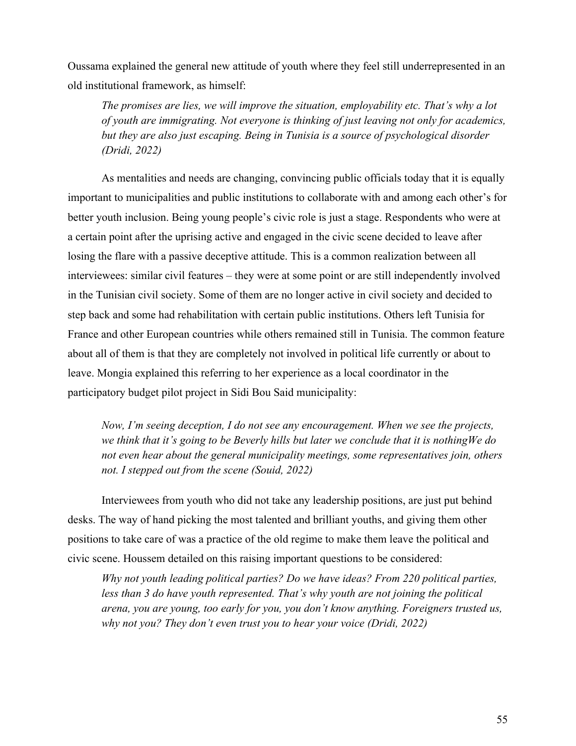Oussama explained the general new attitude of youth where they feel still underrepresented in an old institutional framework, as himself:

> *The promises are lies, we will improve the situation, employability etc. That's why a lot of youth are immigrating. Not everyone is thinking of just leaving not only for academics, but they are also just escaping. Being in Tunisia is a source of psychological disorder (Dridi, 2022)*

As mentalities and needs are changing, convincing public officials today that it is equally important to municipalities and public institutions to collaborate with and among each other's for better youth inclusion. Being young people's civic role is just a stage. Respondents who were at a certain point after the uprising active and engaged in the civic scene decided to leave after losing the flare with a passive deceptive attitude. This is a common realization between all interviewees: similar civil features – they were at some point or are still independently involved in the Tunisian civil society. Some of them are no longer active in civil society and decided to step back and some had rehabilitation with certain public institutions. Others left Tunisia for France and other European countries while others remained still in Tunisia. The common feature about all of them is that they are completely not involved in political life currently or about to leave. Mongia explained this referring to her experience as a local coordinator in the participatory budget pilot project in Sidi Bou Said municipality:

> *Now, I'm seeing deception, I do not see any encouragement. When we see the projects, we think that it's going to be Beverly hills but later we conclude that it is nothingWe do not even hear about the general municipality meetings, some representatives join, others not. I stepped out from the scene (Souid, 2022)*

Interviewees from youth who did not take any leadership positions, are just put behind desks. The way of hand picking the most talented and brilliant youths, and giving them other positions to take care of was a practice of the old regime to make them leave the political and civic scene. Houssem detailed on this raising important questions to be considered:

> *Why not youth leading political parties? Do we have ideas? From 220 political parties, less than 3 do have youth represented. That's why youth are not joining the political arena, you are young, too early for you, you don't know anything. Foreigners trusted us, why not you? They don't even trust you to hear your voice (Dridi, 2022)*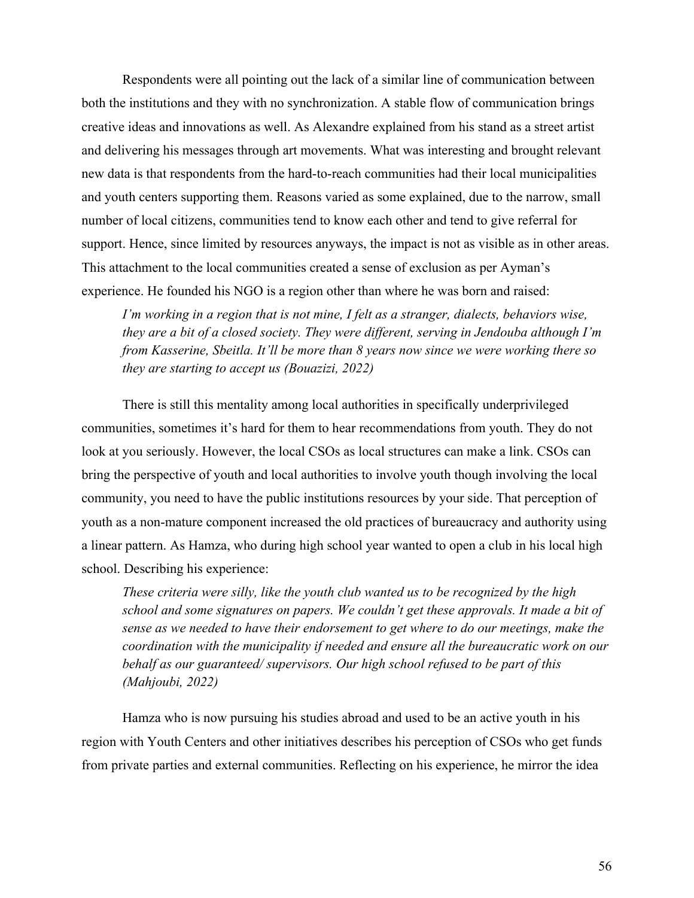Respondents were all pointing out the lack of a similar line of communication between both the institutions and they with no synchronization. A stable flow of communication brings creative ideas and innovations as well. As Alexandre explained from his stand as a street artist and delivering his messages through art movements. What was interesting and brought relevant new data is that respondents from the hard-to-reach communities had their local municipalities and youth centers supporting them. Reasons varied as some explained, due to the narrow, small number of local citizens, communities tend to know each other and tend to give referral for support. Hence, since limited by resources anyways, the impact is not as visible as in other areas. This attachment to the local communities created a sense of exclusion as per Ayman's experience. He founded his NGO is a region other than where he was born and raised:

> *I'm working in a region that is not mine, I felt as a stranger, dialects, behaviors wise, they are a bit of a closed society. They were different, serving in Jendouba although I'm from Kasserine, Sbeitla. It'll be more than 8 years now since we were working there so they are starting to accept us (Bouazizi, 2022)*

There is still this mentality among local authorities in specifically underprivileged communities, sometimes it's hard for them to hear recommendations from youth. They do not look at you seriously. However, the local CSOs as local structures can make a link. CSOs can bring the perspective of youth and local authorities to involve youth though involving the local community, you need to have the public institutions resources by your side. That perception of youth as a non-mature component increased the old practices of bureaucracy and authority using a linear pattern. As Hamza, who during high school year wanted to open a club in his local high school. Describing his experience:

> *These criteria were silly, like the youth club wanted us to be recognized by the high school and some signatures on papers. We couldn't get these approvals. It made a bit of sense as we needed to have their endorsement to get where to do our meetings, make the coordination with the municipality if needed and ensure all the bureaucratic work on our behalf as our guaranteed/ supervisors. Our high school refused to be part of this (Mahjoubi, 2022)*

Hamza who is now pursuing his studies abroad and used to be an active youth in his region with Youth Centers and other initiatives describes his perception of CSOs who get funds from private parties and external communities. Reflecting on his experience, he mirror the idea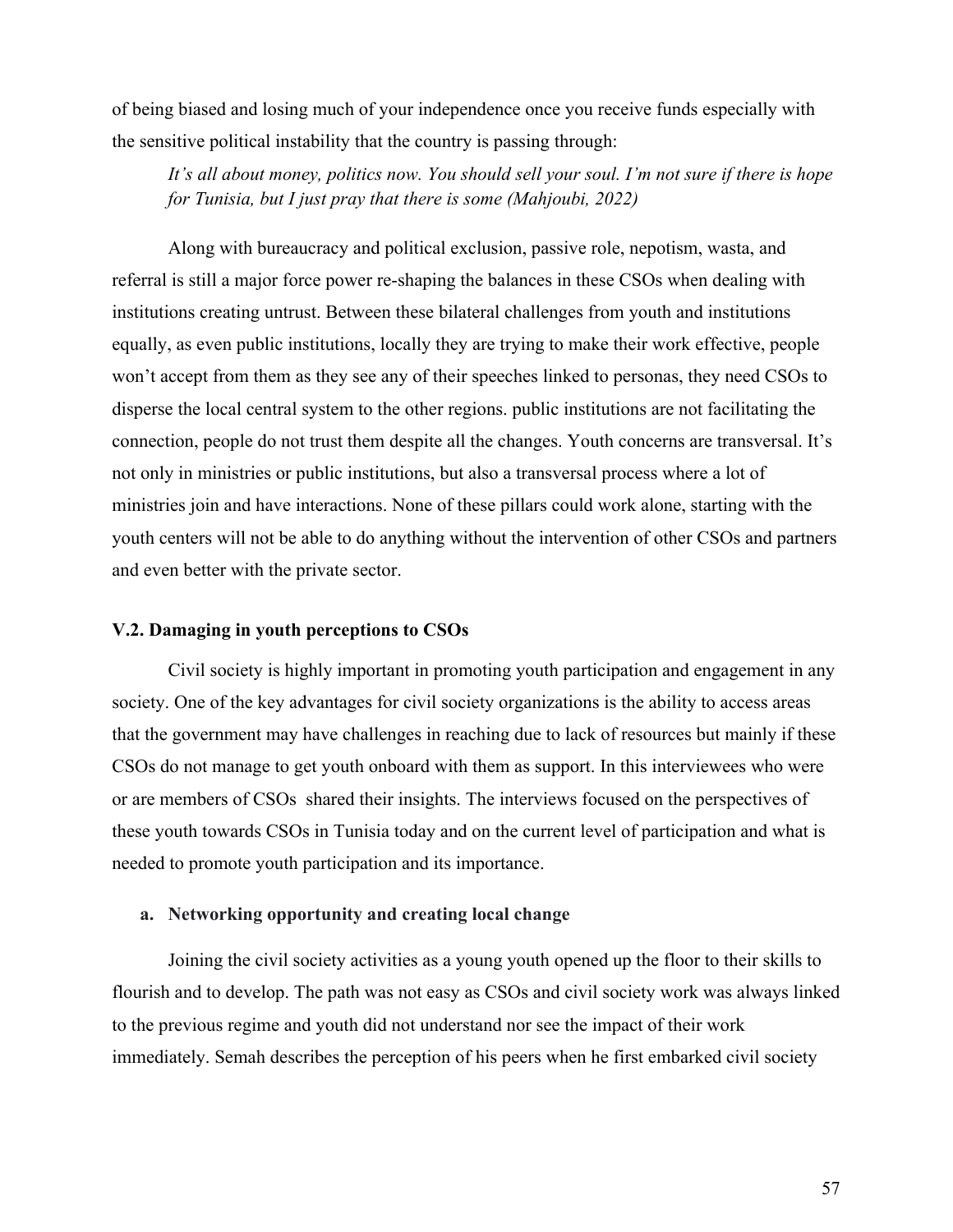of being biased and losing much of your independence once you receive funds especially with the sensitive political instability that the country is passing through:

> *It's all about money, politics now. You should sell your soul. I'm not sure if there is hope for Tunisia, but I just pray that there is some (Mahjoubi, 2022)*

Along with bureaucracy and political exclusion, passive role, nepotism, wasta, and referral is still a major force power re-shaping the balances in these CSOs when dealing with institutions creating untrust. Between these bilateral challenges from youth and institutions equally, as even public institutions, locally they are trying to make their work effective, people won't accept from them as they see any of their speeches linked to personas, they need CSOs to disperse the local central system to the other regions. public institutions are not facilitating the connection, people do not trust them despite all the changes. Youth concerns are transversal. It's not only in ministries or public institutions, but also a transversal process where a lot of ministries join and have interactions. None of these pillars could work alone, starting with the youth centers will not be able to do anything without the intervention of other CSOs and partners and even better with the private sector.

### V.2. Damaging in youth perceptions to CSOs

Civil society is highly important in promoting youth participation and engagement in any society. One of the key advantages for civil society organizations is the ability to access areas that the government may have challenges in reaching due to lack of resources but mainly if these CSOs do not manage to get youth onboard with them as support. In this interviewees who were or are members of CSOs shared their insights. The interviews focused on the perspectives of these youth towards CSOs in Tunisia today and on the current level of participation and what is needed to promote youth participation and its importance.

#### a. Networking opportunity and creating local change

Joining the civil society activities as a young youth opened up the floor to their skills to flourish and to develop. The path was not easy as CSOs and civil society work was always linked to the previous regime and youth did not understand nor see the impact of their work immediately. Semah describes the perception of his peers when he first embarked civil society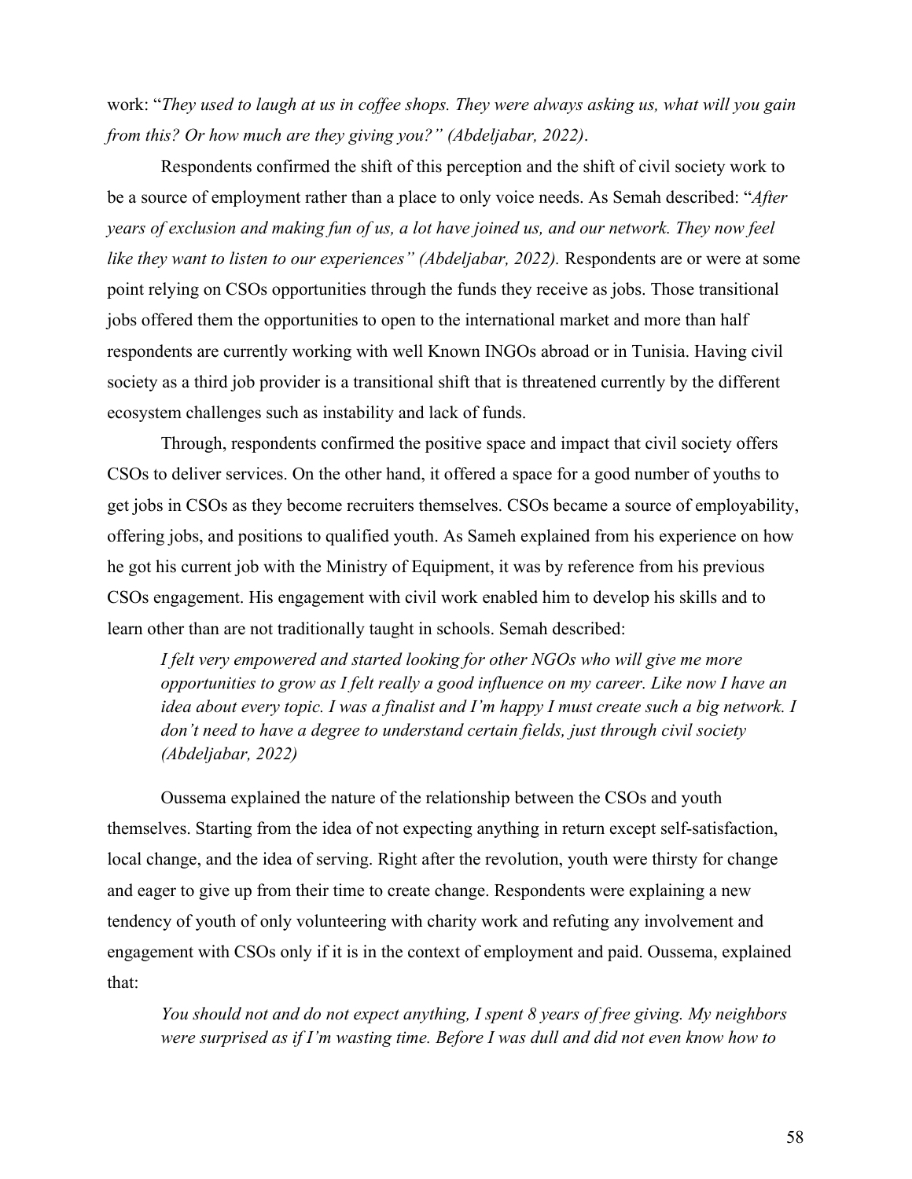work: "*They used to laugh at us in coffee shops. They were always asking us, what will you gain from this? Or how much are they giving you?" (Abdeljabar, 2022)*.

Respondents confirmed the shift of this perception and the shift of civil society work to be a source of employment rather than a place to only voice needs. As Semah described: "*After years of exclusion and making fun of us, a lot have joined us, and our network. They now feel like they want to listen to our experiences" (Abdeljabar, 2022).* Respondents are or were at some point relying on CSOs opportunities through the funds they receive as jobs. Those transitional jobs offered them the opportunities to open to the international market and more than half respondents are currently working with well Known INGOs abroad or in Tunisia. Having civil society as a third job provider is a transitional shift that is threatened currently by the different ecosystem challenges such as instability and lack of funds.

Through, respondents confirmed the positive space and impact that civil society offers CSOs to deliver services. On the other hand, it offered a space for a good number of youths to get jobs in CSOs as they become recruiters themselves. CSOs became a source of employability, offering jobs, and positions to qualified youth. As Sameh explained from his experience on how he got his current job with the Ministry of Equipment, it was by reference from his previous CSOs engagement. His engagement with civil work enabled him to develop his skills and to learn other than are not traditionally taught in schools. Semah described:

> *I felt very empowered and started looking for other NGOs who will give me more opportunities to grow as I felt really a good influence on my career. Like now I have an idea about every topic. I was a finalist and I'm happy I must create such a big network. I don't need to have a degree to understand certain fields, just through civil society (Abdeljabar, 2022)*

Oussema explained the nature of the relationship between the CSOs and youth themselves. Starting from the idea of not expecting anything in return except self-satisfaction, local change, and the idea of serving. Right after the revolution, youth were thirsty for change and eager to give up from their time to create change. Respondents were explaining a new tendency of youth of only volunteering with charity work and refuting any involvement and engagement with CSOs only if it is in the context of employment and paid. Oussema, explained that:

> *You should not and do not expect anything, I spent 8 years of free giving. My neighbors were surprised as if I'm wasting time. Before I was dull and did not even know how to*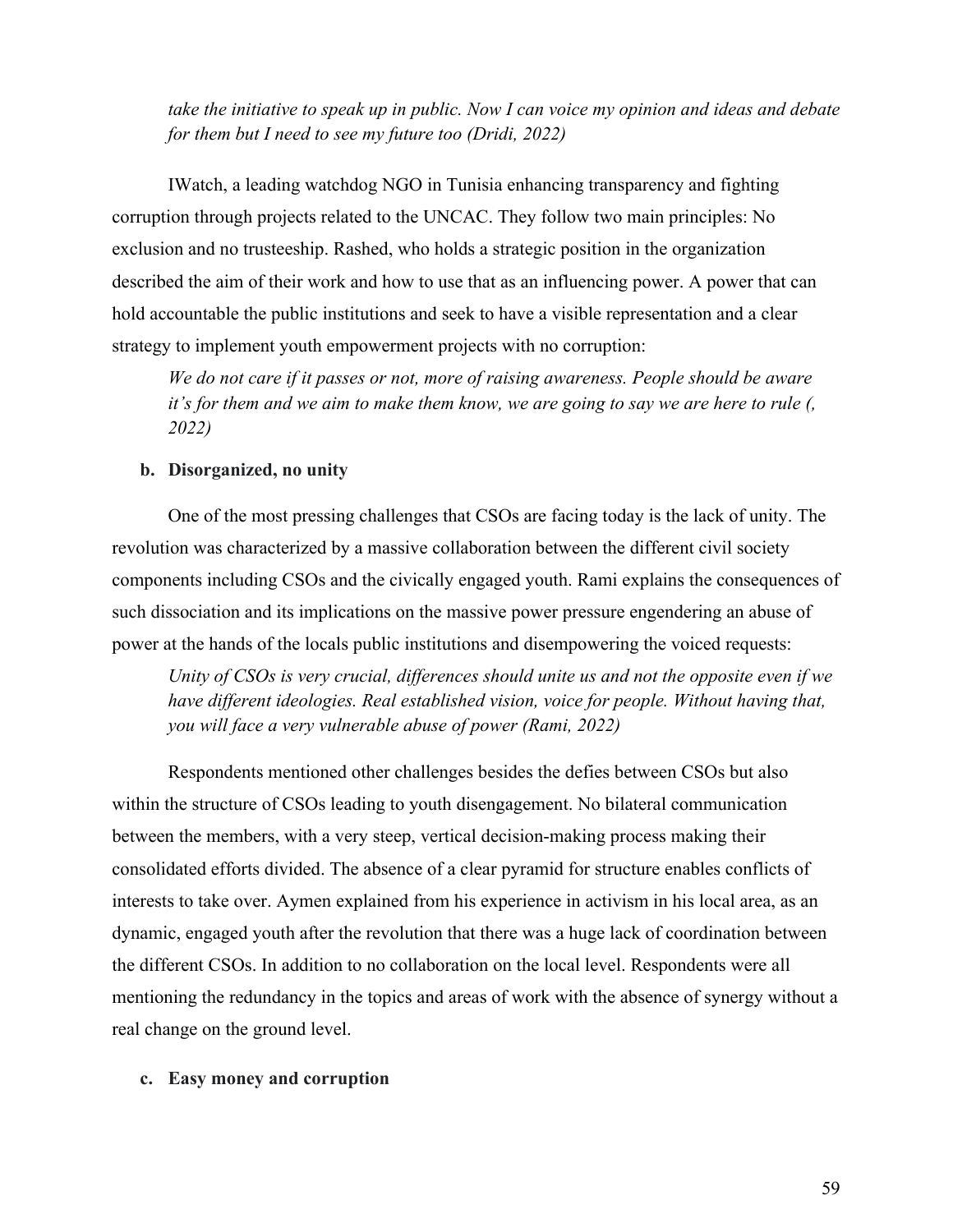*take the initiative to speak up in public. Now I can voice my opinion and ideas and debate for them but I need to see my future too (Dridi, 2022)*

IWatch, a leading watchdog NGO in Tunisia enhancing transparency and fighting corruption through projects related to the UNCAC. They follow two main principles: No exclusion and no trusteeship. Rashed, who holds a strategic position in the organization described the aim of their work and how to use that as an influencing power. A power that can hold accountable the public institutions and seek to have a visible representation and a clear strategy to implement youth empowerment projects with no corruption:

> *We do not care if it passes or not, more of raising awareness. People should be aware it's for them and we aim to make them know, we are going to say we are here to rule (, 2022)*

**b. Disorganized, no unity**

One of the most pressing challenges that CSOs are facing today is the lack of unity. The revolution was characterized by a massive collaboration between the different civil society components including CSOs and the civically engaged youth. Rami explains the consequences of such dissociation and its implications on the massive power pressure engendering an abuse of power at the hands of the locals public institutions and disempowering the voiced requests:

> *Unity of CSOs is very crucial, differences should unite us and not the opposite even if we have different ideologies. Real established vision, voice for people. Without having that, you will face a very vulnerable abuse of power (Rami, 2022)*

Respondents mentioned other challenges besides the defies between CSOs but also within the structure of CSOs leading to youth disengagement. No bilateral communication between the members, with a very steep, vertical decision-making process making their consolidated efforts divided. The absence of a clear pyramid for structure enables conflicts of interests to take over. Aymen explained from his experience in activism in his local area, as an dynamic, engaged youth after the revolution that there was a huge lack of coordination between the different CSOs. In addition to no collaboration on the local level. Respondents were all mentioning the redundancy in the topics and areas of work with the absence of synergy without a real change on the ground level.

**c. Easy money and corruption**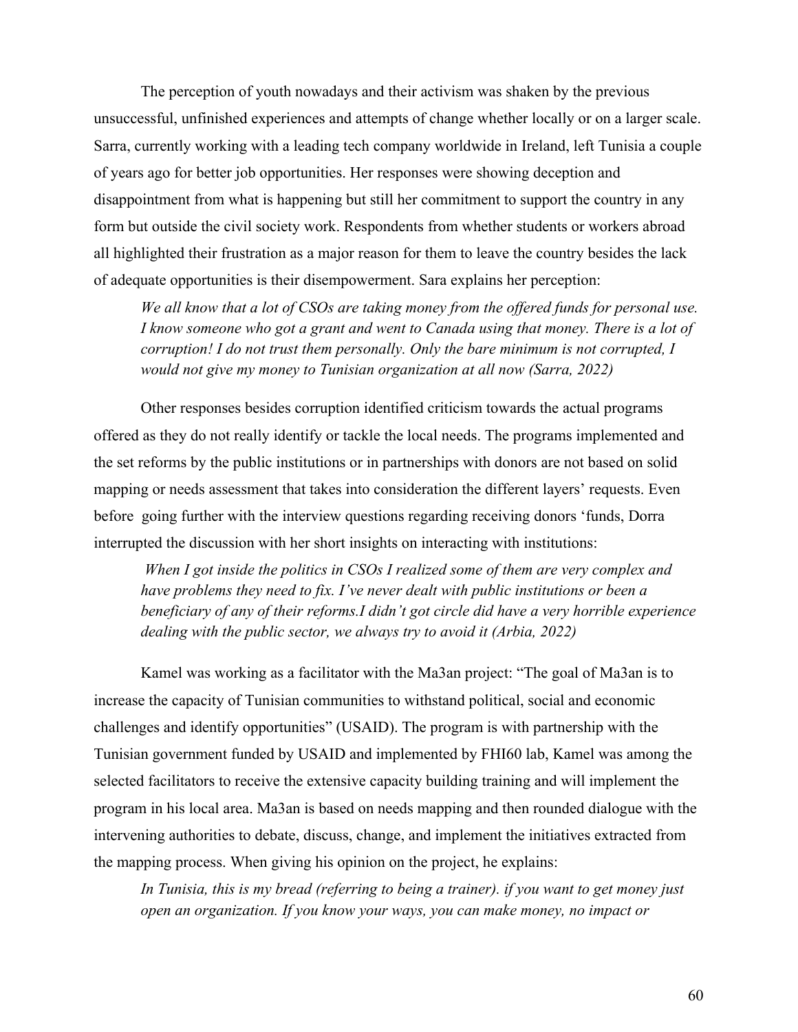The perception of youth nowadays and their activism was shaken by the previous unsuccessful, unfinished experiences and attempts of change whether locally or on a larger scale. Sarra, currently working with a leading tech company worldwide in Ireland, left Tunisia a couple of years ago for better job opportunities. Her responses were showing deception and disappointment from what is happening but still her commitment to support the country in any form but outside the civil society work. Respondents from whether students or workers abroad all highlighted their frustration as a major reason for them to leave the country besides the lack of adequate opportunities is their disempowerment. Sara explains her perception:

> *We all know that a lot of CSOs are taking money from the offered funds for personal use. I know someone who got a grant and went to Canada using that money. There is a lot of corruption! I do not trust them personally. Only the bare minimum is not corrupted, I would not give my money to Tunisian organization at all now (Sarra, 2022)*

Other responses besides corruption identified criticism towards the actual programs offered as they do not really identify or tackle the local needs. The programs implemented and the set reforms by the public institutions or in partnerships with donors are not based on solid mapping or needs assessment that takes into consideration the different layers' requests. Even before going further with the interview questions regarding receiving donors 'funds, Dorra interrupted the discussion with her short insights on interacting with institutions:

> *When I got inside the politics in CSOs I realized some of them are very complex and have problems they need to fix. I've never dealt with public institutions or been a beneficiary of any of their reforms.I didn't got circle did have a very horrible experience dealing with the public sector, we always try to avoid it (Arbia, 2022)*

Kamel was working as a facilitator with the Ma3an project: "The goal of Ma3an is to increase the capacity of Tunisian communities to withstand political, social and economic challenges and identify opportunities" (USAID). The program is with partnership with the Tunisian government funded by USAID and implemented by FHI60 lab, Kamel was among the selected facilitators to receive the extensive capacity building training and will implement the program in his local area. Ma3an is based on needs mapping and then rounded dialogue with the intervening authorities to debate, discuss, change, and implement the initiatives extracted from the mapping process. When giving his opinion on the project, he explains:

> *In Tunisia, this is my bread (referring to being a trainer). if you want to get money just open an organization. If you know your ways, you can make money, no impact or*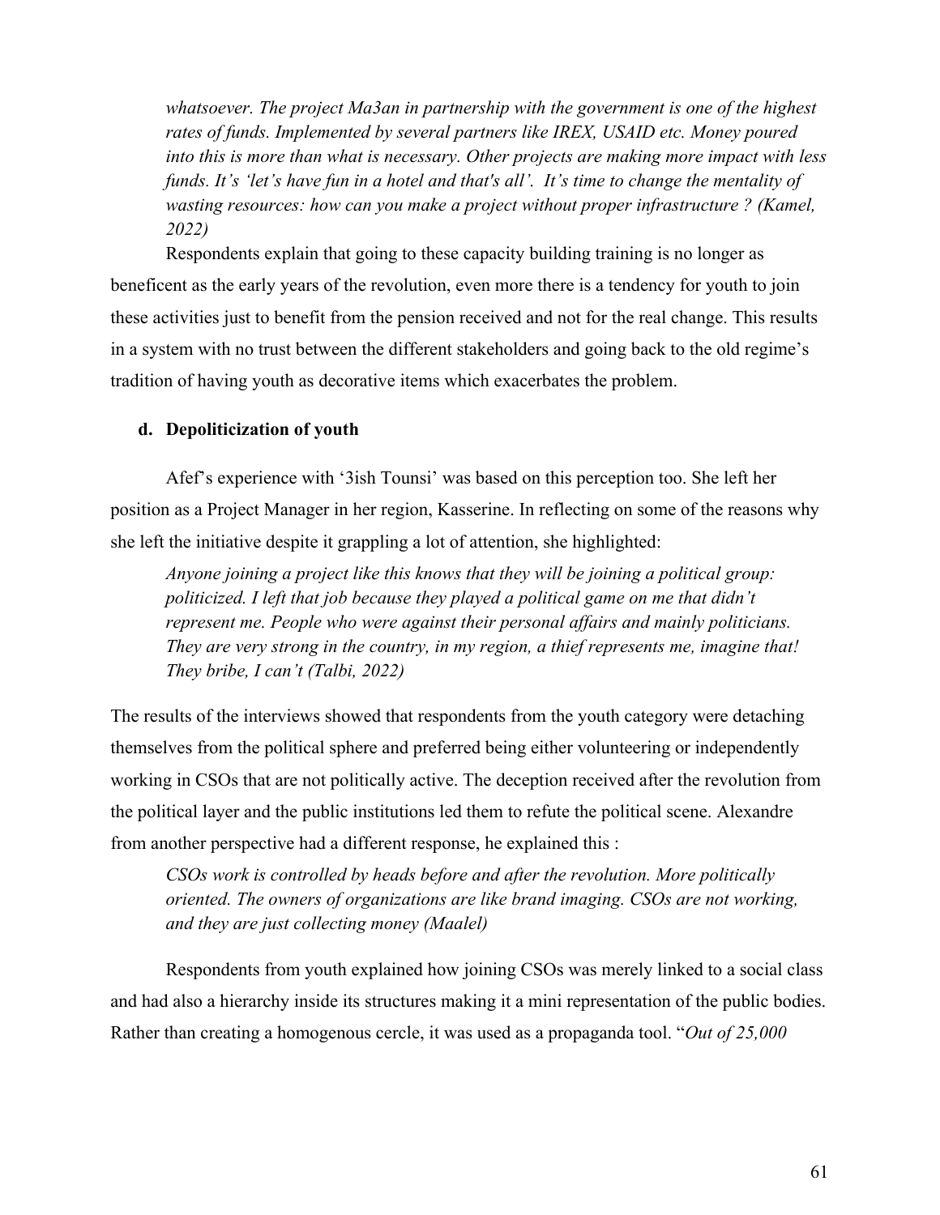*whatsoever. The project Ma3an in partnership with the government is one of the highest rates of funds. Implemented by several partners like IREX, USAID etc. Money poured into this is more than what is necessary. Other projects are making more impact with less funds. It's 'let's have fun in a hotel and that's all'. It's time to change the mentality of wasting resources: how can you make a project without proper infrastructure ? (Kamel, 2022)*

Respondents explain that going to these capacity building training is no longer as beneficent as the early years of the revolution, even more there is a tendency for youth to join these activities just to benefit from the pension received and not for the real change. This results in a system with no trust between the different stakeholders and going back to the old regime's tradition of having youth as decorative items which exacerbates the problem.

**d. Depoliticization of youth**

Afef's experience with '3ish Tounsi' was based on this perception too. She left her position as a Project Manager in her region, Kasserine. In reflecting on some of the reasons why she left the initiative despite it grappling a lot of attention, she highlighted:

*Anyone joining a project like this knows that they will be joining a political group: politicized. I left that job because they played a political game on me that didn't represent me. People who were against their personal affairs and mainly politicians. They are very strong in the country, in my region, a thief represents me, imagine that! They bribe, I can't (Talbi, 2022)*

The results of the interviews showed that respondents from the youth category were detaching themselves from the political sphere and preferred being either volunteering or independently working in CSOs that are not politically active. The deception received after the revolution from the political layer and the public institutions led them to refute the political scene. Alexandre from another perspective had a different response, he explained this :

*CSOs work is controlled by heads before and after the revolution. More politically oriented. The owners of organizations are like brand imaging. CSOs are not working, and they are just collecting money (Maalel)*

Respondents from youth explained how joining CSOs was merely linked to a social class and had also a hierarchy inside its structures making it a mini representation of the public bodies. Rather than creating a homogenous cercle, it was used as a propaganda tool. "*Out of 25,000*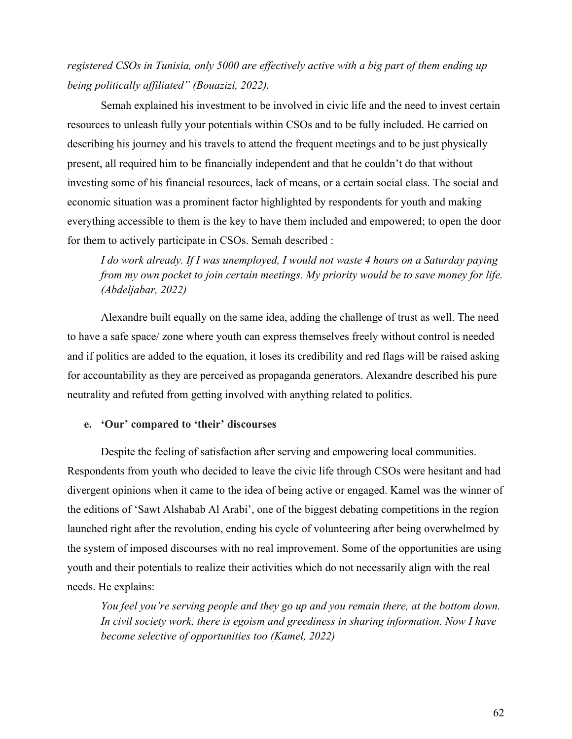*registered CSOs in Tunisia, only 5000 are effectively active with a big part of them ending up being politically affiliated" (Bouazizi, 2022).*

Semah explained his investment to be involved in civic life and the need to invest certain resources to unleash fully your potentials within CSOs and to be fully included. He carried on describing his journey and his travels to attend the frequent meetings and to be just physically present, all required him to be financially independent and that he couldn't do that without investing some of his financial resources, lack of means, or a certain social class. The social and economic situation was a prominent factor highlighted by respondents for youth and making everything accessible to them is the key to have them included and empowered; to open the door for them to actively participate in CSOs. Semah described :

> *I do work already. If I was unemployed, I would not waste 4 hours on a Saturday paying from my own pocket to join certain meetings. My priority would be to save money for life. (Abdeljabar, 2022)*

Alexandre built equally on the same idea, adding the challenge of trust as well. The need to have a safe space/ zone where youth can express themselves freely without control is needed and if politics are added to the equation, it loses its credibility and red flags will be raised asking for accountability as they are perceived as propaganda generators. Alexandre described his pure neutrality and refuted from getting involved with anything related to politics.

**e. 'Our' compared to 'their' discourses**

Despite the feeling of satisfaction after serving and empowering local communities. Respondents from youth who decided to leave the civic life through CSOs were hesitant and had divergent opinions when it came to the idea of being active or engaged. Kamel was the winner of the editions of 'Sawt Alshabab Al Arabi', one of the biggest debating competitions in the region launched right after the revolution, ending his cycle of volunteering after being overwhelmed by the system of imposed discourses with no real improvement. Some of the opportunities are using youth and their potentials to realize their activities which do not necessarily align with the real needs. He explains:

> *You feel you're serving people and they go up and you remain there, at the bottom down. In civil society work, there is egoism and greediness in sharing information. Now I have become selective of opportunities too (Kamel, 2022)*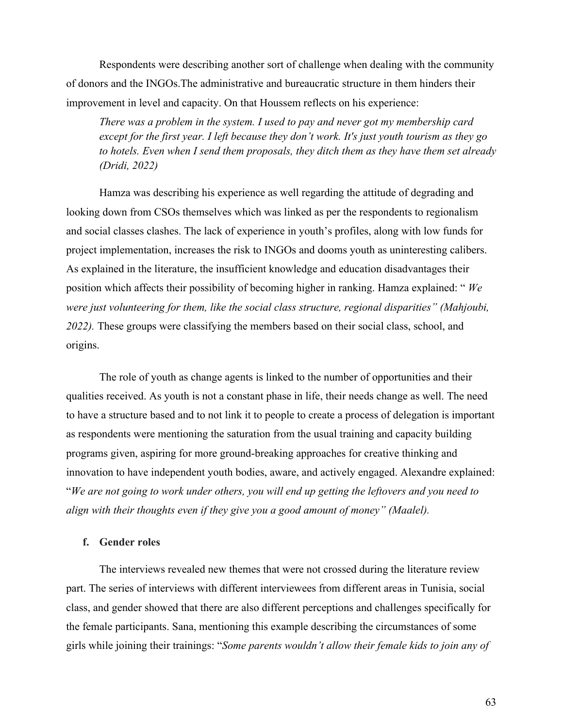Respondents were describing another sort of challenge when dealing with the community of donors and the INGOs.The administrative and bureaucratic structure in them hinders their improvement in level and capacity. On that Houssem reflects on his experience:

> *There was a problem in the system. I used to pay and never got my membership card except for the first year. I left because they don't work. It's just youth tourism as they go to hotels. Even when I send them proposals, they ditch them as they have them set already (Dridi, 2022)*

Hamza was describing his experience as well regarding the attitude of degrading and looking down from CSOs themselves which was linked as per the respondents to regionalism and social classes clashes. The lack of experience in youth's profiles, along with low funds for project implementation, increases the risk to INGOs and dooms youth as uninteresting calibers. As explained in the literature, the insufficient knowledge and education disadvantages their position which affects their possibility of becoming higher in ranking. Hamza explained: " *We were just volunteering for them, like the social class structure, regional disparities" (Mahjoubi, 2022).* These groups were classifying the members based on their social class, school, and origins.

The role of youth as change agents is linked to the number of opportunities and their qualities received. As youth is not a constant phase in life, their needs change as well. The need to have a structure based and to not link it to people to create a process of delegation is important as respondents were mentioning the saturation from the usual training and capacity building programs given, aspiring for more ground-breaking approaches for creative thinking and innovation to have independent youth bodies, aware, and actively engaged. Alexandre explained: "*We are not going to work under others, you will end up getting the leftovers and you need to align with their thoughts even if they give you a good amount of money" (Maalel).*

**f. Gender roles**

The interviews revealed new themes that were not crossed during the literature review part. The series of interviews with different interviewees from different areas in Tunisia, social class, and gender showed that there are also different perceptions and challenges specifically for the female participants. Sana, mentioning this example describing the circumstances of some girls while joining their trainings: "*Some parents wouldn't allow their female kids to join any of*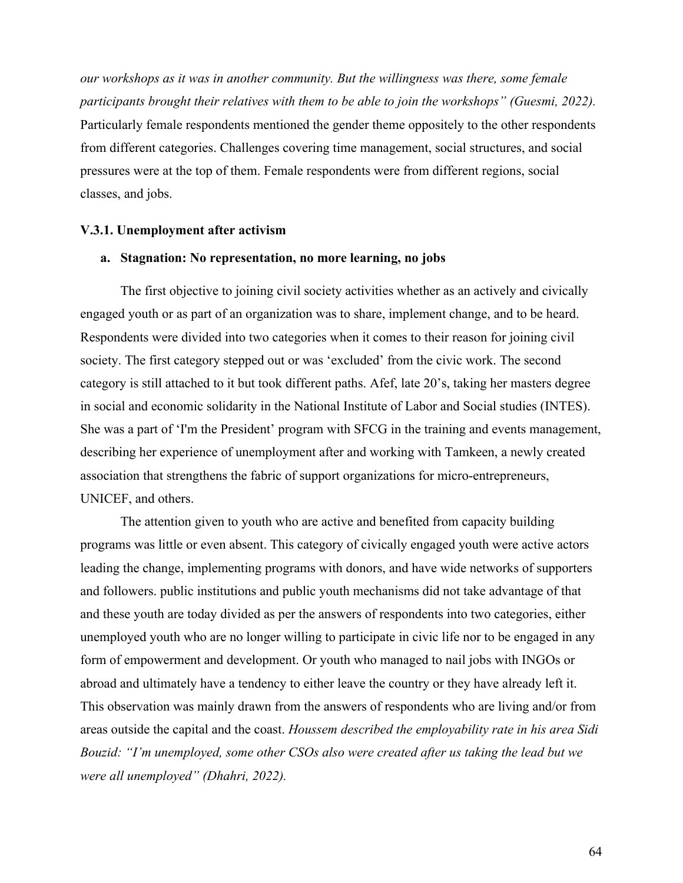*our workshops as it was in another community. But the willingness was there, some female participants brought their relatives with them to be able to join the workshops" (Guesmi, 2022).* Particularly female respondents mentioned the gender theme oppositely to the other respondents from different categories. Challenges covering time management, social structures, and social pressures were at the top of them. Female respondents were from different regions, social classes, and jobs.

### V.3.1. Unemployment after activism

**a. Stagnation: No representation, no more learning, no jobs**

The first objective to joining civil society activities whether as an actively and civically engaged youth or as part of an organization was to share, implement change, and to be heard. Respondents were divided into two categories when it comes to their reason for joining civil society. The first category stepped out or was 'excluded' from the civic work. The second category is still attached to it but took different paths. Afef, late 20's, taking her masters degree in social and economic solidarity in the National Institute of Labor and Social studies (INTES). She was a part of 'I'm the President' program with SFCG in the training and events management, describing her experience of unemployment after and working with Tamkeen, a newly created association that strengthens the fabric of support organizations for micro-entrepreneurs, UNICEF, and others.

The attention given to youth who are active and benefited from capacity building programs was little or even absent. This category of civically engaged youth were active actors leading the change, implementing programs with donors, and have wide networks of supporters and followers. public institutions and public youth mechanisms did not take advantage of that and these youth are today divided as per the answers of respondents into two categories, either unemployed youth who are no longer willing to participate in civic life nor to be engaged in any form of empowerment and development. Or youth who managed to nail jobs with INGOs or abroad and ultimately have a tendency to either leave the country or they have already left it. This observation was mainly drawn from the answers of respondents who are living and/or from areas outside the capital and the coast. *Houssem described the employability rate in his area Sidi Bouzid: "I'm unemployed, some other CSOs also were created after us taking the lead but we were all unemployed" (Dhahri, 2022).*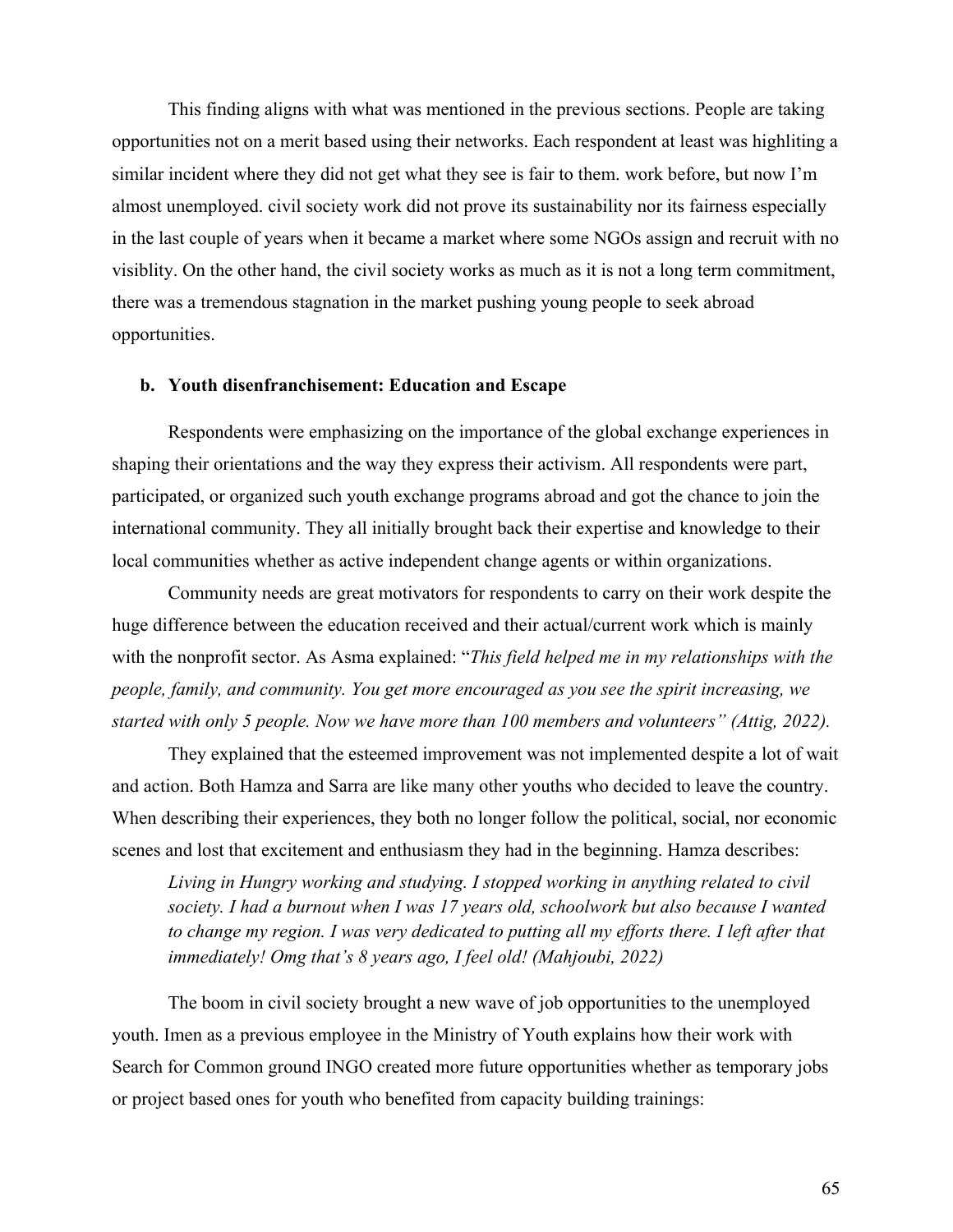This finding aligns with what was mentioned in the previous sections. People are taking opportunities not on a merit based using their networks. Each respondent at least was highliting a similar incident where they did not get what they see is fair to them. work before, but now I'm almost unemployed. civil society work did not prove its sustainability nor its fairness especially in the last couple of years when it became a market where some NGOs assign and recruit with no visiblity. On the other hand, the civil society works as much as it is not a long term commitment, there was a tremendous stagnation in the market pushing young people to seek abroad opportunities.

### b. Youth disenfranchisement: Education and Escape

Respondents were emphasizing on the importance of the global exchange experiences in shaping their orientations and the way they express their activism. All respondents were part, participated, or organized such youth exchange programs abroad and got the chance to join the international community. They all initially brought back their expertise and knowledge to their local communities whether as active independent change agents or within organizations.

Community needs are great motivators for respondents to carry on their work despite the huge difference between the education received and their actual/current work which is mainly with the nonprofit sector. As Asma explained: "*This field helped me in my relationships with the people, family, and community. You get more encouraged as you see the spirit increasing, we started with only 5 people. Now we have more than 100 members and volunteers" (Attig, 2022).*

They explained that the esteemed improvement was not implemented despite a lot of wait and action. Both Hamza and Sarra are like many other youths who decided to leave the country. When describing their experiences, they both no longer follow the political, social, nor economic scenes and lost that excitement and enthusiasm they had in the beginning. Hamza describes:

> *Living in Hungry working and studying. I stopped working in anything related to civil society. I had a burnout when I was 17 years old, schoolwork but also because I wanted to change my region. I was very dedicated to putting all my efforts there. I left after that immediately! Omg that's 8 years ago, I feel old! (Mahjoubi, 2022)*

The boom in civil society brought a new wave of job opportunities to the unemployed youth. Imen as a previous employee in the Ministry of Youth explains how their work with Search for Common ground INGO created more future opportunities whether as temporary jobs or project based ones for youth who benefited from capacity building trainings: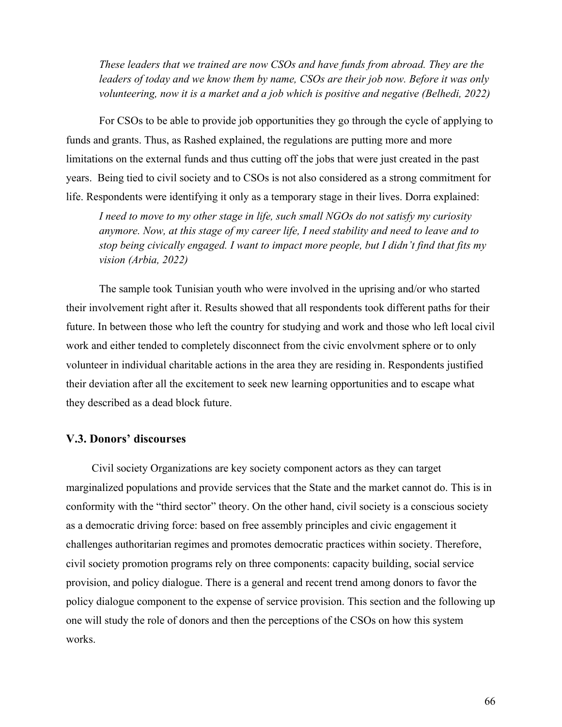*These leaders that we trained are now CSOs and have funds from abroad. They are the leaders of today and we know them by name, CSOs are their job now. Before it was only volunteering, now it is a market and a job which is positive and negative (Belhedi, 2022)*

For CSOs to be able to provide job opportunities they go through the cycle of applying to funds and grants. Thus, as Rashed explained, the regulations are putting more and more limitations on the external funds and thus cutting off the jobs that were just created in the past years. Being tied to civil society and to CSOs is not also considered as a strong commitment for life. Respondents were identifying it only as a temporary stage in their lives. Dorra explained:

*I need to move to my other stage in life, such small NGOs do not satisfy my curiosity anymore. Now, at this stage of my career life, I need stability and need to leave and to stop being civically engaged. I want to impact more people, but I didn't find that fits my vision (Arbia, 2022)*

The sample took Tunisian youth who were involved in the uprising and/or who started their involvement right after it. Results showed that all respondents took different paths for their future. In between those who left the country for studying and work and those who left local civil work and either tended to completely disconnect from the civic envolvment sphere or to only volunteer in individual charitable actions in the area they are residing in. Respondents justified their deviation after all the excitement to seek new learning opportunities and to escape what they described as a dead block future.

### V.3. Donors' discourses

Civil society Organizations are key society component actors as they can target marginalized populations and provide services that the State and the market cannot do. This is in conformity with the "third sector" theory. On the other hand, civil society is a conscious society as a democratic driving force: based on free assembly principles and civic engagement it challenges authoritarian regimes and promotes democratic practices within society. Therefore, civil society promotion programs rely on three components: capacity building, social service provision, and policy dialogue. There is a general and recent trend among donors to favor the policy dialogue component to the expense of service provision. This section and the following up one will study the role of donors and then the perceptions of the CSOs on how this system works.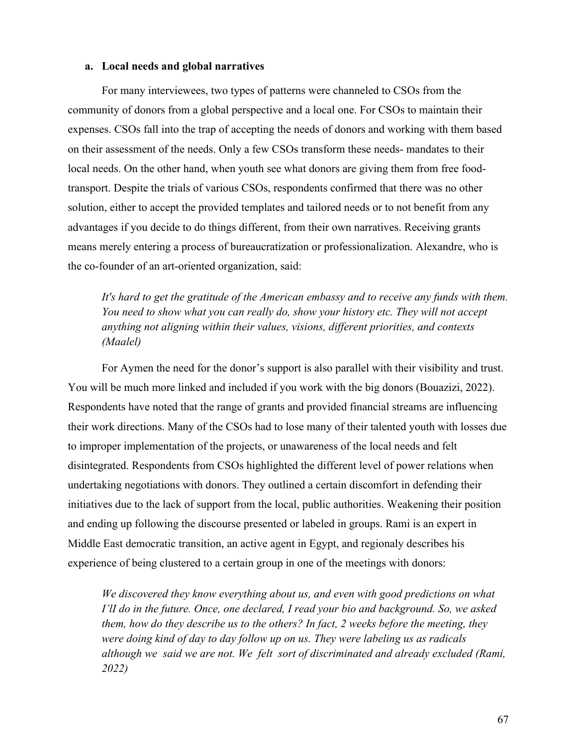**a. Local needs and global narratives**

For many interviewees, two types of patterns were channeled to CSOs from the community of donors from a global perspective and a local one. For CSOs to maintain their expenses. CSOs fall into the trap of accepting the needs of donors and working with them based on their assessment of the needs. Only a few CSOs transform these needs- mandates to their local needs. On the other hand, when youth see what donors are giving them from free food-transport. Despite the trials of various CSOs, respondents confirmed that there was no other solution, either to accept the provided templates and tailored needs or to not benefit from any advantages if you decide to do things different, from their own narratives. Receiving grants means merely entering a process of bureaucratization or professionalization. Alexandre, who is the co-founder of an art-oriented organization, said:

> *It's hard to get the gratitude of the American embassy and to receive any funds with them. You need to show what you can really do, show your history etc. They will not accept anything not aligning within their values, visions, different priorities, and contexts (Maalel)*

For Aymen the need for the donor's support is also parallel with their visibility and trust. You will be much more linked and included if you work with the big donors (Bouazizi, 2022). Respondents have noted that the range of grants and provided financial streams are influencing their work directions. Many of the CSOs had to lose many of their talented youth with losses due to improper implementation of the projects, or unawareness of the local needs and felt disintegrated. Respondents from CSOs highlighted the different level of power relations when undertaking negotiations with donors. They outlined a certain discomfort in defending their initiatives due to the lack of support from the local, public authorities. Weakening their position and ending up following the discourse presented or labeled in groups. Rami is an expert in Middle East democratic transition, an active agent in Egypt, and regionaly describes his experience of being clustered to a certain group in one of the meetings with donors:

> *We discovered they know everything about us, and even with good predictions on what I'lI do in the future. Once, one declared, I read your bio and background. So, we asked them, how do they describe us to the others? In fact, 2 weeks before the meeting, they were doing kind of day to day follow up on us. They were labeling us as radicals although we said we are not. We felt sort of discriminated and already excluded (Rami, 2022)*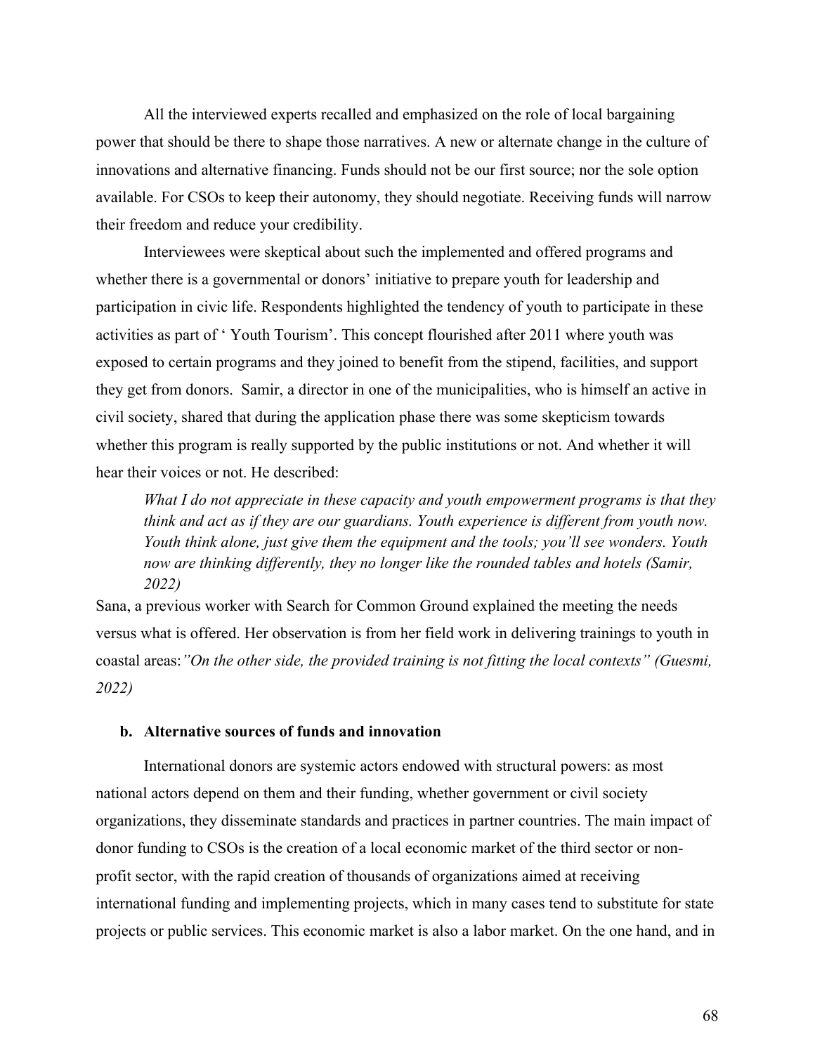All the interviewed experts recalled and emphasized on the role of local bargaining power that should be there to shape those narratives. A new or alternate change in the culture of innovations and alternative financing. Funds should not be our first source; nor the sole option available. For CSOs to keep their autonomy, they should negotiate. Receiving funds will narrow their freedom and reduce your credibility.

Interviewees were skeptical about such the implemented and offered programs and whether there is a governmental or donors' initiative to prepare youth for leadership and participation in civic life. Respondents highlighted the tendency of youth to participate in these activities as part of ' Youth Tourism'. This concept flourished after 2011 where youth was exposed to certain programs and they joined to benefit from the stipend, facilities, and support they get from donors. Samir, a director in one of the municipalities, who is himself an active in civil society, shared that during the application phase there was some skepticism towards whether this program is really supported by the public institutions or not. And whether it will hear their voices or not. He described:

> *What I do not appreciate in these capacity and youth empowerment programs is that they think and act as if they are our guardians. Youth experience is different from youth now. Youth think alone, just give them the equipment and the tools; you'll see wonders. Youth now are thinking differently, they no longer like the rounded tables and hotels (Samir, 2022)*

Sana, a previous worker with Search for Common Ground explained the meeting the needs versus what is offered. Her observation is from her field work in delivering trainings to youth in coastal areas:*"On the other side, the provided training is not fitting the local contexts" (Guesmi, 2022)*

### b. Alternative sources of funds and innovation

International donors are systemic actors endowed with structural powers: as most national actors depend on them and their funding, whether government or civil society organizations, they disseminate standards and practices in partner countries. The main impact of donor funding to CSOs is the creation of a local economic market of the third sector or non-profit sector, with the rapid creation of thousands of organizations aimed at receiving international funding and implementing projects, which in many cases tend to substitute for state projects or public services. This economic market is also a labor market. On the one hand, and in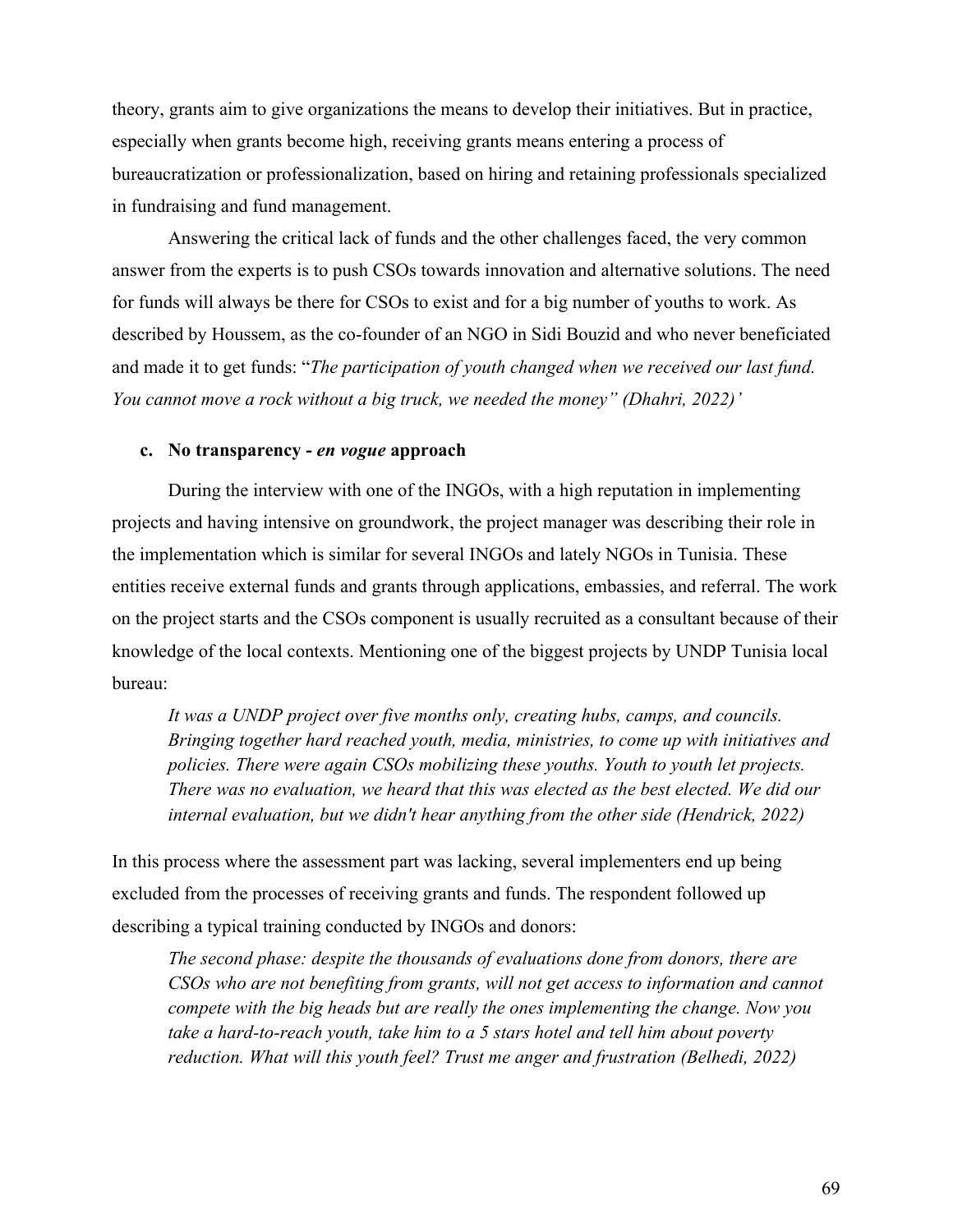theory, grants aim to give organizations the means to develop their initiatives. But in practice, especially when grants become high, receiving grants means entering a process of bureaucratization or professionalization, based on hiring and retaining professionals specialized in fundraising and fund management.

Answering the critical lack of funds and the other challenges faced, the very common answer from the experts is to push CSOs towards innovation and alternative solutions. The need for funds will always be there for CSOs to exist and for a big number of youths to work. As described by Houssem, as the co-founder of an NGO in Sidi Bouzid and who never beneficiated and made it to get funds: "*The participation of youth changed when we received our last fund. You cannot move a rock without a big truck, we needed the money" (Dhahri, 2022)'*

#### c. No transparency - *en vogue* approach

During the interview with one of the INGOs, with a high reputation in implementing projects and having intensive on groundwork, the project manager was describing their role in the implementation which is similar for several INGOs and lately NGOs in Tunisia. These entities receive external funds and grants through applications, embassies, and referral. The work on the project starts and the CSOs component is usually recruited as a consultant because of their knowledge of the local contexts. Mentioning one of the biggest projects by UNDP Tunisia local bureau:

> *It was a UNDP project over five months only, creating hubs, camps, and councils. Bringing together hard reached youth, media, ministries, to come up with initiatives and policies. There were again CSOs mobilizing these youths. Youth to youth let projects. There was no evaluation, we heard that this was elected as the best elected. We did our internal evaluation, but we didn't hear anything from the other side (Hendrick, 2022)*

In this process where the assessment part was lacking, several implementers end up being excluded from the processes of receiving grants and funds. The respondent followed up describing a typical training conducted by INGOs and donors:

> *The second phase: despite the thousands of evaluations done from donors, there are CSOs who are not benefiting from grants, will not get access to information and cannot compete with the big heads but are really the ones implementing the change. Now you take a hard-to-reach youth, take him to a 5 stars hotel and tell him about poverty reduction. What will this youth feel? Trust me anger and frustration (Belhedi, 2022)*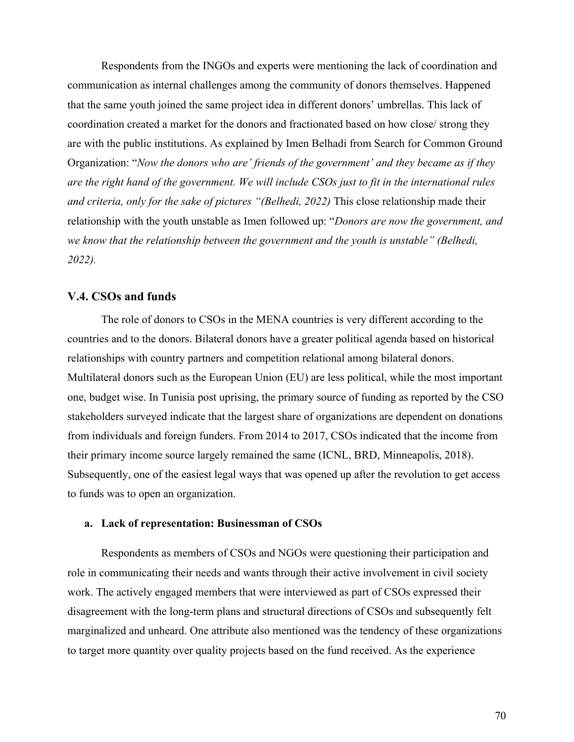Respondents from the INGOs and experts were mentioning the lack of coordination and communication as internal challenges among the community of donors themselves. Happened that the same youth joined the same project idea in different donors' umbrellas. This lack of coordination created a market for the donors and fractionated based on how close/ strong they are with the public institutions. As explained by Imen Belhadi from Search for Common Ground Organization: "*Now the donors who are' friends of the government' and they became as if they are the right hand of the government. We will include CSOs just to fit in the international rules and criteria, only for the sake of pictures "(Belhedi, 2022)* This close relationship made their relationship with the youth unstable as Imen followed up: "*Donors are now the government, and we know that the relationship between the government and the youth is unstable" (Belhedi, 2022).*

### V.4. CSOs and funds

The role of donors to CSOs in the MENA countries is very different according to the countries and to the donors. Bilateral donors have a greater political agenda based on historical relationships with country partners and competition relational among bilateral donors. Multilateral donors such as the European Union (EU) are less political, while the most important one, budget wise. In Tunisia post uprising, the primary source of funding as reported by the CSO stakeholders surveyed indicate that the largest share of organizations are dependent on donations from individuals and foreign funders. From 2014 to 2017, CSOs indicated that the income from their primary income source largely remained the same (ICNL, BRD, Minneapolis, 2018). Subsequently, one of the easiest legal ways that was opened up after the revolution to get access to funds was to open an organization.

#### a. Lack of representation: Businessman of CSOs

Respondents as members of CSOs and NGOs were questioning their participation and role in communicating their needs and wants through their active involvement in civil society work. The actively engaged members that were interviewed as part of CSOs expressed their disagreement with the long-term plans and structural directions of CSOs and subsequently felt marginalized and unheard. One attribute also mentioned was the tendency of these organizations to target more quantity over quality projects based on the fund received. As the experience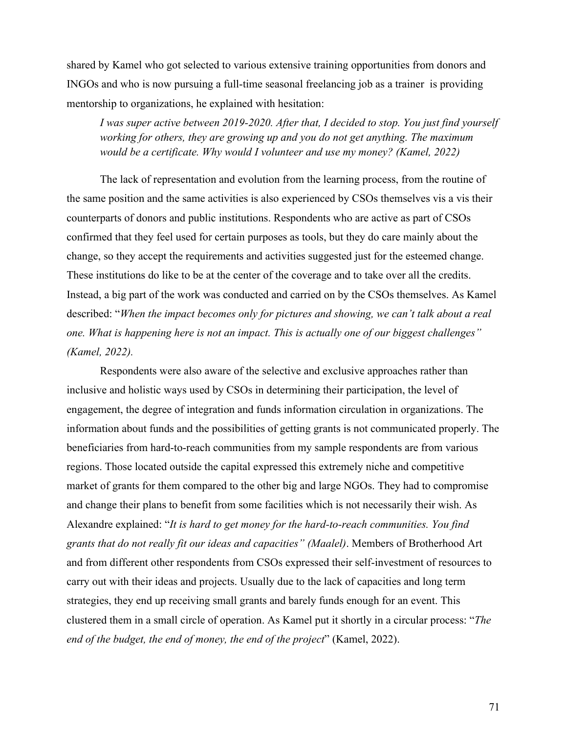shared by Kamel who got selected to various extensive training opportunities from donors and INGOs and who is now pursuing a full-time seasonal freelancing job as a trainer  is providing mentorship to organizations, he explained with hesitation:

> *I was super active between 2019-2020. After that, I decided to stop. You just find yourself working for others, they are growing up and you do not get anything. The maximum would be a certificate. Why would I volunteer and use my money? (Kamel, 2022)*

The lack of representation and evolution from the learning process, from the routine of the same position and the same activities is also experienced by CSOs themselves vis a vis their counterparts of donors and public institutions. Respondents who are active as part of CSOs confirmed that they feel used for certain purposes as tools, but they do care mainly about the change, so they accept the requirements and activities suggested just for the esteemed change. These institutions do like to be at the center of the coverage and to take over all the credits. Instead, a big part of the work was conducted and carried on by the CSOs themselves. As Kamel described: "*When the impact becomes only for pictures and showing, we can't talk about a real one. What is happening here is not an impact. This is actually one of our biggest challenges" (Kamel, 2022).*

Respondents were also aware of the selective and exclusive approaches rather than inclusive and holistic ways used by CSOs in determining their participation, the level of engagement, the degree of integration and funds information circulation in organizations. The information about funds and the possibilities of getting grants is not communicated properly. The beneficiaries from hard-to-reach communities from my sample respondents are from various regions. Those located outside the capital expressed this extremely niche and competitive market of grants for them compared to the other big and large NGOs. They had to compromise and change their plans to benefit from some facilities which is not necessarily their wish. As Alexandre explained: "*It is hard to get money for the hard-to-reach communities. You find grants that do not really fit our ideas and capacities" (Maalel)*. Members of Brotherhood Art and from different other respondents from CSOs expressed their self-investment of resources to carry out with their ideas and projects. Usually due to the lack of capacities and long term strategies, they end up receiving small grants and barely funds enough for an event. This clustered them in a small circle of operation. As Kamel put it shortly in a circular process: "*The end of the budget, the end of money, the end of the project*" (Kamel, 2022).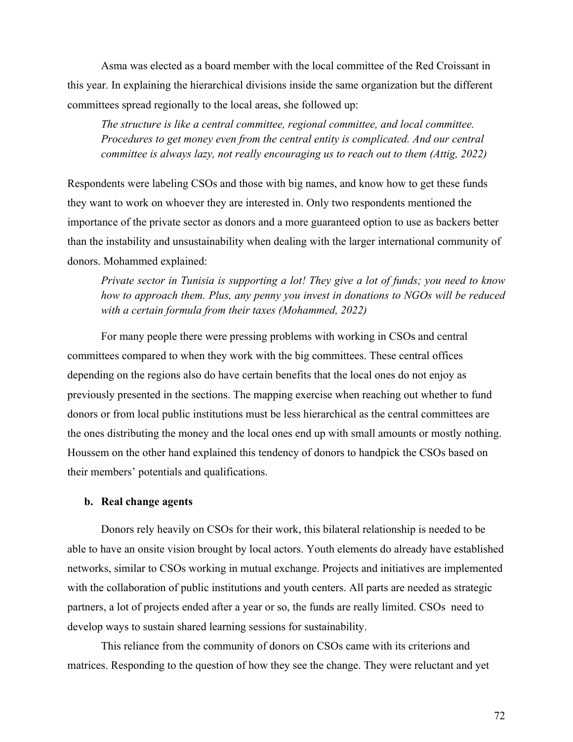Asma was elected as a board member with the local committee of the Red Croissant in this year. In explaining the hierarchical divisions inside the same organization but the different committees spread regionally to the local areas, she followed up:

> *The structure is like a central committee, regional committee, and local committee. Procedures to get money even from the central entity is complicated. And our central committee is always lazy, not really encouraging us to reach out to them (Attig, 2022)*

Respondents were labeling CSOs and those with big names, and know how to get these funds they want to work on whoever they are interested in. Only two respondents mentioned the importance of the private sector as donors and a more guaranteed option to use as backers better than the instability and unsustainability when dealing with the larger international community of donors. Mohammed explained:

> *Private sector in Tunisia is supporting a lot! They give a lot of funds; you need to know how to approach them. Plus, any penny you invest in donations to NGOs will be reduced with a certain formula from their taxes (Mohammed, 2022)*

For many people there were pressing problems with working in CSOs and central committees compared to when they work with the big committees. These central offices depending on the regions also do have certain benefits that the local ones do not enjoy as previously presented in the sections. The mapping exercise when reaching out whether to fund donors or from local public institutions must be less hierarchical as the central committees are the ones distributing the money and the local ones end up with small amounts or mostly nothing. Houssem on the other hand explained this tendency of donors to handpick the CSOs based on their members' potentials and qualifications.

### b. Real change agents

Donors rely heavily on CSOs for their work, this bilateral relationship is needed to be able to have an onsite vision brought by local actors. Youth elements do already have established networks, similar to CSOs working in mutual exchange. Projects and initiatives are implemented with the collaboration of public institutions and youth centers. All parts are needed as strategic partners, a lot of projects ended after a year or so, the funds are really limited. CSOs need to develop ways to sustain shared learning sessions for sustainability.

This reliance from the community of donors on CSOs came with its criterions and matrices. Responding to the question of how they see the change. They were reluctant and yet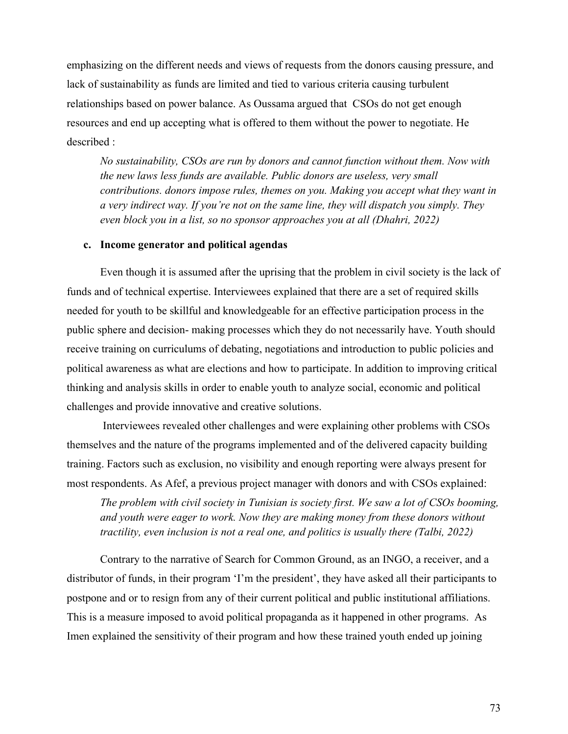emphasizing on the different needs and views of requests from the donors causing pressure, and lack of sustainability as funds are limited and tied to various criteria causing turbulent relationships based on power balance. As Oussama argued that  CSOs do not get enough resources and end up accepting what is offered to them without the power to negotiate. He described :

> *No sustainability, CSOs are run by donors and cannot function without them. Now with the new laws less funds are available. Public donors are useless, very small contributions. donors impose rules, themes on you. Making you accept what they want in a very indirect way. If you're not on the same line, they will dispatch you simply. They even block you in a list, so no sponsor approaches you at all (Dhahri, 2022)*

### c. Income generator and political agendas

Even though it is assumed after the uprising that the problem in civil society is the lack of funds and of technical expertise. Interviewees explained that there are a set of required skills needed for youth to be skillful and knowledgeable for an effective participation process in the public sphere and decision- making processes which they do not necessarily have. Youth should receive training on curriculums of debating, negotiations and introduction to public policies and political awareness as what are elections and how to participate. In addition to improving critical thinking and analysis skills in order to enable youth to analyze social, economic and political challenges and provide innovative and creative solutions.

Interviewees revealed other challenges and were explaining other problems with CSOs themselves and the nature of the programs implemented and of the delivered capacity building training. Factors such as exclusion, no visibility and enough reporting were always present for most respondents. As Afef, a previous project manager with donors and with CSOs explained:

> *The problem with civil society in Tunisian is society first. We saw a lot of CSOs booming, and youth were eager to work. Now they are making money from these donors without tractility, even inclusion is not a real one, and politics is usually there (Talbi, 2022)*

Contrary to the narrative of Search for Common Ground, as an INGO, a receiver, and a distributor of funds, in their program 'I'm the president', they have asked all their participants to postpone and or to resign from any of their current political and public institutional affiliations. This is a measure imposed to avoid political propaganda as it happened in other programs.  As Imen explained the sensitivity of their program and how these trained youth ended up joining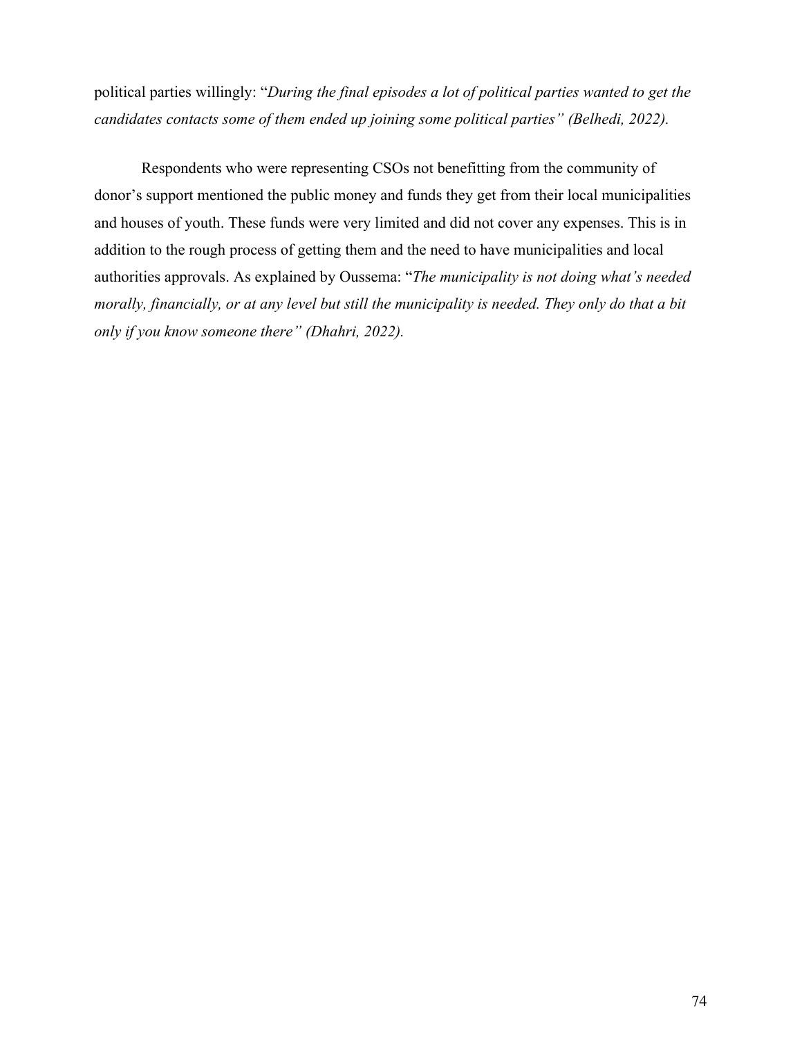political parties willingly: "*During the final episodes a lot of political parties wanted to get the candidates contacts some of them ended up joining some political parties" (Belhedi, 2022).*

Respondents who were representing CSOs not benefitting from the community of donor's support mentioned the public money and funds they get from their local municipalities and houses of youth. These funds were very limited and did not cover any expenses. This is in addition to the rough process of getting them and the need to have municipalities and local authorities approvals. As explained by Oussema: "*The municipality is not doing what's needed morally, financially, or at any level but still the municipality is needed. They only do that a bit only if you know someone there" (Dhahri, 2022).*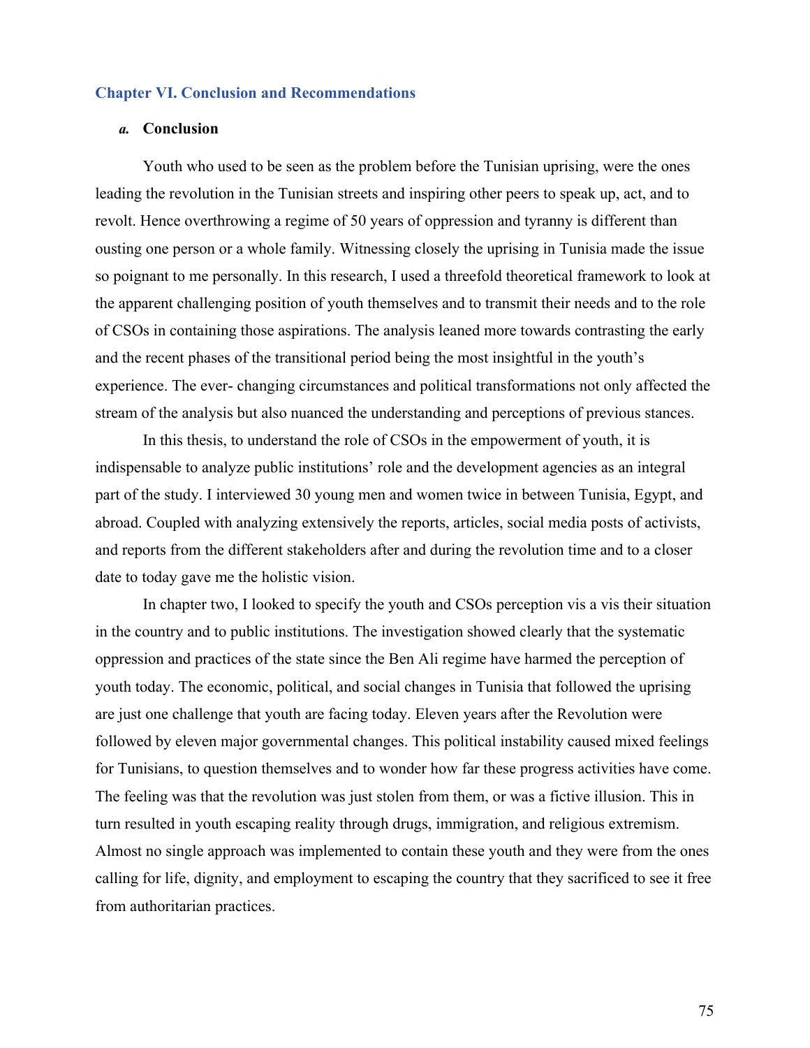## Chapter VI. Conclusion and Recommendations

### *a.* Conclusion

Youth who used to be seen as the problem before the Tunisian uprising, were the ones leading the revolution in the Tunisian streets and inspiring other peers to speak up, act, and to revolt. Hence overthrowing a regime of 50 years of oppression and tyranny is different than ousting one person or a whole family. Witnessing closely the uprising in Tunisia made the issue so poignant to me personally. In this research, I used a threefold theoretical framework to look at the apparent challenging position of youth themselves and to transmit their needs and to the role of CSOs in containing those aspirations. The analysis leaned more towards contrasting the early and the recent phases of the transitional period being the most insightful in the youth's experience. The ever- changing circumstances and political transformations not only affected the stream of the analysis but also nuanced the understanding and perceptions of previous stances.

In this thesis, to understand the role of CSOs in the empowerment of youth, it is indispensable to analyze public institutions' role and the development agencies as an integral part of the study. I interviewed 30 young men and women twice in between Tunisia, Egypt, and abroad. Coupled with analyzing extensively the reports, articles, social media posts of activists, and reports from the different stakeholders after and during the revolution time and to a closer date to today gave me the holistic vision.

In chapter two, I looked to specify the youth and CSOs perception vis a vis their situation in the country and to public institutions. The investigation showed clearly that the systematic oppression and practices of the state since the Ben Ali regime have harmed the perception of youth today. The economic, political, and social changes in Tunisia that followed the uprising are just one challenge that youth are facing today. Eleven years after the Revolution were followed by eleven major governmental changes. This political instability caused mixed feelings for Tunisians, to question themselves and to wonder how far these progress activities have come. The feeling was that the revolution was just stolen from them, or was a fictive illusion. This in turn resulted in youth escaping reality through drugs, immigration, and religious extremism. Almost no single approach was implemented to contain these youth and they were from the ones calling for life, dignity, and employment to escaping the country that they sacrificed to see it free from authoritarian practices.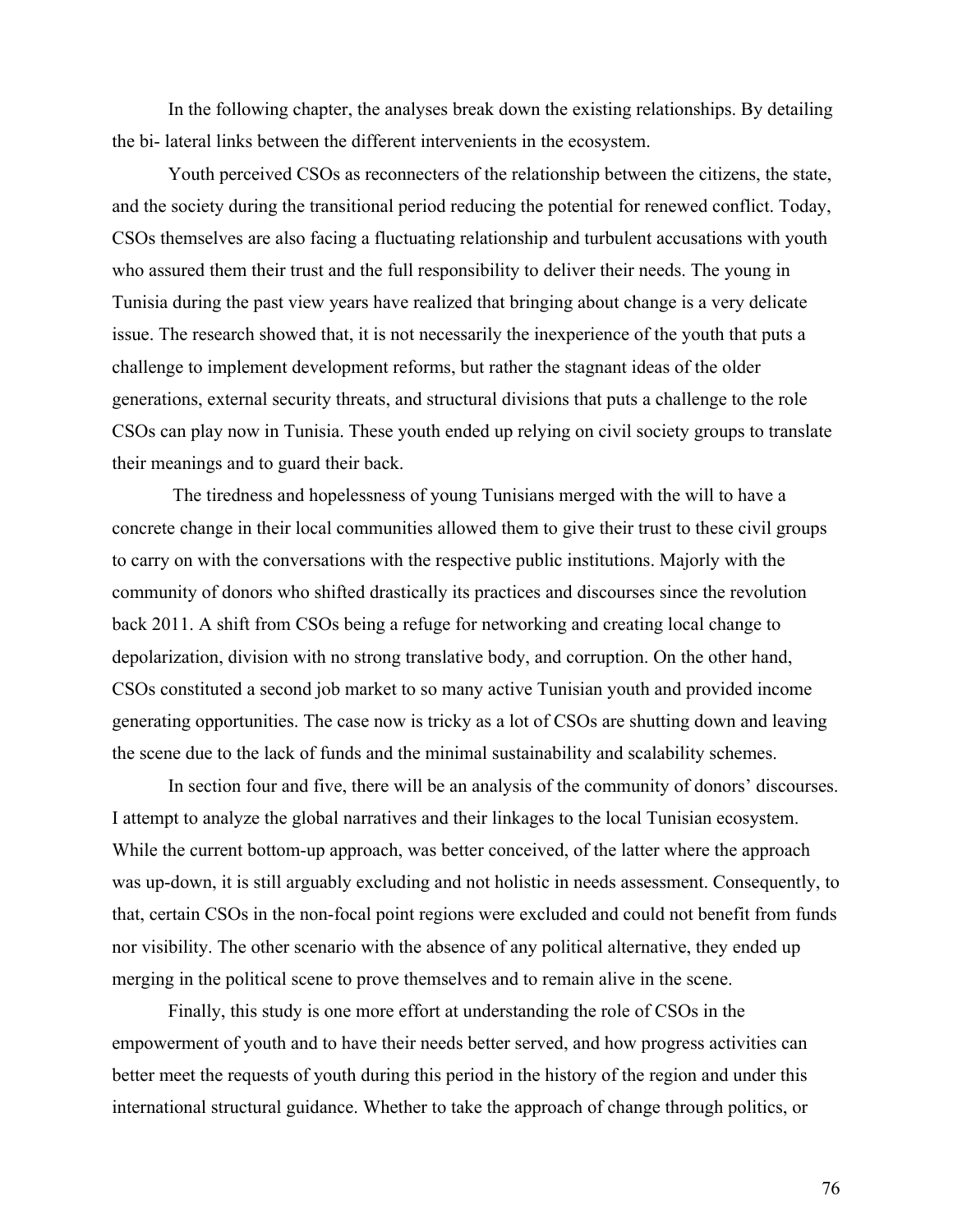In the following chapter, the analyses break down the existing relationships. By detailing the bi- lateral links between the different intervenients in the ecosystem.

Youth perceived CSOs as reconnecters of the relationship between the citizens, the state, and the society during the transitional period reducing the potential for renewed conflict. Today, CSOs themselves are also facing a fluctuating relationship and turbulent accusations with youth who assured them their trust and the full responsibility to deliver their needs. The young in Tunisia during the past view years have realized that bringing about change is a very delicate issue. The research showed that, it is not necessarily the inexperience of the youth that puts a challenge to implement development reforms, but rather the stagnant ideas of the older generations, external security threats, and structural divisions that puts a challenge to the role CSOs can play now in Tunisia. These youth ended up relying on civil society groups to translate their meanings and to guard their back.

The tiredness and hopelessness of young Tunisians merged with the will to have a concrete change in their local communities allowed them to give their trust to these civil groups to carry on with the conversations with the respective public institutions. Majorly with the community of donors who shifted drastically its practices and discourses since the revolution back 2011. A shift from CSOs being a refuge for networking and creating local change to depolarization, division with no strong translative body, and corruption. On the other hand, CSOs constituted a second job market to so many active Tunisian youth and provided income generating opportunities. The case now is tricky as a lot of CSOs are shutting down and leaving the scene due to the lack of funds and the minimal sustainability and scalability schemes.

In section four and five, there will be an analysis of the community of donors' discourses. I attempt to analyze the global narratives and their linkages to the local Tunisian ecosystem. While the current bottom-up approach, was better conceived, of the latter where the approach was up-down, it is still arguably excluding and not holistic in needs assessment. Consequently, to that, certain CSOs in the non-focal point regions were excluded and could not benefit from funds nor visibility. The other scenario with the absence of any political alternative, they ended up merging in the political scene to prove themselves and to remain alive in the scene.

Finally, this study is one more effort at understanding the role of CSOs in the empowerment of youth and to have their needs better served, and how progress activities can better meet the requests of youth during this period in the history of the region and under this international structural guidance. Whether to take the approach of change through politics, or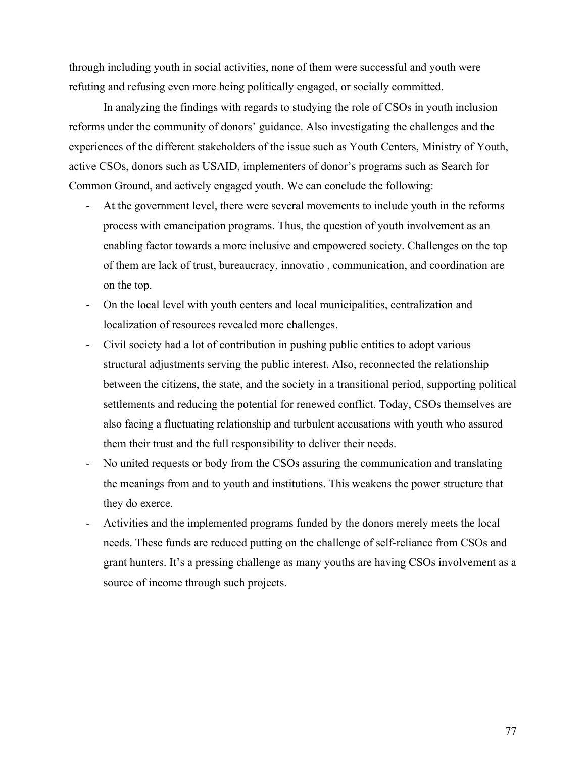through including youth in social activities, none of them were successful and youth were refuting and refusing even more being politically engaged, or socially committed.

In analyzing the findings with regards to studying the role of CSOs in youth inclusion reforms under the community of donors' guidance. Also investigating the challenges and the experiences of the different stakeholders of the issue such as Youth Centers, Ministry of Youth, active CSOs, donors such as USAID, implementers of donor's programs such as Search for Common Ground, and actively engaged youth. We can conclude the following:

- At the government level, there were several movements to include youth in the reforms process with emancipation programs. Thus, the question of youth involvement as an enabling factor towards a more inclusive and empowered society. Challenges on the top of them are lack of trust, bureaucracy, innovatio , communication, and coordination are on the top.
- On the local level with youth centers and local municipalities, centralization and localization of resources revealed more challenges.
- Civil society had a lot of contribution in pushing public entities to adopt various structural adjustments serving the public interest. Also, reconnected the relationship between the citizens, the state, and the society in a transitional period, supporting political settlements and reducing the potential for renewed conflict. Today, CSOs themselves are also facing a fluctuating relationship and turbulent accusations with youth who assured them their trust and the full responsibility to deliver their needs.
- No united requests or body from the CSOs assuring the communication and translating the meanings from and to youth and institutions. This weakens the power structure that they do exerce.
- Activities and the implemented programs funded by the donors merely meets the local needs. These funds are reduced putting on the challenge of self-reliance from CSOs and grant hunters. It's a pressing challenge as many youths are having CSOs involvement as a source of income through such projects.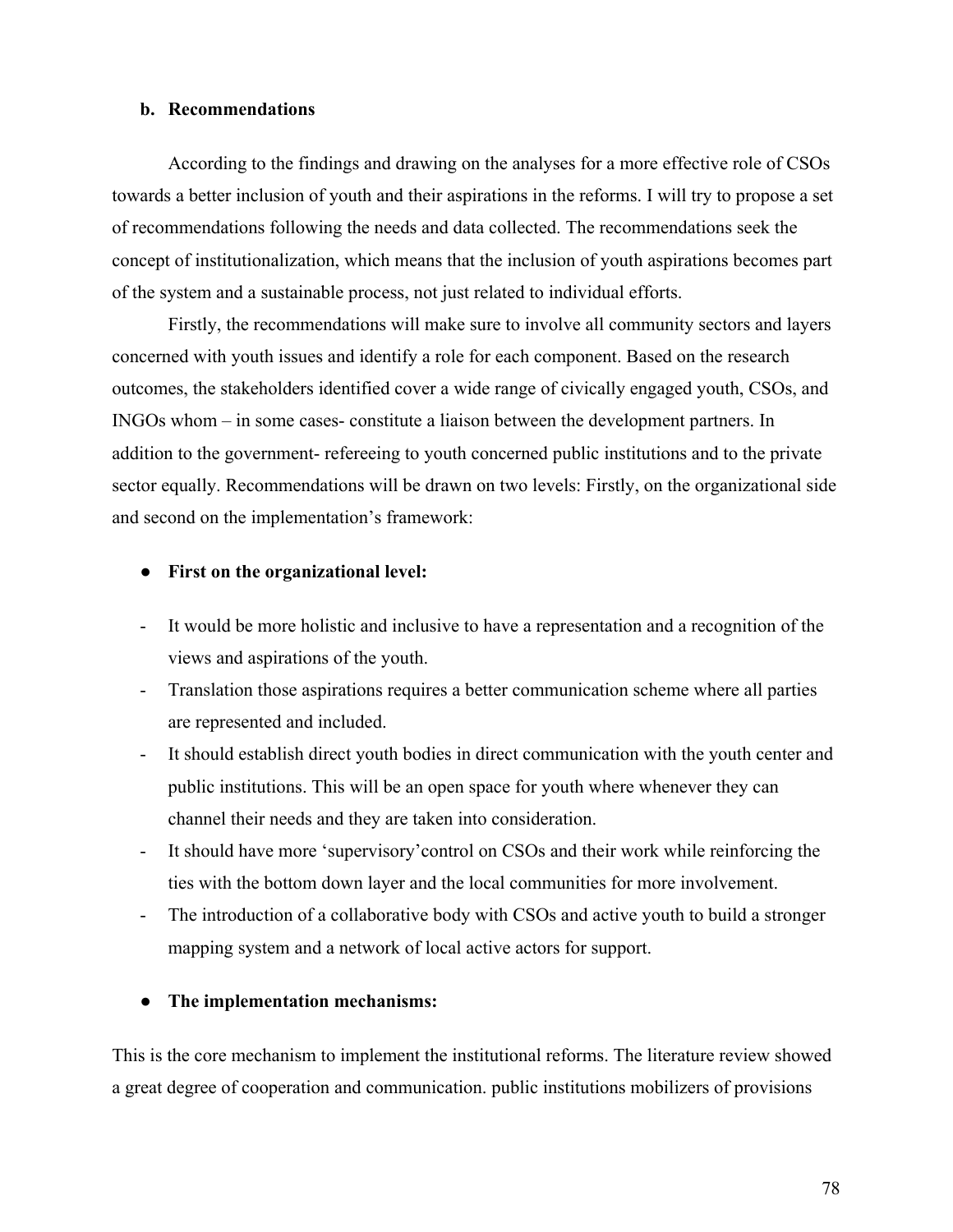### b. Recommendations

According to the findings and drawing on the analyses for a more effective role of CSOs towards a better inclusion of youth and their aspirations in the reforms. I will try to propose a set of recommendations following the needs and data collected. The recommendations seek the concept of institutionalization, which means that the inclusion of youth aspirations becomes part of the system and a sustainable process, not just related to individual efforts.

Firstly, the recommendations will make sure to involve all community sectors and layers concerned with youth issues and identify a role for each component. Based on the research outcomes, the stakeholders identified cover a wide range of civically engaged youth, CSOs, and INGOs whom – in some cases- constitute a liaison between the development partners. In addition to the government- refereeing to youth concerned public institutions and to the private sector equally. Recommendations will be drawn on two levels: Firstly, on the organizational side and second on the implementation's framework:

- **First on the organizational level:**

- It would be more holistic and inclusive to have a representation and a recognition of the views and aspirations of the youth.
- Translation those aspirations requires a better communication scheme where all parties are represented and included.
- It should establish direct youth bodies in direct communication with the youth center and public institutions. This will be an open space for youth where whenever they can channel their needs and they are taken into consideration.
- It should have more 'supervisory'control on CSOs and their work while reinforcing the ties with the bottom down layer and the local communities for more involvement.
- The introduction of a collaborative body with CSOs and active youth to build a stronger mapping system and a network of local active actors for support.

- **The implementation mechanisms:**

This is the core mechanism to implement the institutional reforms. The literature review showed a great degree of cooperation and communication. public institutions mobilizers of provisions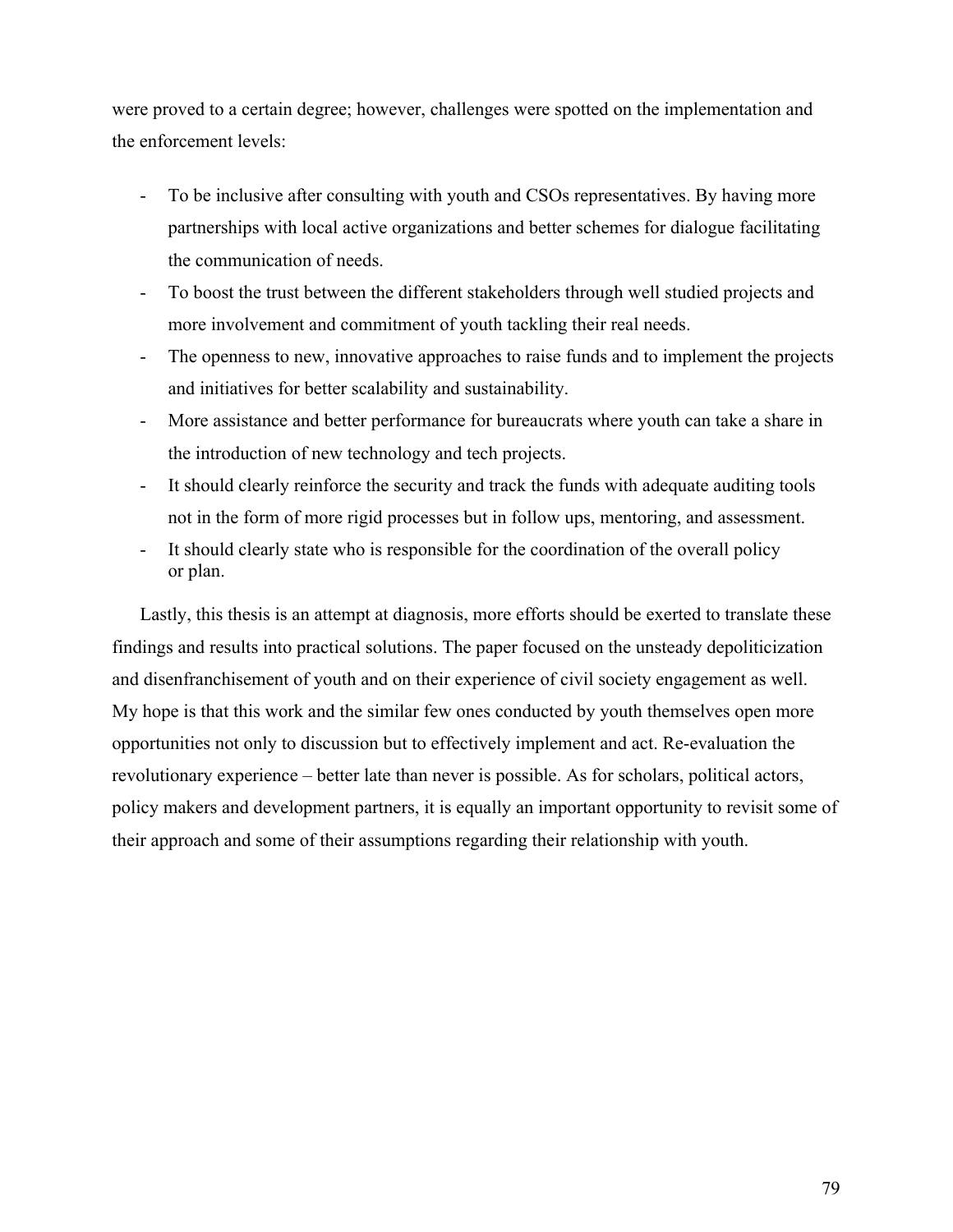were proved to a certain degree; however, challenges were spotted on the implementation and the enforcement levels:

- To be inclusive after consulting with youth and CSOs representatives. By having more partnerships with local active organizations and better schemes for dialogue facilitating the communication of needs.
- To boost the trust between the different stakeholders through well studied projects and more involvement and commitment of youth tackling their real needs.
- The openness to new, innovative approaches to raise funds and to implement the projects and initiatives for better scalability and sustainability.
- More assistance and better performance for bureaucrats where youth can take a share in the introduction of new technology and tech projects.
- It should clearly reinforce the security and track the funds with adequate auditing tools not in the form of more rigid processes but in follow ups, mentoring, and assessment.
- It should clearly state who is responsible for the coordination of the overall policy or plan.

Lastly, this thesis is an attempt at diagnosis, more efforts should be exerted to translate these findings and results into practical solutions. The paper focused on the unsteady depoliticization and disenfranchisement of youth and on their experience of civil society engagement as well. My hope is that this work and the similar few ones conducted by youth themselves open more opportunities not only to discussion but to effectively implement and act. Re-evaluation the revolutionary experience – better late than never is possible. As for scholars, political actors, policy makers and development partners, it is equally an important opportunity to revisit some of their approach and some of their assumptions regarding their relationship with youth.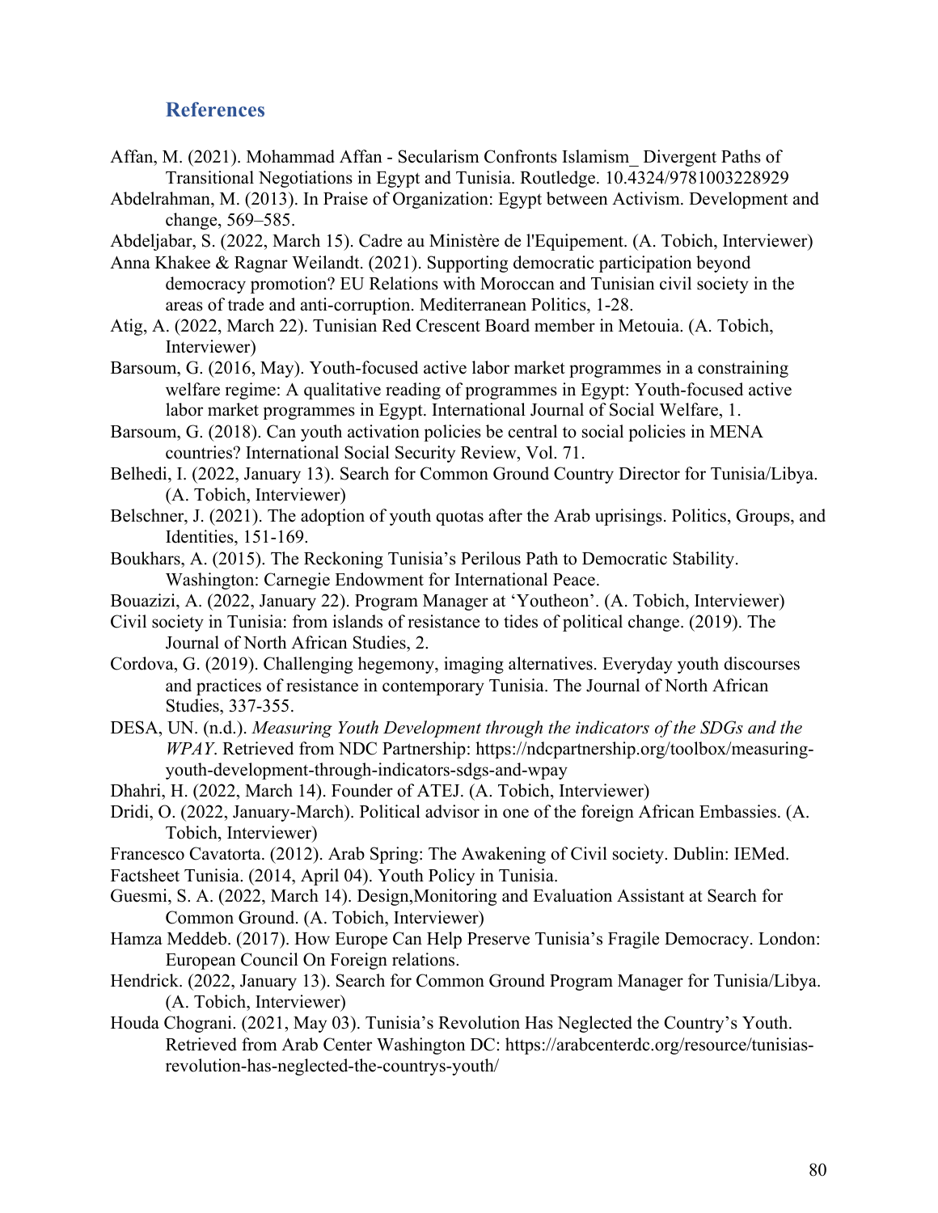## References

Affan, M. (2021). Mohammad Affan - Secularism Confronts Islamism_ Divergent Paths of Transitional Negotiations in Egypt and Tunisia. Routledge. 10.4324/9781003228929

Abdelrahman, M. (2013). In Praise of Organization: Egypt between Activism. Development and change, 569–585.

Abdeljabar, S. (2022, March 15). Cadre au Ministère de l'Equipement. (A. Tobich, Interviewer)

Anna Khakee & Ragnar Weilandt. (2021). Supporting democratic participation beyond democracy promotion? EU Relations with Moroccan and Tunisian civil society in the areas of trade and anti-corruption. Mediterranean Politics, 1-28.

Atig, A. (2022, March 22). Tunisian Red Crescent Board member in Metouia. (A. Tobich, Interviewer)

Barsoum, G. (2016, May). Youth-focused active labor market programmes in a constraining welfare regime: A qualitative reading of programmes in Egypt: Youth-focused active labor market programmes in Egypt. International Journal of Social Welfare, 1.

Barsoum, G. (2018). Can youth activation policies be central to social policies in MENA countries? International Social Security Review, Vol. 71.

Belhedi, I. (2022, January 13). Search for Common Ground Country Director for Tunisia/Libya. (A. Tobich, Interviewer)

Belschner, J. (2021). The adoption of youth quotas after the Arab uprisings. Politics, Groups, and Identities, 151-169.

Boukhars, A. (2015). The Reckoning Tunisia's Perilous Path to Democratic Stability. Washington: Carnegie Endowment for International Peace.

Bouazizi, A. (2022, January 22). Program Manager at 'Youtheon'. (A. Tobich, Interviewer)

Civil society in Tunisia: from islands of resistance to tides of political change. (2019). The Journal of North African Studies, 2.

Cordova, G. (2019). Challenging hegemony, imaging alternatives. Everyday youth discourses and practices of resistance in contemporary Tunisia. The Journal of North African Studies, 337-355.

DESA, UN. (n.d.). *Measuring Youth Development through the indicators of the SDGs and the WPAY*. Retrieved from NDC Partnership: https://ndcpartnership.org/toolbox/measuring-youth-development-through-indicators-sdgs-and-wpay

Dhahri, H. (2022, March 14). Founder of ATEJ. (A. Tobich, Interviewer)

Dridi, O. (2022, January-March). Political advisor in one of the foreign African Embassies. (A. Tobich, Interviewer)

Francesco Cavatorta. (2012). Arab Spring: The Awakening of Civil society. Dublin: IEMed.

Factsheet Tunisia. (2014, April 04). Youth Policy in Tunisia.

Guesmi, S. A. (2022, March 14). Design,Monitoring and Evaluation Assistant at Search for Common Ground. (A. Tobich, Interviewer)

Hamza Meddeb. (2017). How Europe Can Help Preserve Tunisia's Fragile Democracy. London: European Council On Foreign relations.

Hendrick. (2022, January 13). Search for Common Ground Program Manager for Tunisia/Libya. (A. Tobich, Interviewer)

Houda Chograni. (2021, May 03). Tunisia's Revolution Has Neglected the Country's Youth. Retrieved from Arab Center Washington DC: https://arabcenterdc.org/resource/tunisias-revolution-has-neglected-the-countrys-youth/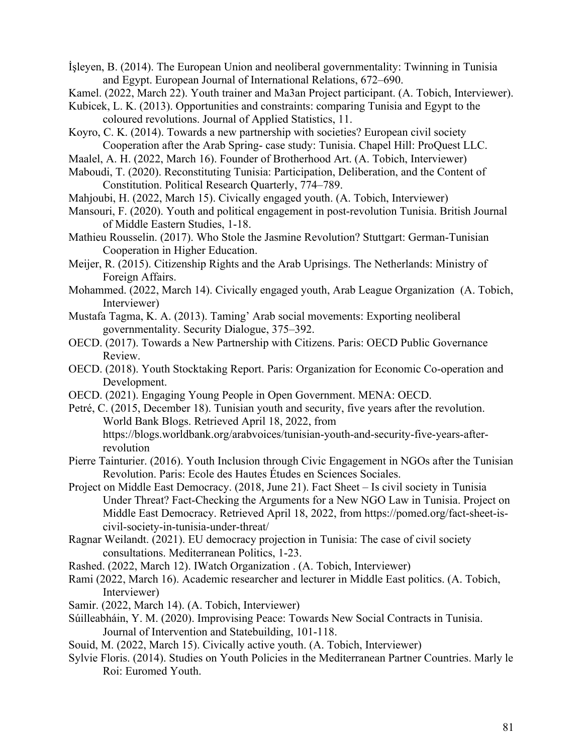İşleyen, B. (2014). The European Union and neoliberal governmentality: Twinning in Tunisia and Egypt. European Journal of International Relations, 672–690.

Kamel. (2022, March 22). Youth trainer and Ma3an Project participant. (A. Tobich, Interviewer).

Kubicek, L. K. (2013). Opportunities and constraints: comparing Tunisia and Egypt to the coloured revolutions. Journal of Applied Statistics, 11.

Koyro, C. K. (2014). Towards a new partnership with societies? European civil society Cooperation after the Arab Spring- case study: Tunisia. Chapel Hill: ProQuest LLC.

Maalel, A. H. (2022, March 16). Founder of Brotherhood Art. (A. Tobich, Interviewer)

Maboudi, T. (2020). Reconstituting Tunisia: Participation, Deliberation, and the Content of Constitution. Political Research Quarterly, 774–789.

Mahjoubi, H. (2022, March 15). Civically engaged youth. (A. Tobich, Interviewer)

Mansouri, F. (2020). Youth and political engagement in post-revolution Tunisia. British Journal of Middle Eastern Studies, 1-18.

Mathieu Rousselin. (2017). Who Stole the Jasmine Revolution? Stuttgart: German-Tunisian Cooperation in Higher Education.

Meijer, R. (2015). Citizenship Rights and the Arab Uprisings. The Netherlands: Ministry of Foreign Affairs.

Mohammed. (2022, March 14). Civically engaged youth, Arab League Organization (A. Tobich, Interviewer)

Mustafa Tagma, K. A. (2013). Taming' Arab social movements: Exporting neoliberal governmentality. Security Dialogue, 375–392.

OECD. (2017). Towards a New Partnership with Citizens. Paris: OECD Public Governance Review.

OECD. (2018). Youth Stocktaking Report. Paris: Organization for Economic Co-operation and Development.

OECD. (2021). Engaging Young People in Open Government. MENA: OECD.

Petré, C. (2015, December 18). Tunisian youth and security, five years after the revolution. World Bank Blogs. Retrieved April 18, 2022, from https://blogs.worldbank.org/arabvoices/tunisian-youth-and-security-five-years-after-revolution

Pierre Tainturier. (2016). Youth Inclusion through Civic Engagement in NGOs after the Tunisian Revolution. Paris: Ecole des Hautes Études en Sciences Sociales.

Project on Middle East Democracy. (2018, June 21). Fact Sheet – Is civil society in Tunisia Under Threat? Fact-Checking the Arguments for a New NGO Law in Tunisia. Project on Middle East Democracy. Retrieved April 18, 2022, from https://pomed.org/fact-sheet-is-civil-society-in-tunisia-under-threat/

Ragnar Weilandt. (2021). EU democracy projection in Tunisia: The case of civil society consultations. Mediterranean Politics, 1-23.

Rashed. (2022, March 12). IWatch Organization . (A. Tobich, Interviewer)

Rami (2022, March 16). Academic researcher and lecturer in Middle East politics. (A. Tobich, Interviewer)

Samir. (2022, March 14). (A. Tobich, Interviewer)

Súilleabháin, Y. M. (2020). Improvising Peace: Towards New Social Contracts in Tunisia. Journal of Intervention and Statebuilding, 101-118.

Souid, M. (2022, March 15). Civically active youth. (A. Tobich, Interviewer)

Sylvie Floris. (2014). Studies on Youth Policies in the Mediterranean Partner Countries. Marly le Roi: Euromed Youth.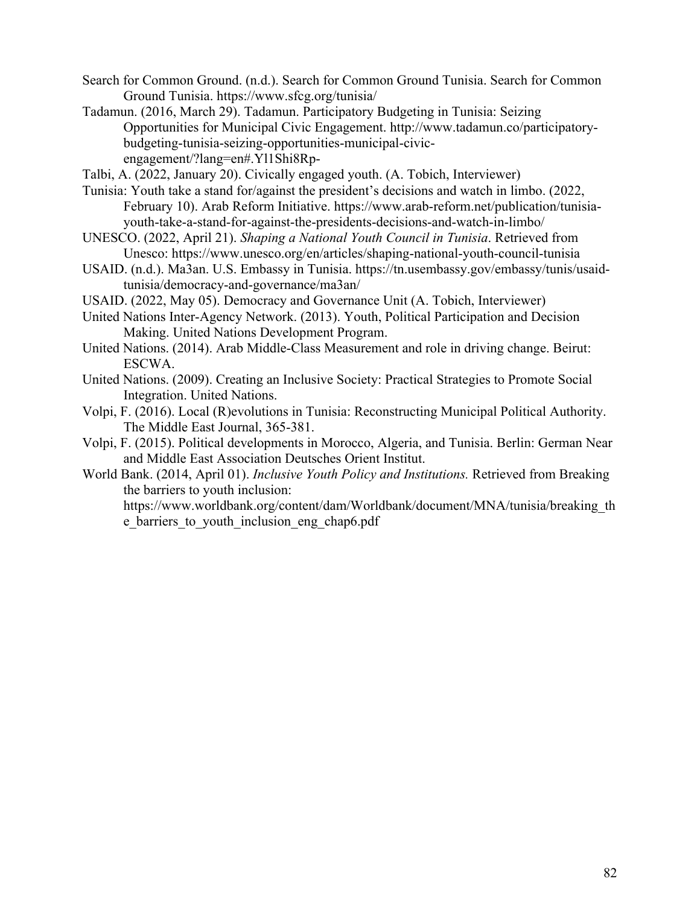Search for Common Ground. (n.d.). Search for Common Ground Tunisia. Search for Common Ground Tunisia. https://www.sfcg.org/tunisia/

Tadamun. (2016, March 29). Tadamun. Participatory Budgeting in Tunisia: Seizing Opportunities for Municipal Civic Engagement. http://www.tadamun.co/participatory-budgeting-tunisia-seizing-opportunities-municipal-civic-engagement/?lang=en#.Yl1Shi8Rp-

Talbi, A. (2022, January 20). Civically engaged youth. (A. Tobich, Interviewer)

Tunisia: Youth take a stand for/against the president's decisions and watch in limbo. (2022, February 10). Arab Reform Initiative. https://www.arab-reform.net/publication/tunisia-youth-take-a-stand-for-against-the-presidents-decisions-and-watch-in-limbo/

UNESCO. (2022, April 21). *Shaping a National Youth Council in Tunisia*. Retrieved from Unesco: https://www.unesco.org/en/articles/shaping-national-youth-council-tunisia

USAID. (n.d.). Ma3an. U.S. Embassy in Tunisia. https://tn.usembassy.gov/embassy/tunis/usaid-tunisia/democracy-and-governance/ma3an/

USAID. (2022, May 05). Democracy and Governance Unit (A. Tobich, Interviewer)

United Nations Inter-Agency Network. (2013). Youth, Political Participation and Decision Making. United Nations Development Program.

United Nations. (2014). Arab Middle-Class Measurement and role in driving change. Beirut: ESCWA.

United Nations. (2009). Creating an Inclusive Society: Practical Strategies to Promote Social Integration. United Nations.

Volpi, F. (2016). Local (R)evolutions in Tunisia: Reconstructing Municipal Political Authority. The Middle East Journal, 365-381.

Volpi, F. (2015). Political developments in Morocco, Algeria, and Tunisia. Berlin: German Near and Middle East Association Deutsches Orient Institut.

World Bank. (2014, April 01). *Inclusive Youth Policy and Institutions.* Retrieved from Breaking the barriers to youth inclusion: https://www.worldbank.org/content/dam/Worldbank/document/MNA/tunisia/breaking_the_barriers_to_youth_inclusion_eng_chap6.pdf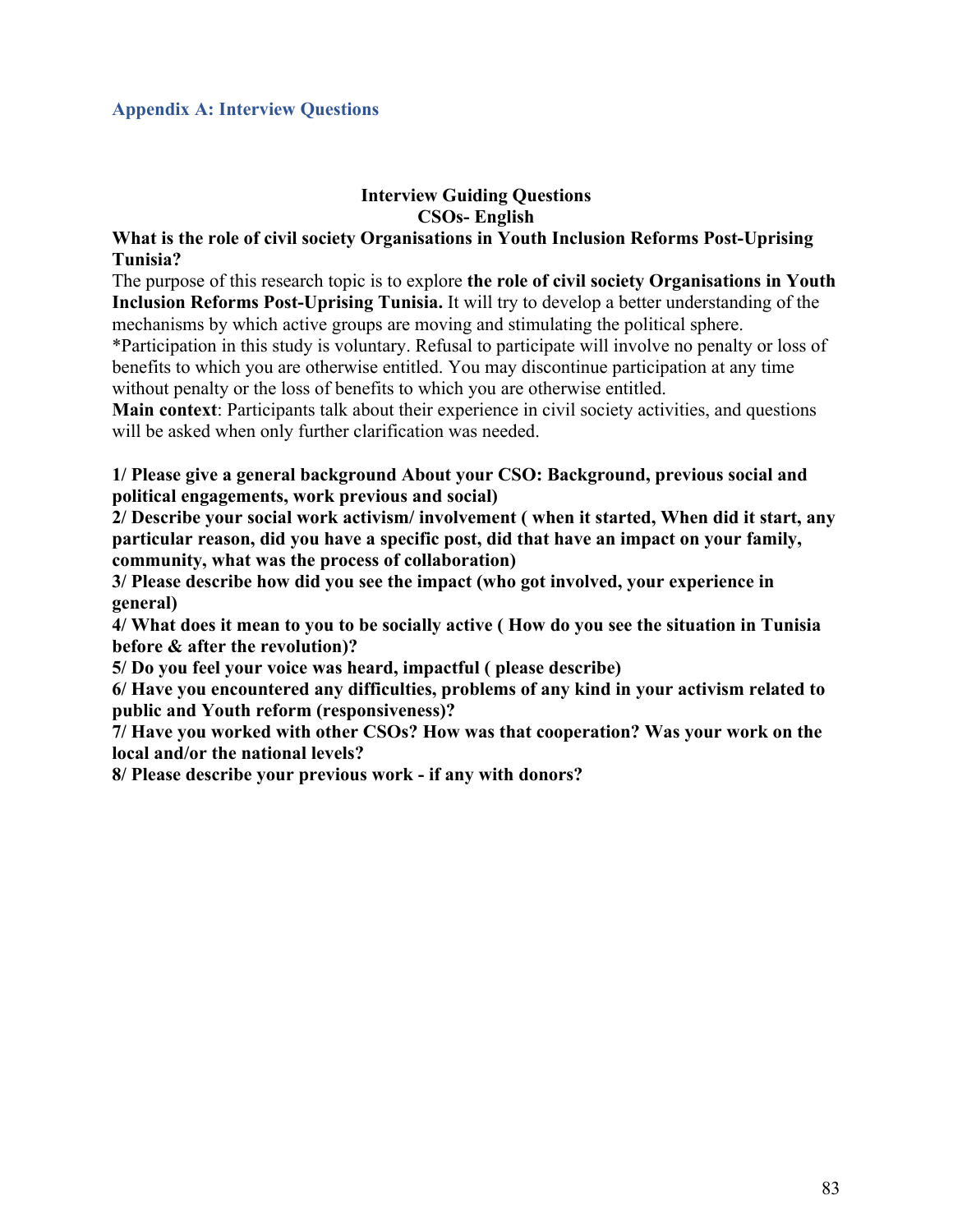## Appendix A: Interview Questions

**Interview Guiding Questions**
**CSOs- English**

**What is the role of civil society Organisations in Youth Inclusion Reforms Post-Uprising Tunisia?**

The purpose of this research topic is to explore **the role of civil society Organisations in Youth Inclusion Reforms Post-Uprising Tunisia.** It will try to develop a better understanding of the mechanisms by which active groups are moving and stimulating the political sphere.

*Participation in this study is voluntary. Refusal to participate will involve no penalty or loss of benefits to which you are otherwise entitled. You may discontinue participation at any time without penalty or the loss of benefits to which you are otherwise entitled.

**Main context**: Participants talk about their experience in civil society activities, and questions will be asked when only further clarification was needed.

**1/ Please give a general background About your CSO: Background, previous social and political engagements, work previous and social)**

**2/ Describe your social work activism/ involvement ( when it started, When did it start, any particular reason, did you have a specific post, did that have an impact on your family, community, what was the process of collaboration)**

**3/ Please describe how did you see the impact (who got involved, your experience in general)**

**4/ What does it mean to you to be socially active ( How do you see the situation in Tunisia before & after the revolution)?**

**5/ Do you feel your voice was heard, impactful ( please describe)**

**6/ Have you encountered any difficulties, problems of any kind in your activism related to public and Youth reform (responsiveness)?**

**7/ Have you worked with other CSOs? How was that cooperation? Was your work on the local and/or the national levels?**

**8/ Please describe your previous work - if any with donors?**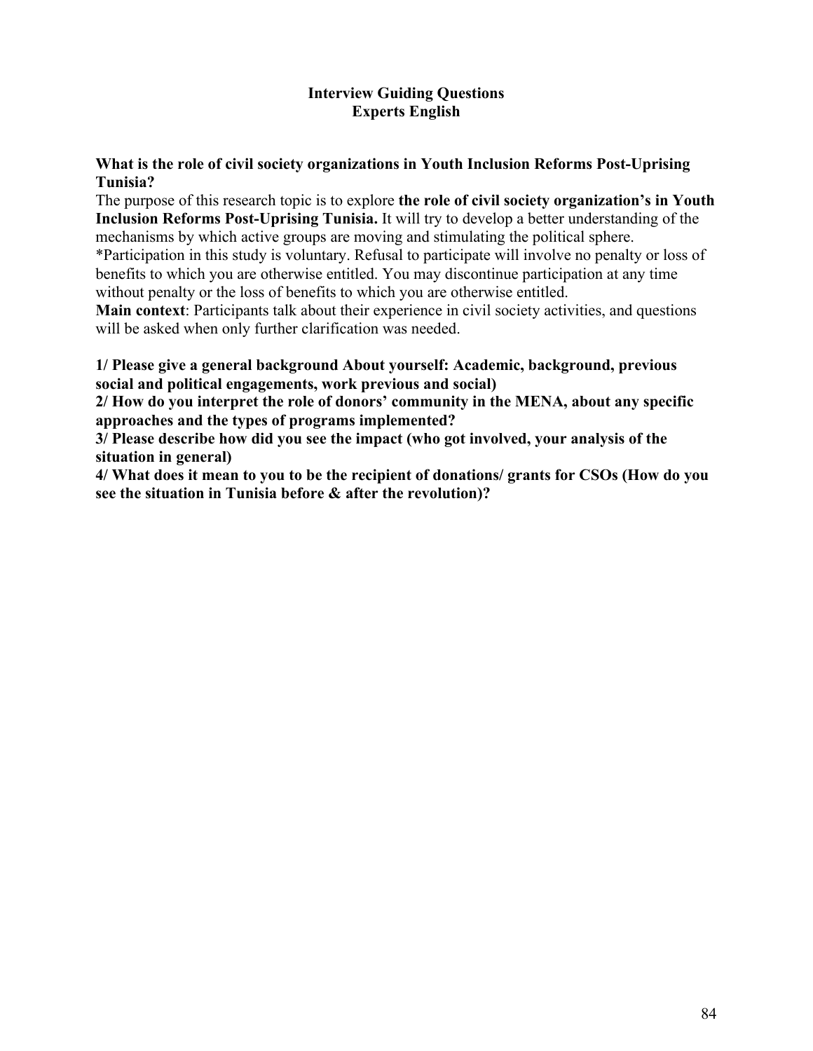# Interview Guiding Questions
## Experts English

**What is the role of civil society organizations in Youth Inclusion Reforms Post-Uprising Tunisia?**

The purpose of this research topic is to explore **the role of civil society organization's in Youth Inclusion Reforms Post-Uprising Tunisia.** It will try to develop a better understanding of the mechanisms by which active groups are moving and stimulating the political sphere.

*Participation in this study is voluntary. Refusal to participate will involve no penalty or loss of benefits to which you are otherwise entitled. You may discontinue participation at any time without penalty or the loss of benefits to which you are otherwise entitled.

**Main context**: Participants talk about their experience in civil society activities, and questions will be asked when only further clarification was needed.

**1/ Please give a general background About yourself: Academic, background, previous social and political engagements, work previous and social)**

**2/ How do you interpret the role of donors' community in the MENA, about any specific approaches and the types of programs implemented?**

**3/ Please describe how did you see the impact (who got involved, your analysis of the situation in general)**

**4/ What does it mean to you to be the recipient of donations/ grants for CSOs (How do you see the situation in Tunisia before & after the revolution)?**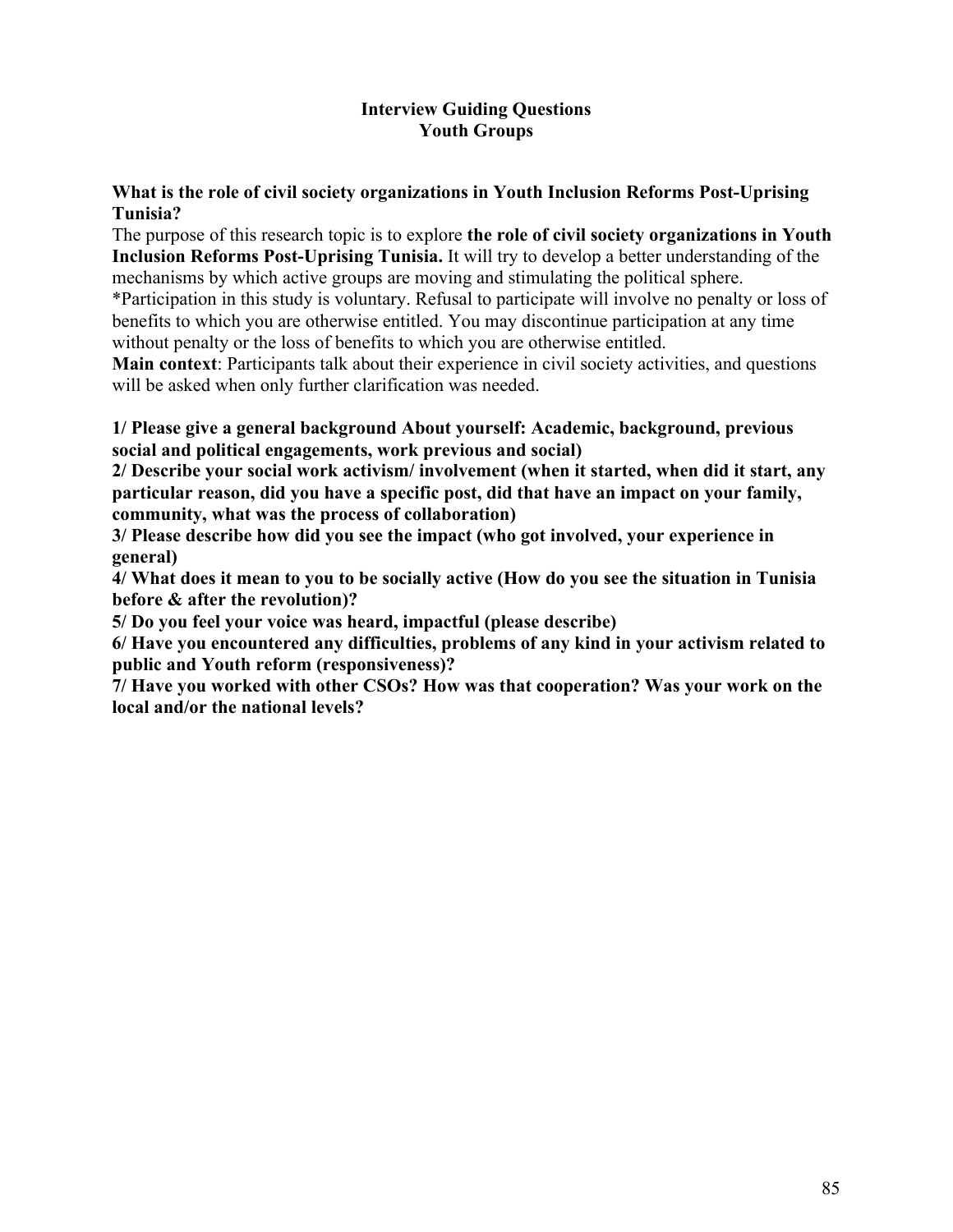**Interview Guiding Questions**
**Youth Groups**

**What is the role of civil society organizations in Youth Inclusion Reforms Post-Uprising Tunisia?**

The purpose of this research topic is to explore **the role of civil society organizations in Youth Inclusion Reforms Post-Uprising Tunisia.** It will try to develop a better understanding of the mechanisms by which active groups are moving and stimulating the political sphere.
*Participation in this study is voluntary. Refusal to participate will involve no penalty or loss of benefits to which you are otherwise entitled. You may discontinue participation at any time without penalty or the loss of benefits to which you are otherwise entitled.
**Main context**: Participants talk about their experience in civil society activities, and questions will be asked when only further clarification was needed.

**1/ Please give a general background About yourself: Academic, background, previous social and political engagements, work previous and social)**
**2/ Describe your social work activism/ involvement (when it started, when did it start, any particular reason, did you have a specific post, did that have an impact on your family, community, what was the process of collaboration)**
**3/ Please describe how did you see the impact (who got involved, your experience in general)**
**4/ What does it mean to you to be socially active (How do you see the situation in Tunisia before & after the revolution)?**
**5/ Do you feel your voice was heard, impactful (please describe)**
**6/ Have you encountered any difficulties, problems of any kind in your activism related to public and Youth reform (responsiveness)?**
**7/ Have you worked with other CSOs? How was that cooperation? Was your work on the local and/or the national levels?**